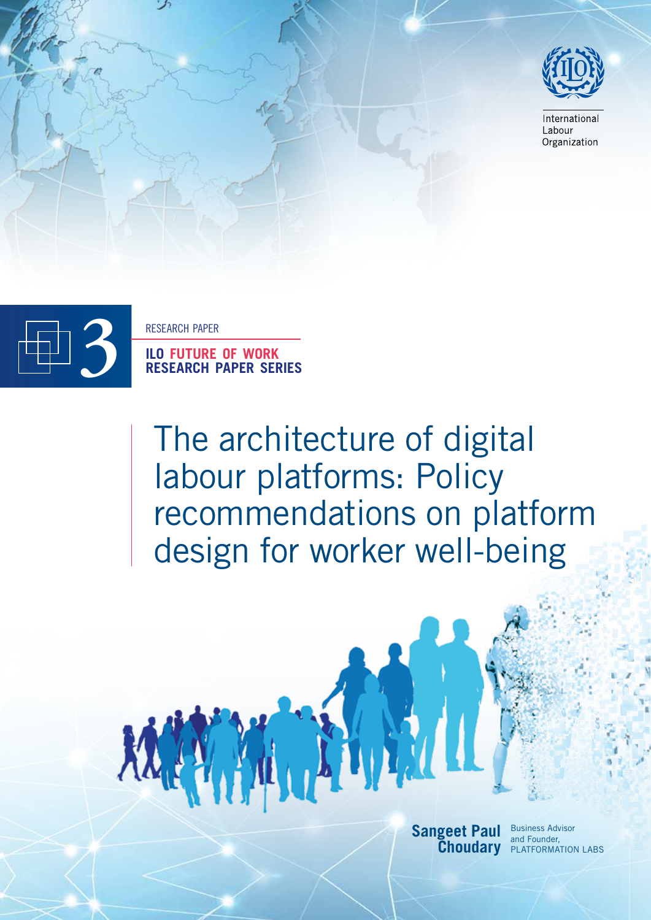International Labour Organization

3

RESEARCH PAPER

**ILO FUTURE OF WORK RESEARCH PAPER SERIES**

# The architecture of digital labour platforms: Policy recommendations on platform design for worker well-being

**Sangeet Paul Choudary**
Business Advisor and Founder, PLATFORMATION LABS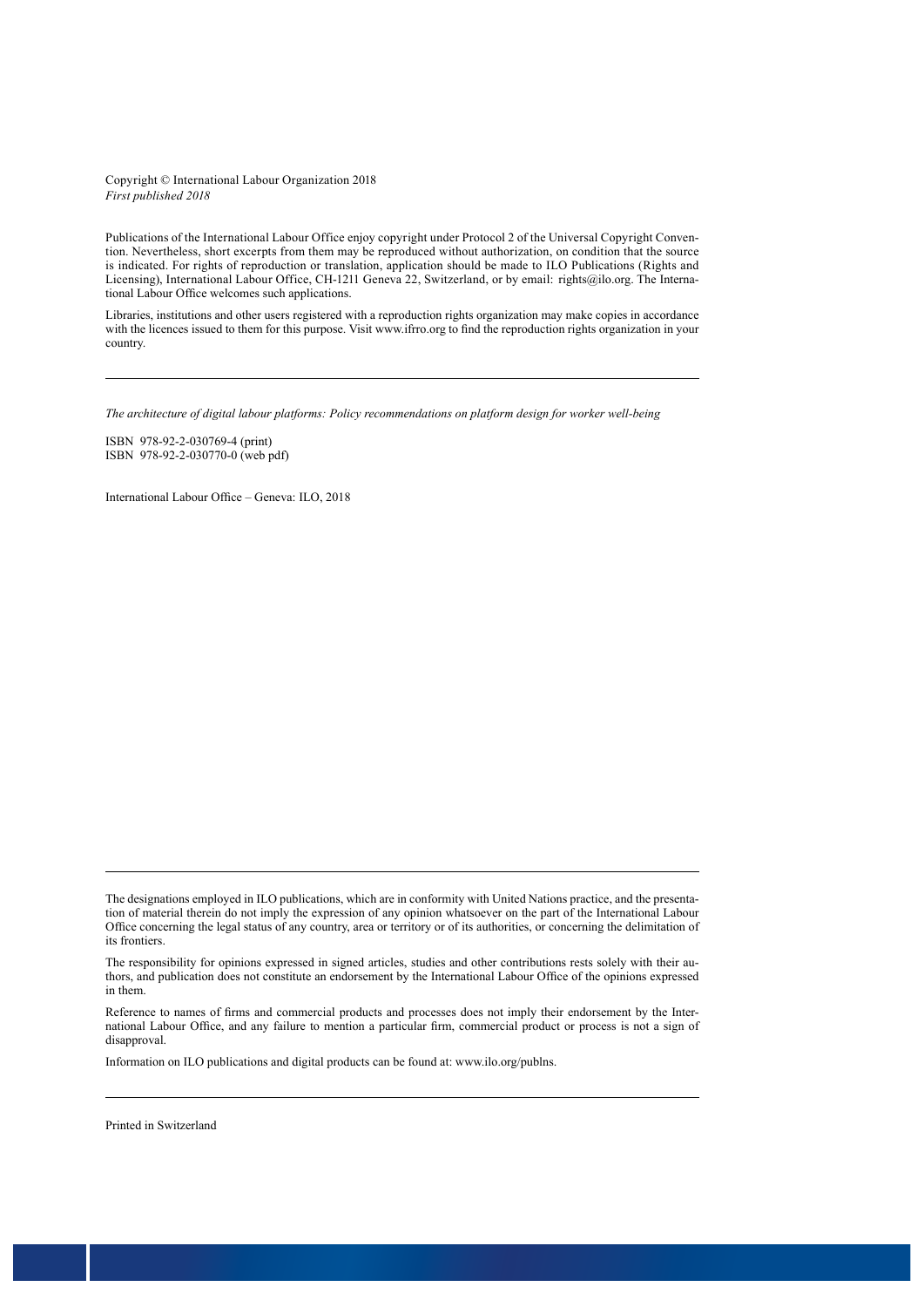Copyright © International Labour Organization 2018
*First published 2018*

Publications of the International Labour Office enjoy copyright under Protocol 2 of the Universal Copyright Convention. Nevertheless, short excerpts from them may be reproduced without authorization, on condition that the source is indicated. For rights of reproduction or translation, application should be made to ILO Publications (Rights and Licensing), International Labour Office, CH-1211 Geneva 22, Switzerland, or by email: rights@ilo.org. The International Labour Office welcomes such applications.

Libraries, institutions and other users registered with a reproduction rights organization may make copies in accordance with the licences issued to them for this purpose. Visit www.ifrro.org to find the reproduction rights organization in your country.

---

*The architecture of digital labour platforms: Policy recommendations on platform design for worker well-being*

ISBN 978-92-2-030769-4 (print)
ISBN 978-92-2-030770-0 (web pdf)

International Labour Office – Geneva: ILO, 2018

---

The designations employed in ILO publications, which are in conformity with United Nations practice, and the presentation of material therein do not imply the expression of any opinion whatsoever on the part of the International Labour Office concerning the legal status of any country, area or territory or of its authorities, or concerning the delimitation of its frontiers.

The responsibility for opinions expressed in signed articles, studies and other contributions rests solely with their authors, and publication does not constitute an endorsement by the International Labour Office of the opinions expressed in them.

Reference to names of firms and commercial products and processes does not imply their endorsement by the International Labour Office, and any failure to mention a particular firm, commercial product or process is not a sign of disapproval.

Information on ILO publications and digital products can be found at: www.ilo.org/publns.

---

Printed in Switzerland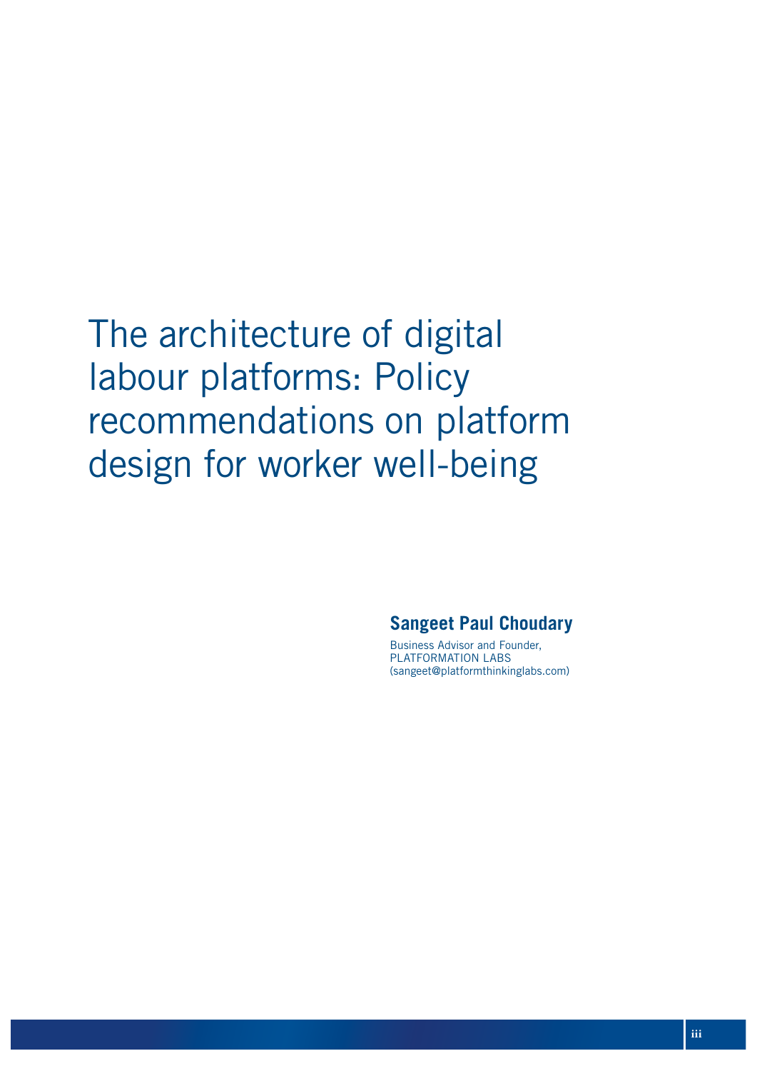# The architecture of digital labour platforms: Policy recommendations on platform design for worker well-being

**Sangeet Paul Choudary**

Business Advisor and Founder,
PLATFORMATION LABS
(sangeet@platformthinkinglabs.com)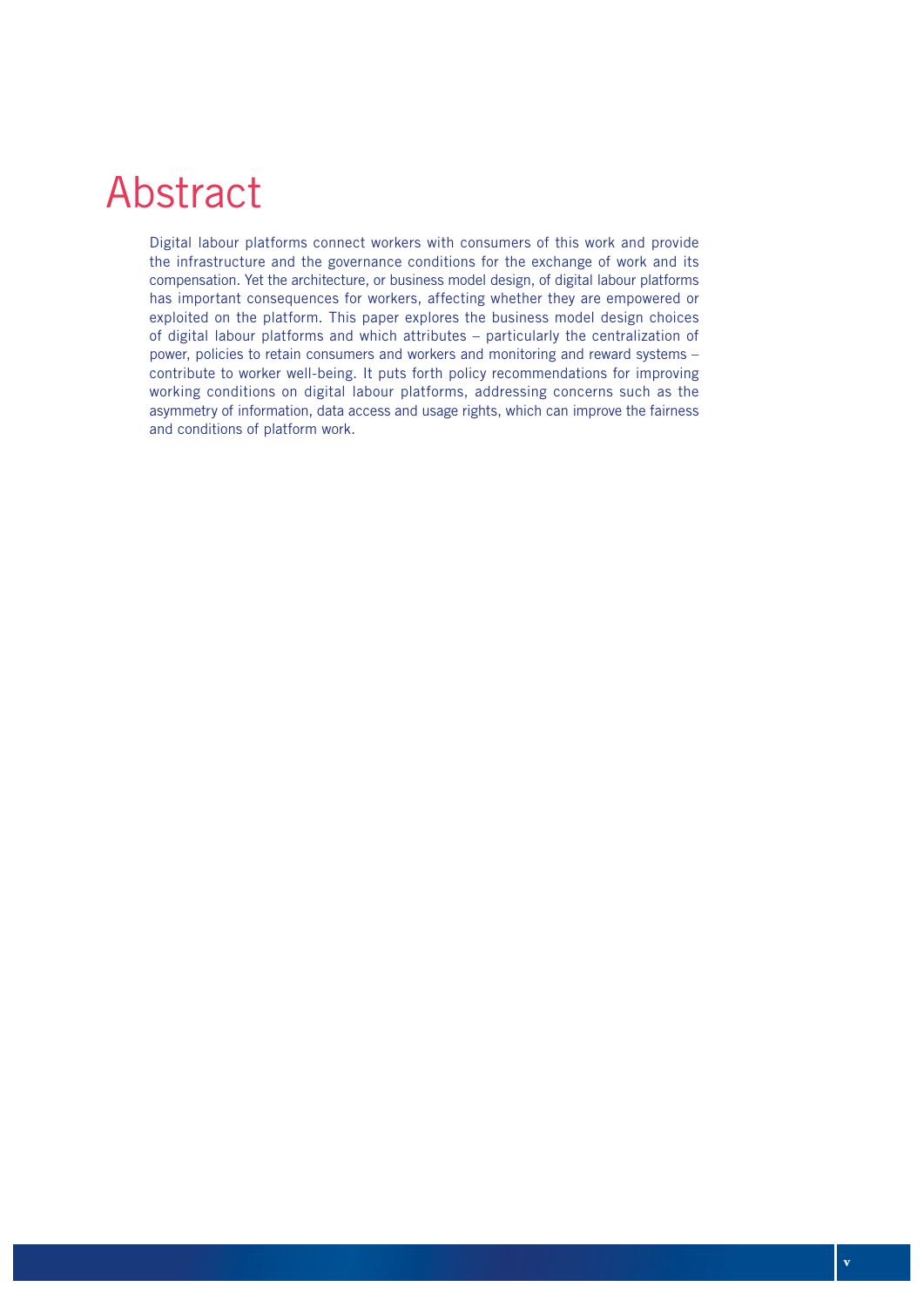# Abstract

Digital labour platforms connect workers with consumers of this work and provide the infrastructure and the governance conditions for the exchange of work and its compensation. Yet the architecture, or business model design, of digital labour platforms has important consequences for workers, affecting whether they are empowered or exploited on the platform. This paper explores the business model design choices of digital labour platforms and which attributes – particularly the centralization of power, policies to retain consumers and workers and monitoring and reward systems – contribute to worker well-being. It puts forth policy recommendations for improving working conditions on digital labour platforms, addressing concerns such as the asymmetry of information, data access and usage rights, which can improve the fairness and conditions of platform work.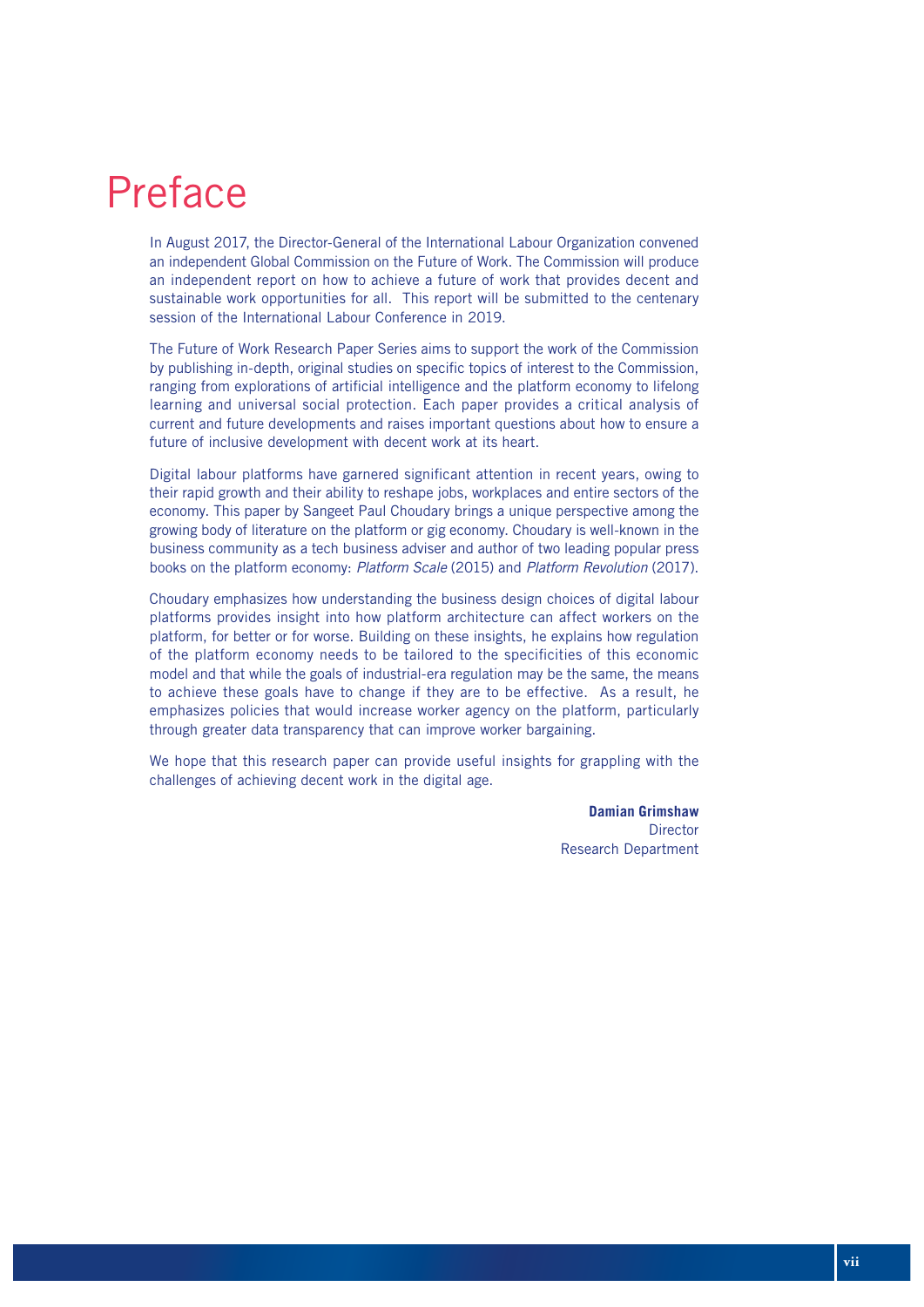# Preface

In August 2017, the Director-General of the International Labour Organization convened an independent Global Commission on the Future of Work. The Commission will produce an independent report on how to achieve a future of work that provides decent and sustainable work opportunities for all. This report will be submitted to the centenary session of the International Labour Conference in 2019.

The Future of Work Research Paper Series aims to support the work of the Commission by publishing in-depth, original studies on specific topics of interest to the Commission, ranging from explorations of artificial intelligence and the platform economy to lifelong learning and universal social protection. Each paper provides a critical analysis of current and future developments and raises important questions about how to ensure a future of inclusive development with decent work at its heart.

Digital labour platforms have garnered significant attention in recent years, owing to their rapid growth and their ability to reshape jobs, workplaces and entire sectors of the economy. This paper by Sangeet Paul Choudary brings a unique perspective among the growing body of literature on the platform or gig economy. Choudary is well-known in the business community as a tech business adviser and author of two leading popular press books on the platform economy: *Platform Scale* (2015) and *Platform Revolution* (2017).

Choudary emphasizes how understanding the business design choices of digital labour platforms provides insight into how platform architecture can affect workers on the platform, for better or for worse. Building on these insights, he explains how regulation of the platform economy needs to be tailored to the specificities of this economic model and that while the goals of industrial-era regulation may be the same, the means to achieve these goals have to change if they are to be effective. As a result, he emphasizes policies that would increase worker agency on the platform, particularly through greater data transparency that can improve worker bargaining.

We hope that this research paper can provide useful insights for grappling with the challenges of achieving decent work in the digital age.

**Damian Grimshaw**
Director
Research Department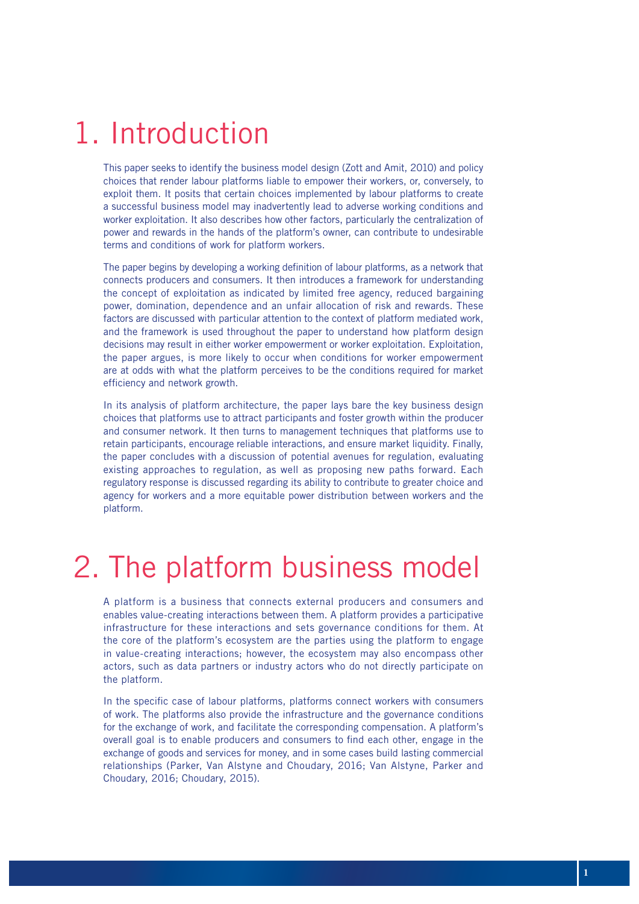# 1. Introduction

This paper seeks to identify the business model design (Zott and Amit, 2010) and policy choices that render labour platforms liable to empower their workers, or, conversely, to exploit them. It posits that certain choices implemented by labour platforms to create a successful business model may inadvertently lead to adverse working conditions and worker exploitation. It also describes how other factors, particularly the centralization of power and rewards in the hands of the platform's owner, can contribute to undesirable terms and conditions of work for platform workers.

The paper begins by developing a working definition of labour platforms, as a network that connects producers and consumers. It then introduces a framework for understanding the concept of exploitation as indicated by limited free agency, reduced bargaining power, domination, dependence and an unfair allocation of risk and rewards. These factors are discussed with particular attention to the context of platform mediated work, and the framework is used throughout the paper to understand how platform design decisions may result in either worker empowerment or worker exploitation. Exploitation, the paper argues, is more likely to occur when conditions for worker empowerment are at odds with what the platform perceives to be the conditions required for market efficiency and network growth.

In its analysis of platform architecture, the paper lays bare the key business design choices that platforms use to attract participants and foster growth within the producer and consumer network. It then turns to management techniques that platforms use to retain participants, encourage reliable interactions, and ensure market liquidity. Finally, the paper concludes with a discussion of potential avenues for regulation, evaluating existing approaches to regulation, as well as proposing new paths forward. Each regulatory response is discussed regarding its ability to contribute to greater choice and agency for workers and a more equitable power distribution between workers and the platform.

# 2. The platform business model

A platform is a business that connects external producers and consumers and enables value-creating interactions between them. A platform provides a participative infrastructure for these interactions and sets governance conditions for them. At the core of the platform's ecosystem are the parties using the platform to engage in value-creating interactions; however, the ecosystem may also encompass other actors, such as data partners or industry actors who do not directly participate on the platform.

In the specific case of labour platforms, platforms connect workers with consumers of work. The platforms also provide the infrastructure and the governance conditions for the exchange of work, and facilitate the corresponding compensation. A platform's overall goal is to enable producers and consumers to find each other, engage in the exchange of goods and services for money, and in some cases build lasting commercial relationships (Parker, Van Alstyne and Choudary, 2016; Van Alstyne, Parker and Choudary, 2016; Choudary, 2015).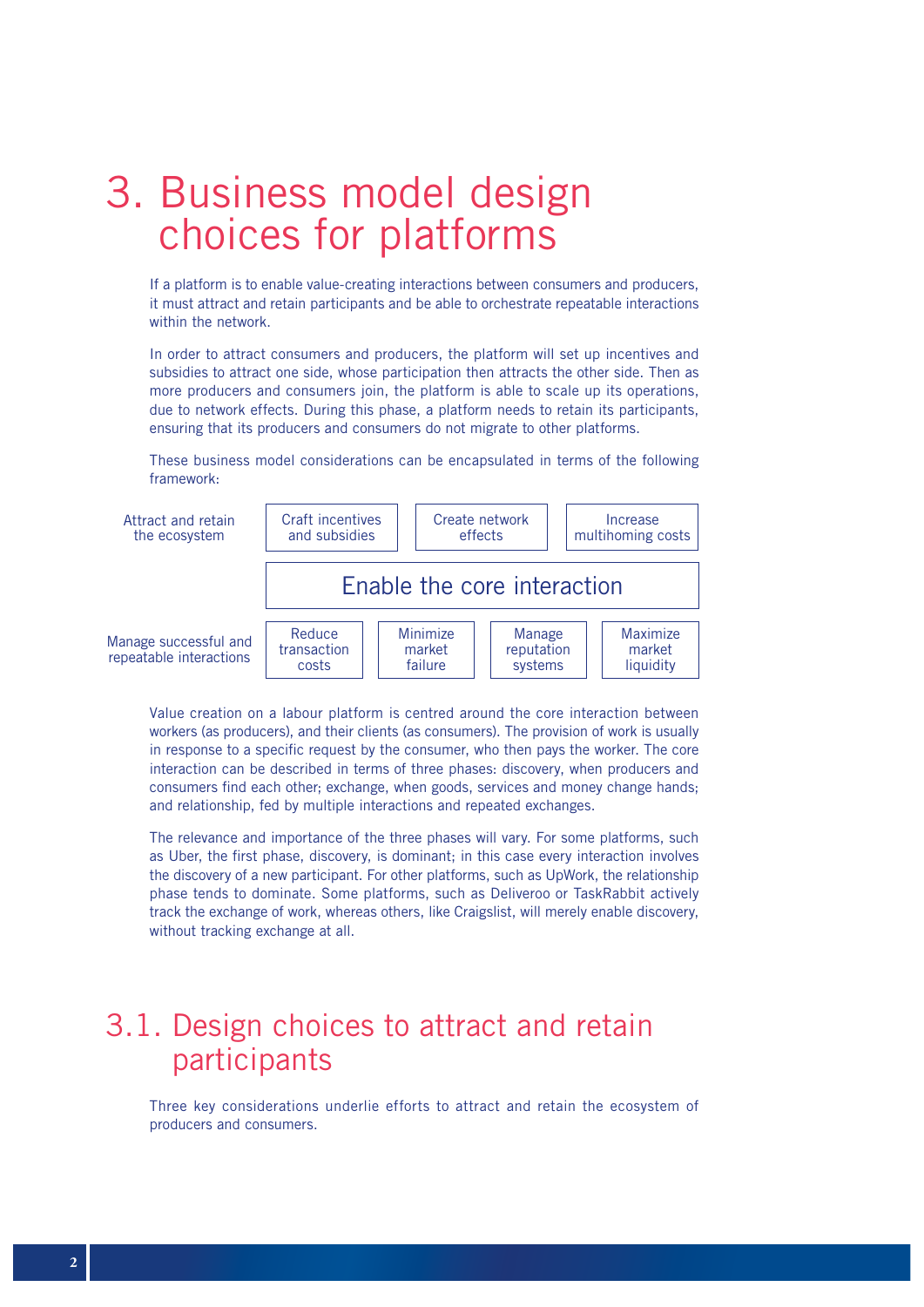# 3. Business model design choices for platforms

If a platform is to enable value-creating interactions between consumers and producers, it must attract and retain participants and be able to orchestrate repeatable interactions within the network.

In order to attract consumers and producers, the platform will set up incentives and subsidies to attract one side, whose participation then attracts the other side. Then as more producers and consumers join, the platform is able to scale up its operations, due to network effects. During this phase, a platform needs to retain its participants, ensuring that its producers and consumers do not migrate to other platforms.

These business model considerations can be encapsulated in terms of the following framework:

| | | | | |
|---|---|---|---|---|
| Attract and retain the ecosystem | Craft incentives and subsidies | Create network effects | Increase multihoming costs | |
| | Enable the core interaction | | | |
| Manage successful and repeatable interactions | Reduce transaction costs | Minimize market failure | Manage reputation systems | Maximize market liquidity |

Value creation on a labour platform is centred around the core interaction between workers (as producers), and their clients (as consumers). The provision of work is usually in response to a specific request by the consumer, who then pays the worker. The core interaction can be described in terms of three phases: discovery, when producers and consumers find each other; exchange, when goods, services and money change hands; and relationship, fed by multiple interactions and repeated exchanges.

The relevance and importance of the three phases will vary. For some platforms, such as Uber, the first phase, discovery, is dominant; in this case every interaction involves the discovery of a new participant. For other platforms, such as UpWork, the relationship phase tends to dominate. Some platforms, such as Deliveroo or TaskRabbit actively track the exchange of work, whereas others, like Craigslist, will merely enable discovery, without tracking exchange at all.

## 3.1. Design choices to attract and retain participants

Three key considerations underlie efforts to attract and retain the ecosystem of producers and consumers.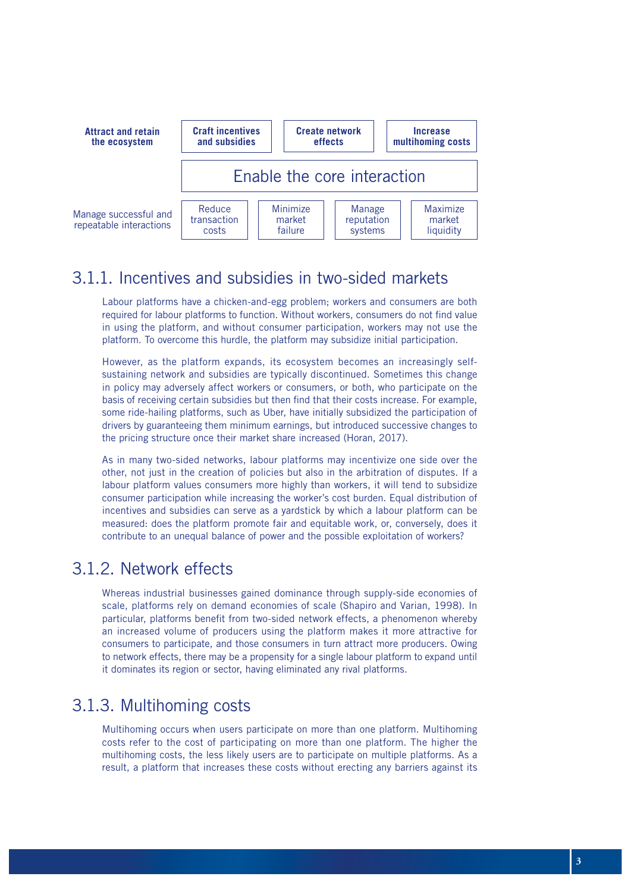| Attract and retain the ecosystem | Craft incentives and subsidies | Create network effects | Increase multihoming costs | |
|---|---|---|---|---|
| | Enable the core interaction | | | |
| Manage successful and repeatable interactions | Reduce transaction costs | Minimize market failure | Manage reputation systems | Maximize market liquidity |

## 3.1.1. Incentives and subsidies in two-sided markets

Labour platforms have a chicken-and-egg problem; workers and consumers are both required for labour platforms to function. Without workers, consumers do not find value in using the platform, and without consumer participation, workers may not use the platform. To overcome this hurdle, the platform may subsidize initial participation.

However, as the platform expands, its ecosystem becomes an increasingly self-sustaining network and subsidies are typically discontinued. Sometimes this change in policy may adversely affect workers or consumers, or both, who participate on the basis of receiving certain subsidies but then find that their costs increase. For example, some ride-hailing platforms, such as Uber, have initially subsidized the participation of drivers by guaranteeing them minimum earnings, but introduced successive changes to the pricing structure once their market share increased (Horan, 2017).

As in many two-sided networks, labour platforms may incentivize one side over the other, not just in the creation of policies but also in the arbitration of disputes. If a labour platform values consumers more highly than workers, it will tend to subsidize consumer participation while increasing the worker's cost burden. Equal distribution of incentives and subsidies can serve as a yardstick by which a labour platform can be measured: does the platform promote fair and equitable work, or, conversely, does it contribute to an unequal balance of power and the possible exploitation of workers?

## 3.1.2. Network effects

Whereas industrial businesses gained dominance through supply-side economies of scale, platforms rely on demand economies of scale (Shapiro and Varian, 1998). In particular, platforms benefit from two-sided network effects, a phenomenon whereby an increased volume of producers using the platform makes it more attractive for consumers to participate, and those consumers in turn attract more producers. Owing to network effects, there may be a propensity for a single labour platform to expand until it dominates its region or sector, having eliminated any rival platforms.

## 3.1.3. Multihoming costs

Multihoming occurs when users participate on more than one platform. Multihoming costs refer to the cost of participating on more than one platform. The higher the multihoming costs, the less likely users are to participate on multiple platforms. As a result, a platform that increases these costs without erecting any barriers against its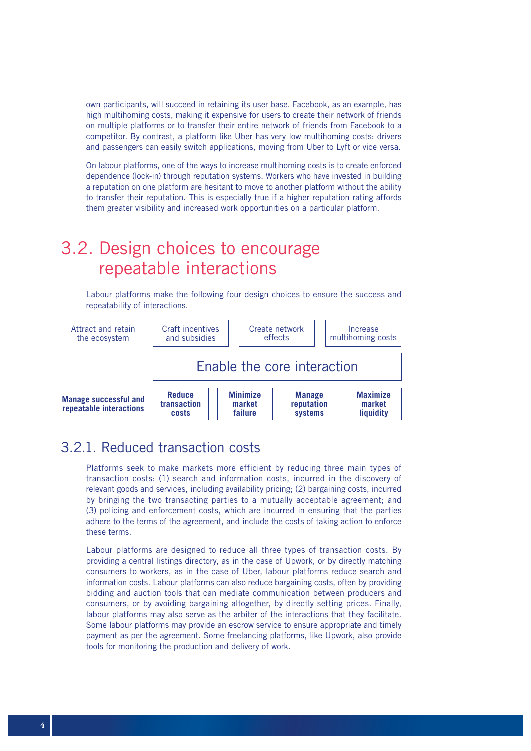own participants, will succeed in retaining its user base. Facebook, as an example, has high multihoming costs, making it expensive for users to create their network of friends on multiple platforms or to transfer their entire network of friends from Facebook to a competitor. By contrast, a platform like Uber has very low multihoming costs: drivers and passengers can easily switch applications, moving from Uber to Lyft or vice versa.

On labour platforms, one of the ways to increase multihoming costs is to create enforced dependence (lock-in) through reputation systems. Workers who have invested in building a reputation on one platform are hesitant to move to another platform without the ability to transfer their reputation. This is especially true if a higher reputation rating affords them greater visibility and increased work opportunities on a particular platform.

## 3.2. Design choices to encourage repeatable interactions

Labour platforms make the following four design choices to ensure the success and repeatability of interactions.

| Attract and retain the ecosystem | Craft incentives and subsidies | Create network effects | Increase multihoming costs |
|---|---|---|---|
| | Enable the core interaction | | |

| **Manage successful and repeatable interactions** | **Reduce transaction costs** | **Minimize market failure** | **Manage reputation systems** | **Maximize market liquidity** |
|---|---|---|---|---|

### 3.2.1. Reduced transaction costs

Platforms seek to make markets more efficient by reducing three main types of transaction costs: (1) search and information costs, incurred in the discovery of relevant goods and services, including availability pricing; (2) bargaining costs, incurred by bringing the two transacting parties to a mutually acceptable agreement; and (3) policing and enforcement costs, which are incurred in ensuring that the parties adhere to the terms of the agreement, and include the costs of taking action to enforce these terms.

Labour platforms are designed to reduce all three types of transaction costs. By providing a central listings directory, as in the case of Upwork, or by directly matching consumers to workers, as in the case of Uber, labour platforms reduce search and information costs. Labour platforms can also reduce bargaining costs, often by providing bidding and auction tools that can mediate communication between producers and consumers, or by avoiding bargaining altogether, by directly setting prices. Finally, labour platforms may also serve as the arbiter of the interactions that they facilitate. Some labour platforms may provide an escrow service to ensure appropriate and timely payment as per the agreement. Some freelancing platforms, like Upwork, also provide tools for monitoring the production and delivery of work.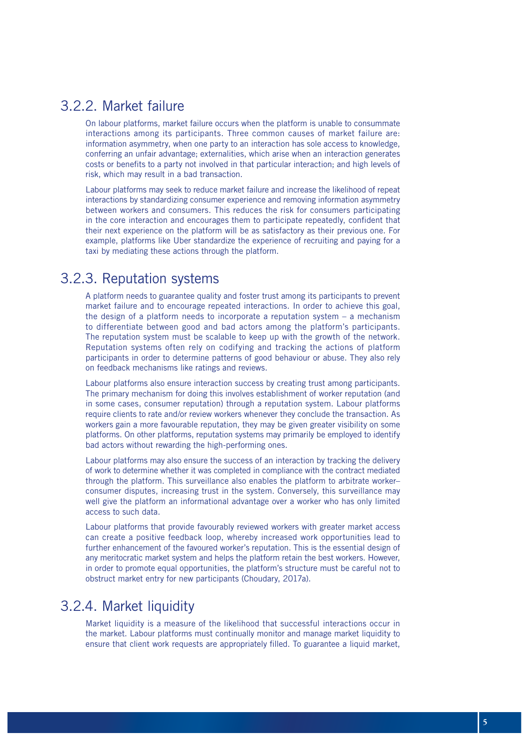### 3.2.2. Market failure

On labour platforms, market failure occurs when the platform is unable to consummate interactions among its participants. Three common causes of market failure are: information asymmetry, when one party to an interaction has sole access to knowledge, conferring an unfair advantage; externalities, which arise when an interaction generates costs or benefits to a party not involved in that particular interaction; and high levels of risk, which may result in a bad transaction.

Labour platforms may seek to reduce market failure and increase the likelihood of repeat interactions by standardizing consumer experience and removing information asymmetry between workers and consumers. This reduces the risk for consumers participating in the core interaction and encourages them to participate repeatedly, confident that their next experience on the platform will be as satisfactory as their previous one. For example, platforms like Uber standardize the experience of recruiting and paying for a taxi by mediating these actions through the platform.

### 3.2.3. Reputation systems

A platform needs to guarantee quality and foster trust among its participants to prevent market failure and to encourage repeated interactions. In order to achieve this goal, the design of a platform needs to incorporate a reputation system – a mechanism to differentiate between good and bad actors among the platform's participants. The reputation system must be scalable to keep up with the growth of the network. Reputation systems often rely on codifying and tracking the actions of platform participants in order to determine patterns of good behaviour or abuse. They also rely on feedback mechanisms like ratings and reviews.

Labour platforms also ensure interaction success by creating trust among participants. The primary mechanism for doing this involves establishment of worker reputation (and in some cases, consumer reputation) through a reputation system. Labour platforms require clients to rate and/or review workers whenever they conclude the transaction. As workers gain a more favourable reputation, they may be given greater visibility on some platforms. On other platforms, reputation systems may primarily be employed to identify bad actors without rewarding the high-performing ones.

Labour platforms may also ensure the success of an interaction by tracking the delivery of work to determine whether it was completed in compliance with the contract mediated through the platform. This surveillance also enables the platform to arbitrate worker–consumer disputes, increasing trust in the system. Conversely, this surveillance may well give the platform an informational advantage over a worker who has only limited access to such data.

Labour platforms that provide favourably reviewed workers with greater market access can create a positive feedback loop, whereby increased work opportunities lead to further enhancement of the favoured worker's reputation. This is the essential design of any meritocratic market system and helps the platform retain the best workers. However, in order to promote equal opportunities, the platform's structure must be careful not to obstruct market entry for new participants (Choudary, 2017a).

### 3.2.4. Market liquidity

Market liquidity is a measure of the likelihood that successful interactions occur in the market. Labour platforms must continually monitor and manage market liquidity to ensure that client work requests are appropriately filled. To guarantee a liquid market,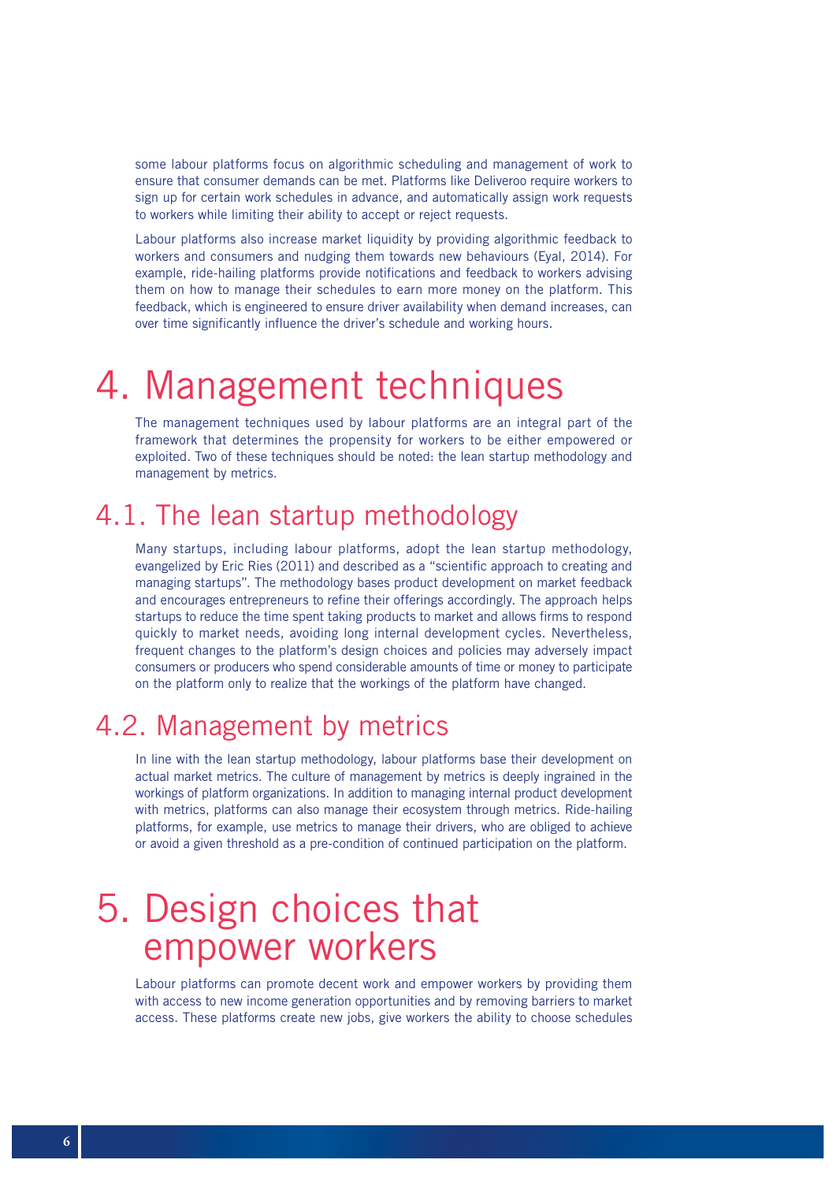some labour platforms focus on algorithmic scheduling and management of work to ensure that consumer demands can be met. Platforms like Deliveroo require workers to sign up for certain work schedules in advance, and automatically assign work requests to workers while limiting their ability to accept or reject requests.

Labour platforms also increase market liquidity by providing algorithmic feedback to workers and consumers and nudging them towards new behaviours (Eyal, 2014). For example, ride-hailing platforms provide notifications and feedback to workers advising them on how to manage their schedules to earn more money on the platform. This feedback, which is engineered to ensure driver availability when demand increases, can over time significantly influence the driver's schedule and working hours.

# 4. Management techniques

The management techniques used by labour platforms are an integral part of the framework that determines the propensity for workers to be either empowered or exploited. Two of these techniques should be noted: the lean startup methodology and management by metrics.

## 4.1. The lean startup methodology

Many startups, including labour platforms, adopt the lean startup methodology, evangelized by Eric Ries (2011) and described as a "scientific approach to creating and managing startups". The methodology bases product development on market feedback and encourages entrepreneurs to refine their offerings accordingly. The approach helps startups to reduce the time spent taking products to market and allows firms to respond quickly to market needs, avoiding long internal development cycles. Nevertheless, frequent changes to the platform's design choices and policies may adversely impact consumers or producers who spend considerable amounts of time or money to participate on the platform only to realize that the workings of the platform have changed.

## 4.2. Management by metrics

In line with the lean startup methodology, labour platforms base their development on actual market metrics. The culture of management by metrics is deeply ingrained in the workings of platform organizations. In addition to managing internal product development with metrics, platforms can also manage their ecosystem through metrics. Ride-hailing platforms, for example, use metrics to manage their drivers, who are obliged to achieve or avoid a given threshold as a pre-condition of continued participation on the platform.

# 5. Design choices that empower workers

Labour platforms can promote decent work and empower workers by providing them with access to new income generation opportunities and by removing barriers to market access. These platforms create new jobs, give workers the ability to choose schedules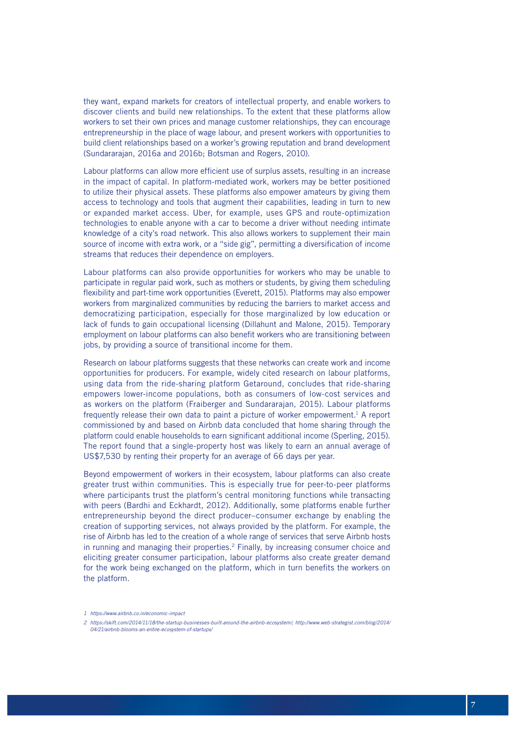they want, expand markets for creators of intellectual property, and enable workers to discover clients and build new relationships. To the extent that these platforms allow workers to set their own prices and manage customer relationships, they can encourage entrepreneurship in the place of wage labour, and present workers with opportunities to build client relationships based on a worker's growing reputation and brand development (Sundararajan, 2016a and 2016b; Botsman and Rogers, 2010).

Labour platforms can allow more efficient use of surplus assets, resulting in an increase in the impact of capital. In platform-mediated work, workers may be better positioned to utilize their physical assets. These platforms also empower amateurs by giving them access to technology and tools that augment their capabilities, leading in turn to new or expanded market access. Uber, for example, uses GPS and route-optimization technologies to enable anyone with a car to become a driver without needing intimate knowledge of a city's road network. This also allows workers to supplement their main source of income with extra work, or a "side gig", permitting a diversification of income streams that reduces their dependence on employers.

Labour platforms can also provide opportunities for workers who may be unable to participate in regular paid work, such as mothers or students, by giving them scheduling flexibility and part-time work opportunities (Everett, 2015). Platforms may also empower workers from marginalized communities by reducing the barriers to market access and democratizing participation, especially for those marginalized by low education or lack of funds to gain occupational licensing (Dillahunt and Malone, 2015). Temporary employment on labour platforms can also benefit workers who are transitioning between jobs, by providing a source of transitional income for them.

Research on labour platforms suggests that these networks can create work and income opportunities for producers. For example, widely cited research on labour platforms, using data from the ride-sharing platform Getaround, concludes that ride-sharing empowers lower-income populations, both as consumers of low-cost services and as workers on the platform (Fraiberger and Sundararajan, 2015). Labour platforms frequently release their own data to paint a picture of worker empowerment.[1] A report commissioned by and based on Airbnb data concluded that home sharing through the platform could enable households to earn significant additional income (Sperling, 2015). The report found that a single-property host was likely to earn an annual average of US$7,530 by renting their property for an average of 66 days per year.

Beyond empowerment of workers in their ecosystem, labour platforms can also create greater trust within communities. This is especially true for peer-to-peer platforms where participants trust the platform's central monitoring functions while transacting with peers (Bardhi and Eckhardt, 2012). Additionally, some platforms enable further entrepreneurship beyond the direct producer–consumer exchange by enabling the creation of supporting services, not always provided by the platform. For example, the rise of Airbnb has led to the creation of a whole range of services that serve Airbnb hosts in running and managing their properties.[2] Finally, by increasing consumer choice and eliciting greater consumer participation, labour platforms also create greater demand for the work being exchanged on the platform, which in turn benefits the workers on the platform.

1 https://www.airbnb.co.in/economic-impact

2 https://skift.com/2014/11/18/the-startup-businesses-built-around-the-airbnb-ecosystem/; http://www.web-strategist.com/blog/2014/04/21/airbnb-blooms-an-entire-ecosystem-of-startups/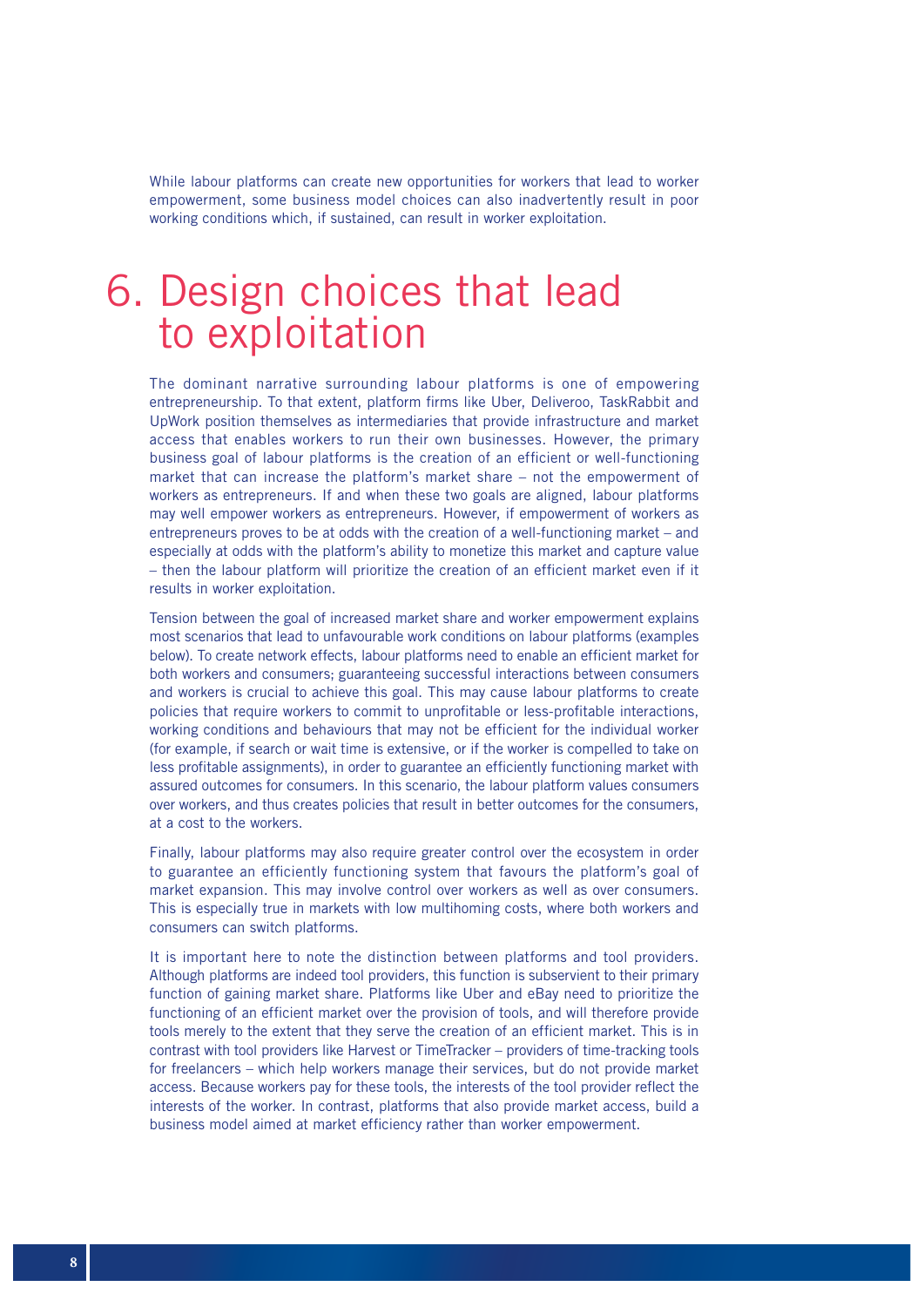While labour platforms can create new opportunities for workers that lead to worker empowerment, some business model choices can also inadvertently result in poor working conditions which, if sustained, can result in worker exploitation.

# 6. Design choices that lead to exploitation

The dominant narrative surrounding labour platforms is one of empowering entrepreneurship. To that extent, platform firms like Uber, Deliveroo, TaskRabbit and UpWork position themselves as intermediaries that provide infrastructure and market access that enables workers to run their own businesses. However, the primary business goal of labour platforms is the creation of an efficient or well-functioning market that can increase the platform's market share – not the empowerment of workers as entrepreneurs. If and when these two goals are aligned, labour platforms may well empower workers as entrepreneurs. However, if empowerment of workers as entrepreneurs proves to be at odds with the creation of a well-functioning market – and especially at odds with the platform's ability to monetize this market and capture value – then the labour platform will prioritize the creation of an efficient market even if it results in worker exploitation.

Tension between the goal of increased market share and worker empowerment explains most scenarios that lead to unfavourable work conditions on labour platforms (examples below). To create network effects, labour platforms need to enable an efficient market for both workers and consumers; guaranteeing successful interactions between consumers and workers is crucial to achieve this goal. This may cause labour platforms to create policies that require workers to commit to unprofitable or less-profitable interactions, working conditions and behaviours that may not be efficient for the individual worker (for example, if search or wait time is extensive, or if the worker is compelled to take on less profitable assignments), in order to guarantee an efficiently functioning market with assured outcomes for consumers. In this scenario, the labour platform values consumers over workers, and thus creates policies that result in better outcomes for the consumers, at a cost to the workers.

Finally, labour platforms may also require greater control over the ecosystem in order to guarantee an efficiently functioning system that favours the platform's goal of market expansion. This may involve control over workers as well as over consumers. This is especially true in markets with low multihoming costs, where both workers and consumers can switch platforms.

It is important here to note the distinction between platforms and tool providers. Although platforms are indeed tool providers, this function is subservient to their primary function of gaining market share. Platforms like Uber and eBay need to prioritize the functioning of an efficient market over the provision of tools, and will therefore provide tools merely to the extent that they serve the creation of an efficient market. This is in contrast with tool providers like Harvest or TimeTracker – providers of time-tracking tools for freelancers – which help workers manage their services, but do not provide market access. Because workers pay for these tools, the interests of the tool provider reflect the interests of the worker. In contrast, platforms that also provide market access, build a business model aimed at market efficiency rather than worker empowerment.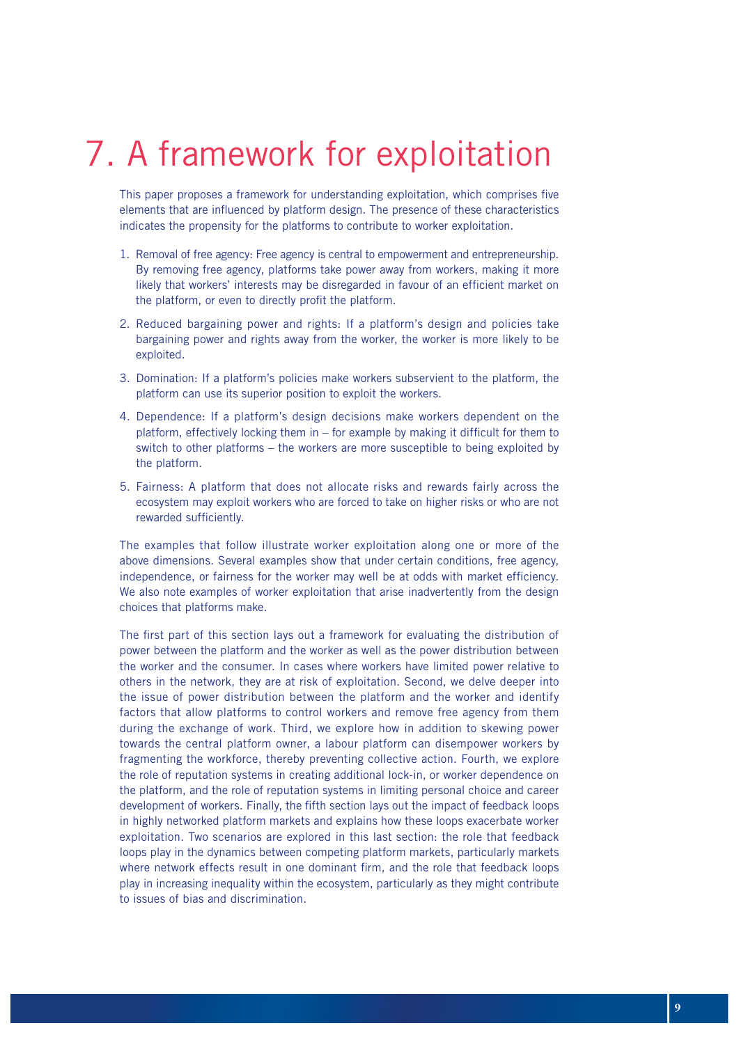# 7. A framework for exploitation

This paper proposes a framework for understanding exploitation, which comprises five elements that are influenced by platform design. The presence of these characteristics indicates the propensity for the platforms to contribute to worker exploitation.

1. Removal of free agency: Free agency is central to empowerment and entrepreneurship. By removing free agency, platforms take power away from workers, making it more likely that workers' interests may be disregarded in favour of an efficient market on the platform, or even to directly profit the platform.
2. Reduced bargaining power and rights: If a platform's design and policies take bargaining power and rights away from the worker, the worker is more likely to be exploited.
3. Domination: If a platform's policies make workers subservient to the platform, the platform can use its superior position to exploit the workers.
4. Dependence: If a platform's design decisions make workers dependent on the platform, effectively locking them in – for example by making it difficult for them to switch to other platforms – the workers are more susceptible to being exploited by the platform.
5. Fairness: A platform that does not allocate risks and rewards fairly across the ecosystem may exploit workers who are forced to take on higher risks or who are not rewarded sufficiently.

The examples that follow illustrate worker exploitation along one or more of the above dimensions. Several examples show that under certain conditions, free agency, independence, or fairness for the worker may well be at odds with market efficiency. We also note examples of worker exploitation that arise inadvertently from the design choices that platforms make.

The first part of this section lays out a framework for evaluating the distribution of power between the platform and the worker as well as the power distribution between the worker and the consumer. In cases where workers have limited power relative to others in the network, they are at risk of exploitation. Second, we delve deeper into the issue of power distribution between the platform and the worker and identify factors that allow platforms to control workers and remove free agency from them during the exchange of work. Third, we explore how in addition to skewing power towards the central platform owner, a labour platform can disempower workers by fragmenting the workforce, thereby preventing collective action. Fourth, we explore the role of reputation systems in creating additional lock-in, or worker dependence on the platform, and the role of reputation systems in limiting personal choice and career development of workers. Finally, the fifth section lays out the impact of feedback loops in highly networked platform markets and explains how these loops exacerbate worker exploitation. Two scenarios are explored in this last section: the role that feedback loops play in the dynamics between competing platform markets, particularly markets where network effects result in one dominant firm, and the role that feedback loops play in increasing inequality within the ecosystem, particularly as they might contribute to issues of bias and discrimination.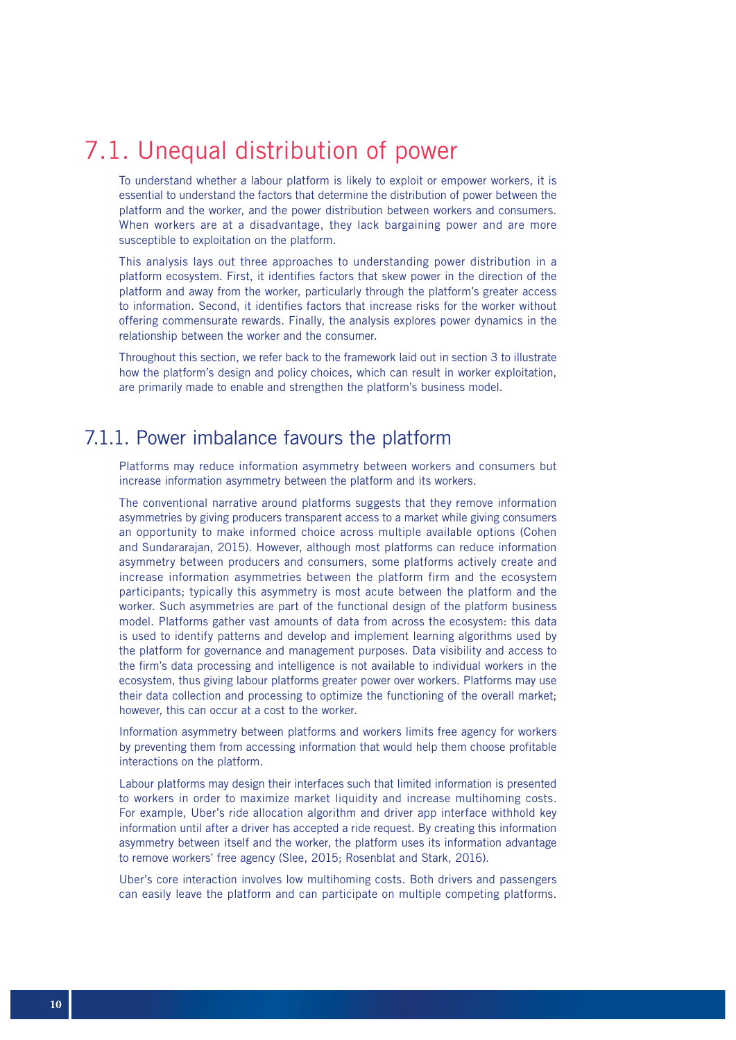## 7.1. Unequal distribution of power

To understand whether a labour platform is likely to exploit or empower workers, it is essential to understand the factors that determine the distribution of power between the platform and the worker, and the power distribution between workers and consumers. When workers are at a disadvantage, they lack bargaining power and are more susceptible to exploitation on the platform.

This analysis lays out three approaches to understanding power distribution in a platform ecosystem. First, it identifies factors that skew power in the direction of the platform and away from the worker, particularly through the platform's greater access to information. Second, it identifies factors that increase risks for the worker without offering commensurate rewards. Finally, the analysis explores power dynamics in the relationship between the worker and the consumer.

Throughout this section, we refer back to the framework laid out in section 3 to illustrate how the platform's design and policy choices, which can result in worker exploitation, are primarily made to enable and strengthen the platform's business model.

### 7.1.1. Power imbalance favours the platform

Platforms may reduce information asymmetry between workers and consumers but increase information asymmetry between the platform and its workers.

The conventional narrative around platforms suggests that they remove information asymmetries by giving producers transparent access to a market while giving consumers an opportunity to make informed choice across multiple available options (Cohen and Sundararajan, 2015). However, although most platforms can reduce information asymmetry between producers and consumers, some platforms actively create and increase information asymmetries between the platform firm and the ecosystem participants; typically this asymmetry is most acute between the platform and the worker. Such asymmetries are part of the functional design of the platform business model. Platforms gather vast amounts of data from across the ecosystem: this data is used to identify patterns and develop and implement learning algorithms used by the platform for governance and management purposes. Data visibility and access to the firm's data processing and intelligence is not available to individual workers in the ecosystem, thus giving labour platforms greater power over workers. Platforms may use their data collection and processing to optimize the functioning of the overall market; however, this can occur at a cost to the worker.

Information asymmetry between platforms and workers limits free agency for workers by preventing them from accessing information that would help them choose profitable interactions on the platform.

Labour platforms may design their interfaces such that limited information is presented to workers in order to maximize market liquidity and increase multihoming costs. For example, Uber's ride allocation algorithm and driver app interface withhold key information until after a driver has accepted a ride request. By creating this information asymmetry between itself and the worker, the platform uses its information advantage to remove workers' free agency (Slee, 2015; Rosenblat and Stark, 2016).

Uber's core interaction involves low multihoming costs. Both drivers and passengers can easily leave the platform and can participate on multiple competing platforms.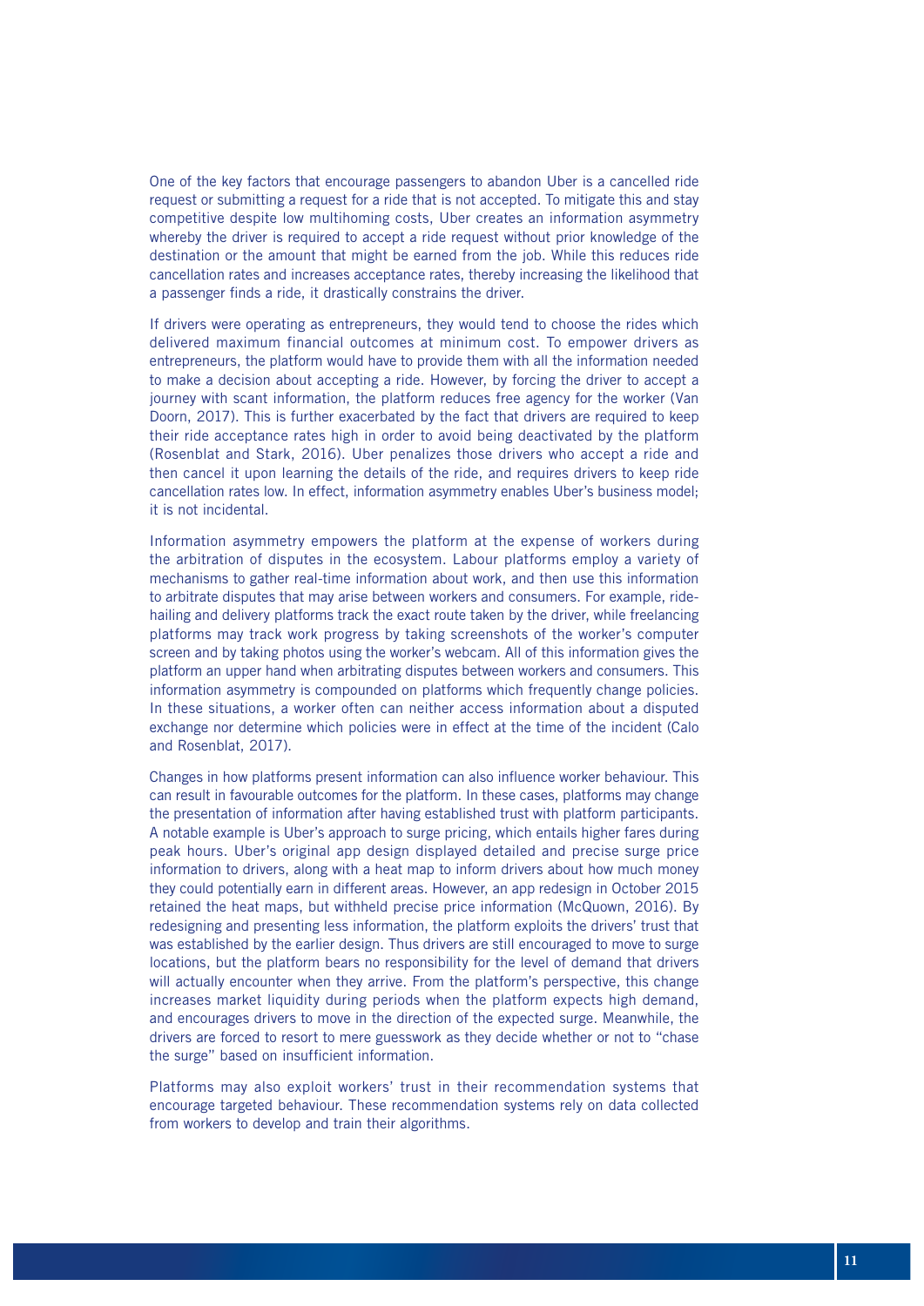One of the key factors that encourage passengers to abandon Uber is a cancelled ride request or submitting a request for a ride that is not accepted. To mitigate this and stay competitive despite low multihoming costs, Uber creates an information asymmetry whereby the driver is required to accept a ride request without prior knowledge of the destination or the amount that might be earned from the job. While this reduces ride cancellation rates and increases acceptance rates, thereby increasing the likelihood that a passenger finds a ride, it drastically constrains the driver.

If drivers were operating as entrepreneurs, they would tend to choose the rides which delivered maximum financial outcomes at minimum cost. To empower drivers as entrepreneurs, the platform would have to provide them with all the information needed to make a decision about accepting a ride. However, by forcing the driver to accept a journey with scant information, the platform reduces free agency for the worker (Van Doorn, 2017). This is further exacerbated by the fact that drivers are required to keep their ride acceptance rates high in order to avoid being deactivated by the platform (Rosenblat and Stark, 2016). Uber penalizes those drivers who accept a ride and then cancel it upon learning the details of the ride, and requires drivers to keep ride cancellation rates low. In effect, information asymmetry enables Uber's business model; it is not incidental.

Information asymmetry empowers the platform at the expense of workers during the arbitration of disputes in the ecosystem. Labour platforms employ a variety of mechanisms to gather real-time information about work, and then use this information to arbitrate disputes that may arise between workers and consumers. For example, ride-hailing and delivery platforms track the exact route taken by the driver, while freelancing platforms may track work progress by taking screenshots of the worker's computer screen and by taking photos using the worker's webcam. All of this information gives the platform an upper hand when arbitrating disputes between workers and consumers. This information asymmetry is compounded on platforms which frequently change policies. In these situations, a worker often can neither access information about a disputed exchange nor determine which policies were in effect at the time of the incident (Calo and Rosenblat, 2017).

Changes in how platforms present information can also influence worker behaviour. This can result in favourable outcomes for the platform. In these cases, platforms may change the presentation of information after having established trust with platform participants. A notable example is Uber's approach to surge pricing, which entails higher fares during peak hours. Uber's original app design displayed detailed and precise surge price information to drivers, along with a heat map to inform drivers about how much money they could potentially earn in different areas. However, an app redesign in October 2015 retained the heat maps, but withheld precise price information (McQuown, 2016). By redesigning and presenting less information, the platform exploits the drivers' trust that was established by the earlier design. Thus drivers are still encouraged to move to surge locations, but the platform bears no responsibility for the level of demand that drivers will actually encounter when they arrive. From the platform's perspective, this change increases market liquidity during periods when the platform expects high demand, and encourages drivers to move in the direction of the expected surge. Meanwhile, the drivers are forced to resort to mere guesswork as they decide whether or not to "chase the surge" based on insufficient information.

Platforms may also exploit workers' trust in their recommendation systems that encourage targeted behaviour. These recommendation systems rely on data collected from workers to develop and train their algorithms.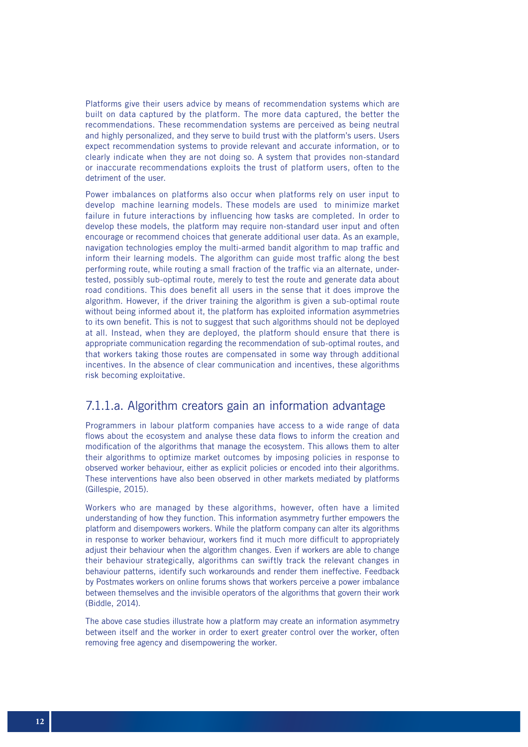Platforms give their users advice by means of recommendation systems which are built on data captured by the platform. The more data captured, the better the recommendations. These recommendation systems are perceived as being neutral and highly personalized, and they serve to build trust with the platform's users. Users expect recommendation systems to provide relevant and accurate information, or to clearly indicate when they are not doing so. A system that provides non-standard or inaccurate recommendations exploits the trust of platform users, often to the detriment of the user.

Power imbalances on platforms also occur when platforms rely on user input to develop machine learning models. These models are used to minimize market failure in future interactions by influencing how tasks are completed. In order to develop these models, the platform may require non-standard user input and often encourage or recommend choices that generate additional user data. As an example, navigation technologies employ the multi-armed bandit algorithm to map traffic and inform their learning models. The algorithm can guide most traffic along the best performing route, while routing a small fraction of the traffic via an alternate, under-tested, possibly sub-optimal route, merely to test the route and generate data about road conditions. This does benefit all users in the sense that it does improve the algorithm. However, if the driver training the algorithm is given a sub-optimal route without being informed about it, the platform has exploited information asymmetries to its own benefit. This is not to suggest that such algorithms should not be deployed at all. Instead, when they are deployed, the platform should ensure that there is appropriate communication regarding the recommendation of sub-optimal routes, and that workers taking those routes are compensated in some way through additional incentives. In the absence of clear communication and incentives, these algorithms risk becoming exploitative.

## 7.1.1.a. Algorithm creators gain an information advantage

Programmers in labour platform companies have access to a wide range of data flows about the ecosystem and analyse these data flows to inform the creation and modification of the algorithms that manage the ecosystem. This allows them to alter their algorithms to optimize market outcomes by imposing policies in response to observed worker behaviour, either as explicit policies or encoded into their algorithms. These interventions have also been observed in other markets mediated by platforms (Gillespie, 2015).

Workers who are managed by these algorithms, however, often have a limited understanding of how they function. This information asymmetry further empowers the platform and disempowers workers. While the platform company can alter its algorithms in response to worker behaviour, workers find it much more difficult to appropriately adjust their behaviour when the algorithm changes. Even if workers are able to change their behaviour strategically, algorithms can swiftly track the relevant changes in behaviour patterns, identify such workarounds and render them ineffective. Feedback by Postmates workers on online forums shows that workers perceive a power imbalance between themselves and the invisible operators of the algorithms that govern their work (Biddle, 2014).

The above case studies illustrate how a platform may create an information asymmetry between itself and the worker in order to exert greater control over the worker, often removing free agency and disempowering the worker.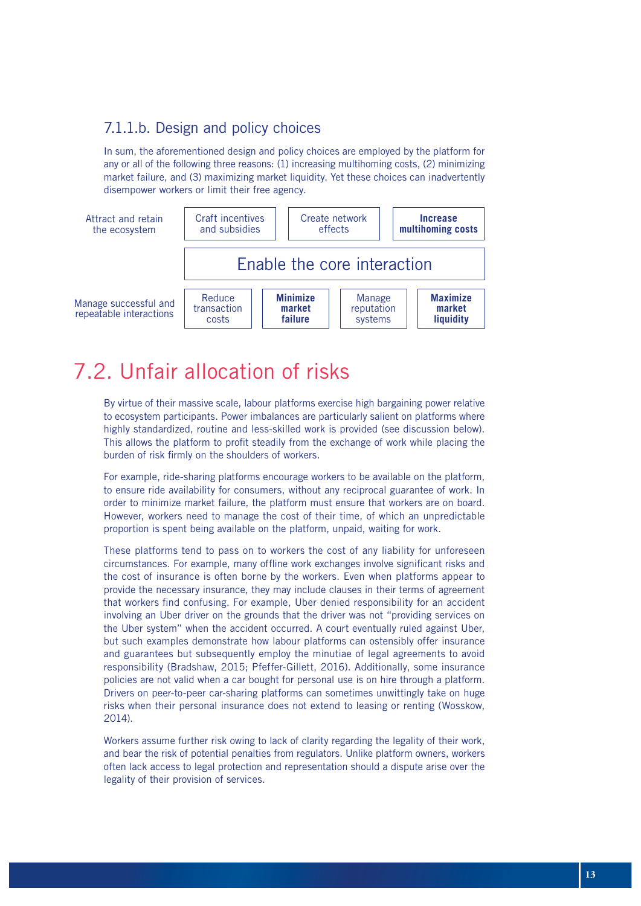### 7.1.1.b. Design and policy choices

In sum, the aforementioned design and policy choices are employed by the platform for any or all of the following three reasons: (1) increasing multihoming costs, (2) minimizing market failure, and (3) maximizing market liquidity. Yet these choices can inadvertently disempower workers or limit their free agency.

| Attract and retain the ecosystem | Craft incentives and subsidies | Create network effects | **Increase multihoming costs** | |
|---|---|---|---|---|
| | Enable the core interaction | | | |
| Manage successful and repeatable interactions | Reduce transaction costs | **Minimize market failure** | Manage reputation systems | **Maximize market liquidity** |

## 7.2. Unfair allocation of risks

By virtue of their massive scale, labour platforms exercise high bargaining power relative to ecosystem participants. Power imbalances are particularly salient on platforms where highly standardized, routine and less-skilled work is provided (see discussion below). This allows the platform to profit steadily from the exchange of work while placing the burden of risk firmly on the shoulders of workers.

For example, ride-sharing platforms encourage workers to be available on the platform, to ensure ride availability for consumers, without any reciprocal guarantee of work. In order to minimize market failure, the platform must ensure that workers are on board. However, workers need to manage the cost of their time, of which an unpredictable proportion is spent being available on the platform, unpaid, waiting for work.

These platforms tend to pass on to workers the cost of any liability for unforeseen circumstances. For example, many offline work exchanges involve significant risks and the cost of insurance is often borne by the workers. Even when platforms appear to provide the necessary insurance, they may include clauses in their terms of agreement that workers find confusing. For example, Uber denied responsibility for an accident involving an Uber driver on the grounds that the driver was not "providing services on the Uber system" when the accident occurred. A court eventually ruled against Uber, but such examples demonstrate how labour platforms can ostensibly offer insurance and guarantees but subsequently employ the minutiae of legal agreements to avoid responsibility (Bradshaw, 2015; Pfeffer-Gillett, 2016). Additionally, some insurance policies are not valid when a car bought for personal use is on hire through a platform. Drivers on peer-to-peer car-sharing platforms can sometimes unwittingly take on huge risks when their personal insurance does not extend to leasing or renting (Wosskow, 2014).

Workers assume further risk owing to lack of clarity regarding the legality of their work, and bear the risk of potential penalties from regulators. Unlike platform owners, workers often lack access to legal protection and representation should a dispute arise over the legality of their provision of services.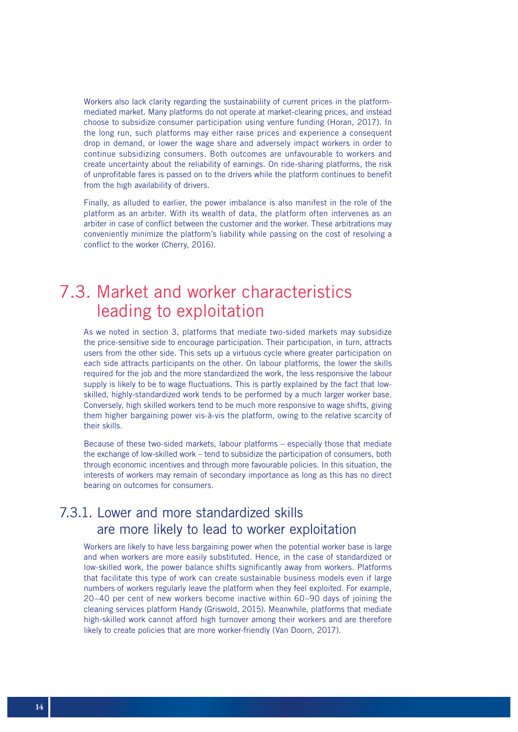Workers also lack clarity regarding the sustainability of current prices in the platform-mediated market. Many platforms do not operate at market-clearing prices, and instead choose to subsidize consumer participation using venture funding (Horan, 2017). In the long run, such platforms may either raise prices and experience a consequent drop in demand, or lower the wage share and adversely impact workers in order to continue subsidizing consumers. Both outcomes are unfavourable to workers and create uncertainty about the reliability of earnings. On ride-sharing platforms, the risk of unprofitable fares is passed on to the drivers while the platform continues to benefit from the high availability of drivers.

Finally, as alluded to earlier, the power imbalance is also manifest in the role of the platform as an arbiter. With its wealth of data, the platform often intervenes as an arbiter in case of conflict between the customer and the worker. These arbitrations may conveniently minimize the platform's liability while passing on the cost of resolving a conflict to the worker (Cherry, 2016).

## 7.3. Market and worker characteristics leading to exploitation

As we noted in section 3, platforms that mediate two-sided markets may subsidize the price-sensitive side to encourage participation. Their participation, in turn, attracts users from the other side. This sets up a virtuous cycle where greater participation on each side attracts participants on the other. On labour platforms, the lower the skills required for the job and the more standardized the work, the less responsive the labour supply is likely to be to wage fluctuations. This is partly explained by the fact that low-skilled, highly-standardized work tends to be performed by a much larger worker base. Conversely, high skilled workers tend to be much more responsive to wage shifts, giving them higher bargaining power vis-à-vis the platform, owing to the relative scarcity of their skills.

Because of these two-sided markets, labour platforms – especially those that mediate the exchange of low-skilled work – tend to subsidize the participation of consumers, both through economic incentives and through more favourable policies. In this situation, the interests of workers may remain of secondary importance as long as this has no direct bearing on outcomes for consumers.

### 7.3.1. Lower and more standardized skills are more likely to lead to worker exploitation

Workers are likely to have less bargaining power when the potential worker base is large and when workers are more easily substituted. Hence, in the case of standardized or low-skilled work, the power balance shifts significantly away from workers. Platforms that facilitate this type of work can create sustainable business models even if large numbers of workers regularly leave the platform when they feel exploited. For example, 20–40 per cent of new workers become inactive within 60–90 days of joining the cleaning services platform Handy (Griswold, 2015). Meanwhile, platforms that mediate high-skilled work cannot afford high turnover among their workers and are therefore likely to create policies that are more worker-friendly (Van Doorn, 2017).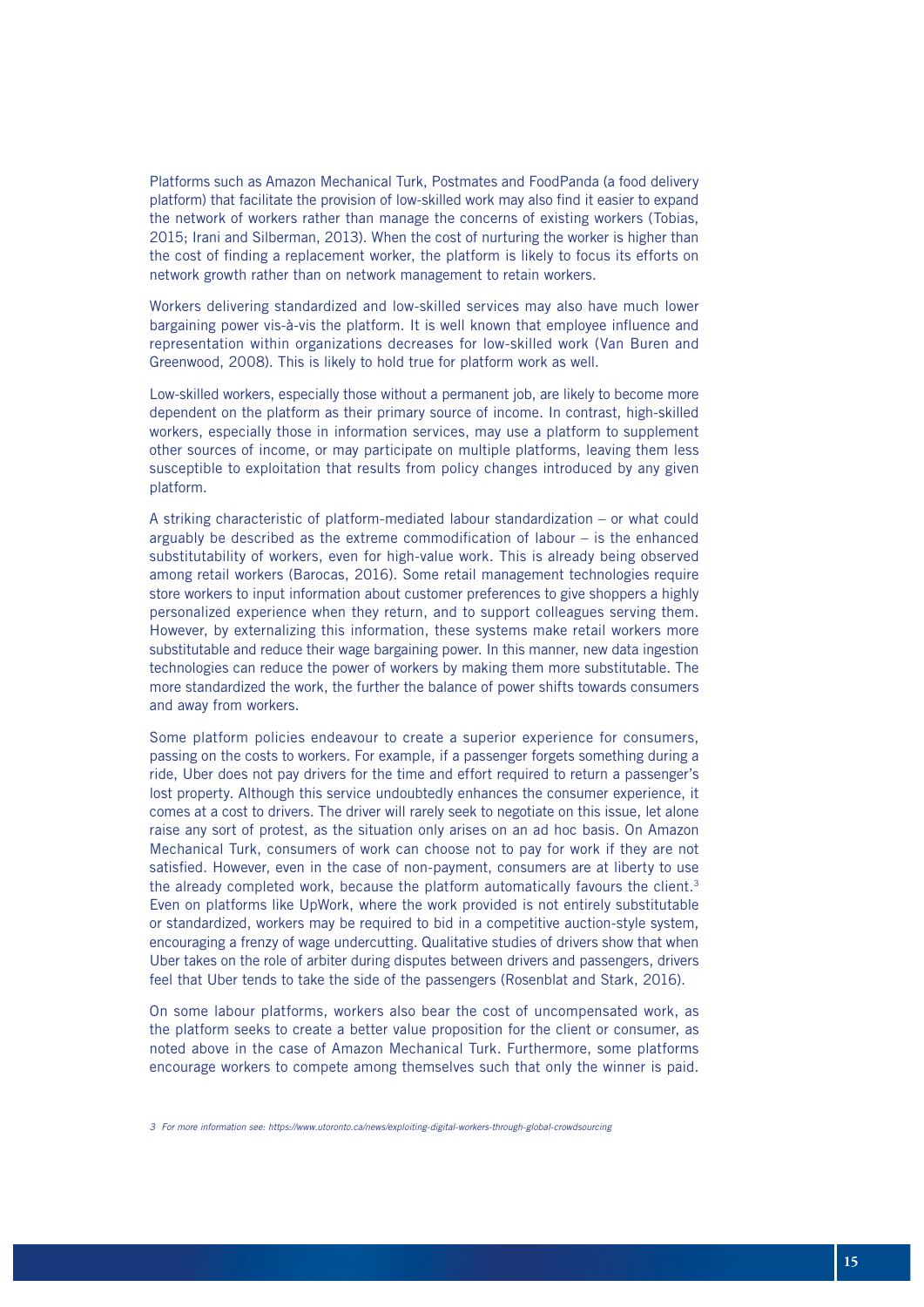Platforms such as Amazon Mechanical Turk, Postmates and FoodPanda (a food delivery platform) that facilitate the provision of low-skilled work may also find it easier to expand the network of workers rather than manage the concerns of existing workers (Tobias, 2015; Irani and Silberman, 2013). When the cost of nurturing the worker is higher than the cost of finding a replacement worker, the platform is likely to focus its efforts on network growth rather than on network management to retain workers.

Workers delivering standardized and low-skilled services may also have much lower bargaining power vis-à-vis the platform. It is well known that employee influence and representation within organizations decreases for low-skilled work (Van Buren and Greenwood, 2008). This is likely to hold true for platform work as well.

Low-skilled workers, especially those without a permanent job, are likely to become more dependent on the platform as their primary source of income. In contrast, high-skilled workers, especially those in information services, may use a platform to supplement other sources of income, or may participate on multiple platforms, leaving them less susceptible to exploitation that results from policy changes introduced by any given platform.

A striking characteristic of platform-mediated labour standardization – or what could arguably be described as the extreme commodification of labour – is the enhanced substitutability of workers, even for high-value work. This is already being observed among retail workers (Barocas, 2016). Some retail management technologies require store workers to input information about customer preferences to give shoppers a highly personalized experience when they return, and to support colleagues serving them. However, by externalizing this information, these systems make retail workers more substitutable and reduce their wage bargaining power. In this manner, new data ingestion technologies can reduce the power of workers by making them more substitutable. The more standardized the work, the further the balance of power shifts towards consumers and away from workers.

Some platform policies endeavour to create a superior experience for consumers, passing on the costs to workers. For example, if a passenger forgets something during a ride, Uber does not pay drivers for the time and effort required to return a passenger's lost property. Although this service undoubtedly enhances the consumer experience, it comes at a cost to drivers. The driver will rarely seek to negotiate on this issue, let alone raise any sort of protest, as the situation only arises on an ad hoc basis. On Amazon Mechanical Turk, consumers of work can choose not to pay for work if they are not satisfied. However, even in the case of non-payment, consumers are at liberty to use the already completed work, because the platform automatically favours the client.[3] Even on platforms like UpWork, where the work provided is not entirely substitutable or standardized, workers may be required to bid in a competitive auction-style system, encouraging a frenzy of wage undercutting. Qualitative studies of drivers show that when Uber takes on the role of arbiter during disputes between drivers and passengers, drivers feel that Uber tends to take the side of the passengers (Rosenblat and Stark, 2016).

On some labour platforms, workers also bear the cost of uncompensated work, as the platform seeks to create a better value proposition for the client or consumer, as noted above in the case of Amazon Mechanical Turk. Furthermore, some platforms encourage workers to compete among themselves such that only the winner is paid.

*3 For more information see: https://www.utoronto.ca/news/exploiting-digital-workers-through-global-crowdsourcing*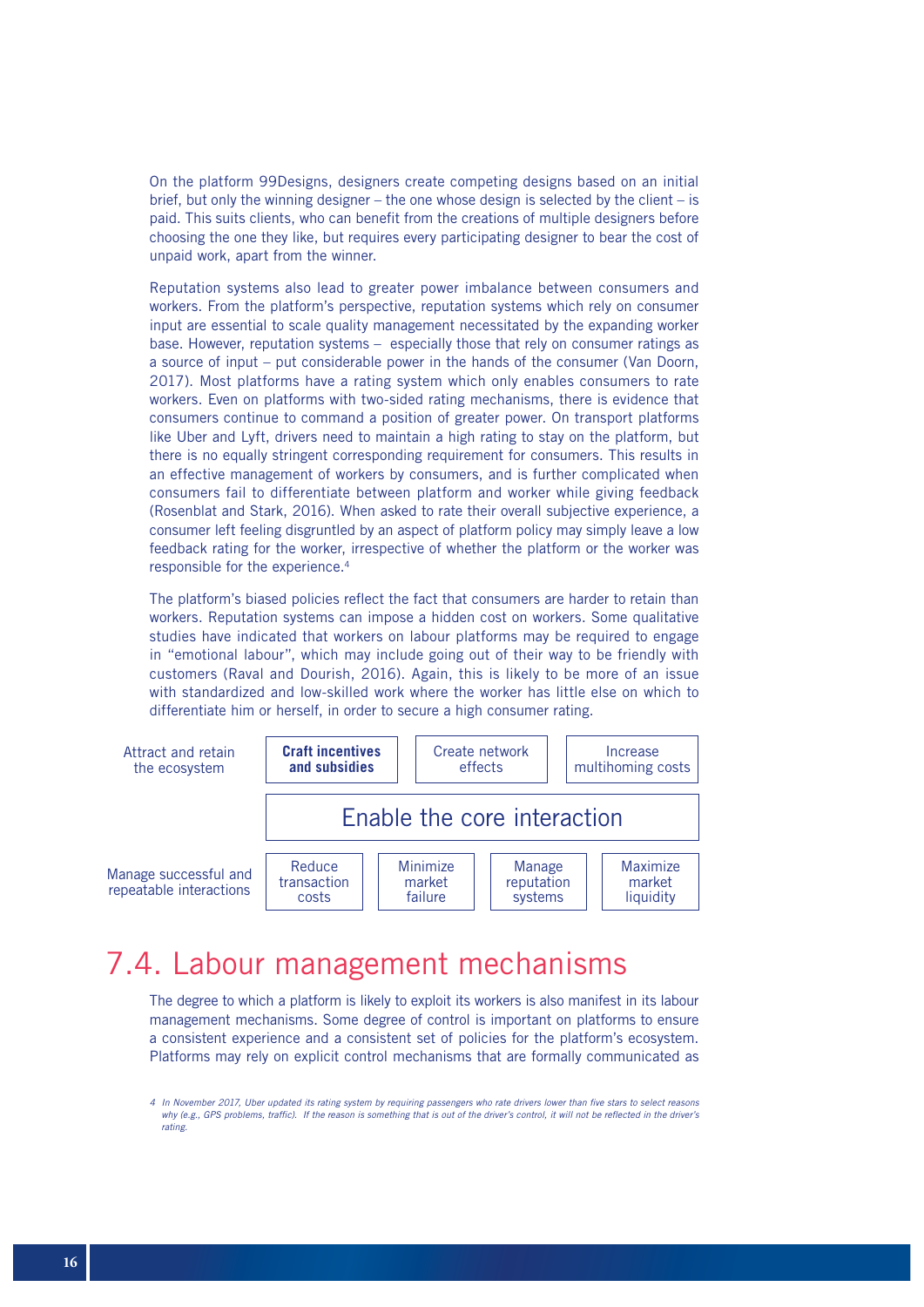On the platform 99Designs, designers create competing designs based on an initial brief, but only the winning designer – the one whose design is selected by the client – is paid. This suits clients, who can benefit from the creations of multiple designers before choosing the one they like, but requires every participating designer to bear the cost of unpaid work, apart from the winner.

Reputation systems also lead to greater power imbalance between consumers and workers. From the platform's perspective, reputation systems which rely on consumer input are essential to scale quality management necessitated by the expanding worker base. However, reputation systems – especially those that rely on consumer ratings as a source of input – put considerable power in the hands of the consumer (Van Doorn, 2017). Most platforms have a rating system which only enables consumers to rate workers. Even on platforms with two-sided rating mechanisms, there is evidence that consumers continue to command a position of greater power. On transport platforms like Uber and Lyft, drivers need to maintain a high rating to stay on the platform, but there is no equally stringent corresponding requirement for consumers. This results in an effective management of workers by consumers, and is further complicated when consumers fail to differentiate between platform and worker while giving feedback (Rosenblat and Stark, 2016). When asked to rate their overall subjective experience, a consumer left feeling disgruntled by an aspect of platform policy may simply leave a low feedback rating for the worker, irrespective of whether the platform or the worker was responsible for the experience.[4]

The platform's biased policies reflect the fact that consumers are harder to retain than workers. Reputation systems can impose a hidden cost on workers. Some qualitative studies have indicated that workers on labour platforms may be required to engage in "emotional labour", which may include going out of their way to be friendly with customers (Raval and Dourish, 2016). Again, this is likely to be more of an issue with standardized and low-skilled work where the worker has little else on which to differentiate him or herself, in order to secure a high consumer rating.

| Attract and retain the ecosystem | **Craft incentives and subsidies** | Create network effects | Increase multihoming costs | |
|---|---|---|---|---|
| | Enable the core interaction | | | |
| Manage successful and repeatable interactions | Reduce transaction costs | Minimize market failure | Manage reputation systems | Maximize market liquidity |

## 7.4. Labour management mechanisms

The degree to which a platform is likely to exploit its workers is also manifest in its labour management mechanisms. Some degree of control is important on platforms to ensure a consistent experience and a consistent set of policies for the platform's ecosystem. Platforms may rely on explicit control mechanisms that are formally communicated as

*4 In November 2017, Uber updated its rating system by requiring passengers who rate drivers lower than five stars to select reasons why (e.g., GPS problems, traffic). If the reason is something that is out of the driver's control, it will not be reflected in the driver's rating.*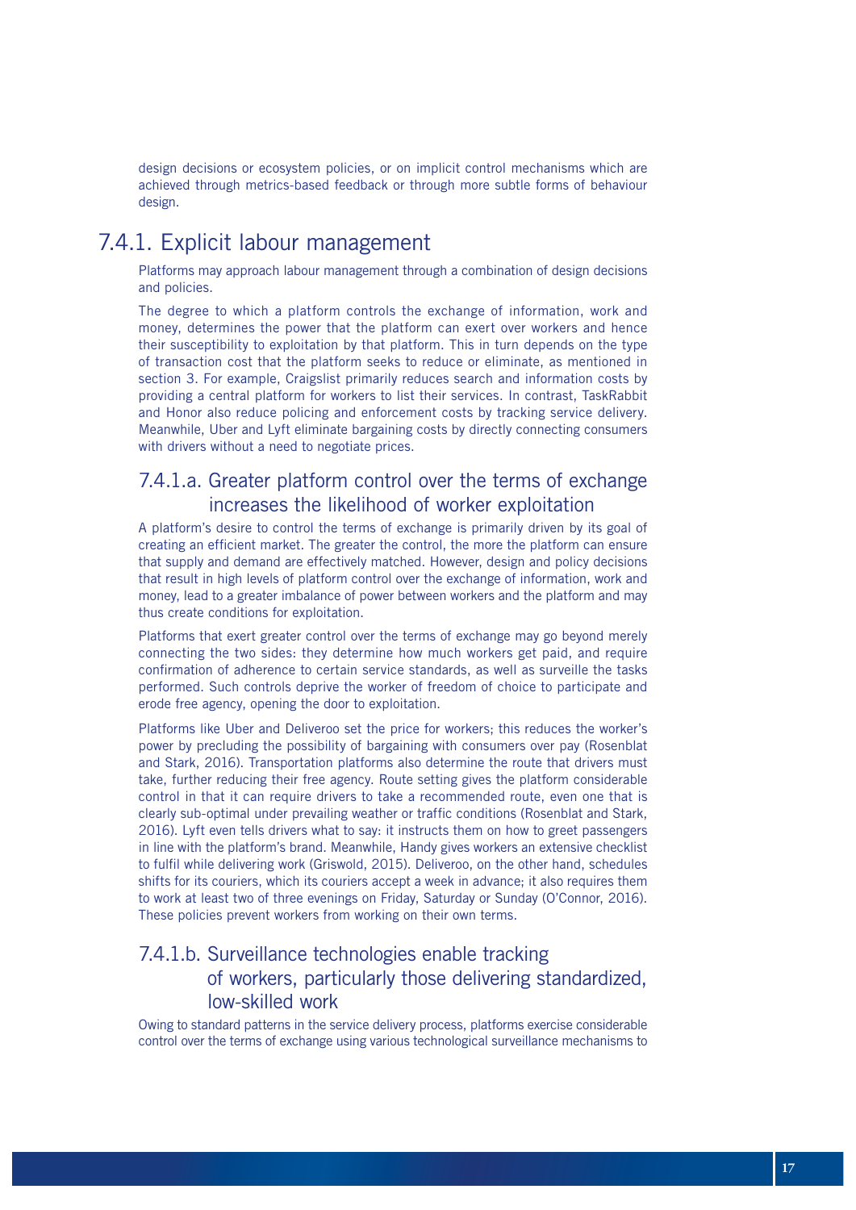design decisions or ecosystem policies, or on implicit control mechanisms which are achieved through metrics-based feedback or through more subtle forms of behaviour design.

## 7.4.1. Explicit labour management

Platforms may approach labour management through a combination of design decisions and policies.

The degree to which a platform controls the exchange of information, work and money, determines the power that the platform can exert over workers and hence their susceptibility to exploitation by that platform. This in turn depends on the type of transaction cost that the platform seeks to reduce or eliminate, as mentioned in section 3. For example, Craigslist primarily reduces search and information costs by providing a central platform for workers to list their services. In contrast, TaskRabbit and Honor also reduce policing and enforcement costs by tracking service delivery. Meanwhile, Uber and Lyft eliminate bargaining costs by directly connecting consumers with drivers without a need to negotiate prices.

### 7.4.1.a. Greater platform control over the terms of exchange increases the likelihood of worker exploitation

A platform's desire to control the terms of exchange is primarily driven by its goal of creating an efficient market. The greater the control, the more the platform can ensure that supply and demand are effectively matched. However, design and policy decisions that result in high levels of platform control over the exchange of information, work and money, lead to a greater imbalance of power between workers and the platform and may thus create conditions for exploitation.

Platforms that exert greater control over the terms of exchange may go beyond merely connecting the two sides: they determine how much workers get paid, and require confirmation of adherence to certain service standards, as well as surveille the tasks performed. Such controls deprive the worker of freedom of choice to participate and erode free agency, opening the door to exploitation.

Platforms like Uber and Deliveroo set the price for workers; this reduces the worker's power by precluding the possibility of bargaining with consumers over pay (Rosenblat and Stark, 2016). Transportation platforms also determine the route that drivers must take, further reducing their free agency. Route setting gives the platform considerable control in that it can require drivers to take a recommended route, even one that is clearly sub-optimal under prevailing weather or traffic conditions (Rosenblat and Stark, 2016). Lyft even tells drivers what to say: it instructs them on how to greet passengers in line with the platform's brand. Meanwhile, Handy gives workers an extensive checklist to fulfil while delivering work (Griswold, 2015). Deliveroo, on the other hand, schedules shifts for its couriers, which its couriers accept a week in advance; it also requires them to work at least two of three evenings on Friday, Saturday or Sunday (O'Connor, 2016). These policies prevent workers from working on their own terms.

### 7.4.1.b. Surveillance technologies enable tracking of workers, particularly those delivering standardized, low-skilled work

Owing to standard patterns in the service delivery process, platforms exercise considerable control over the terms of exchange using various technological surveillance mechanisms to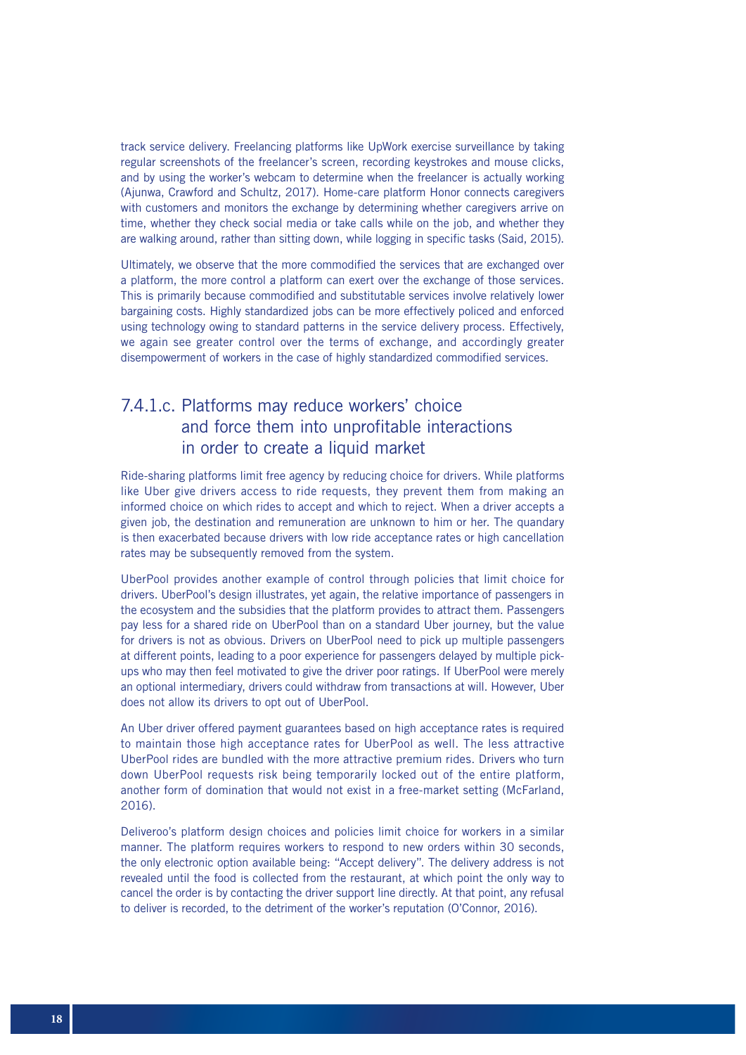track service delivery. Freelancing platforms like UpWork exercise surveillance by taking regular screenshots of the freelancer's screen, recording keystrokes and mouse clicks, and by using the worker's webcam to determine when the freelancer is actually working (Ajunwa, Crawford and Schultz, 2017). Home-care platform Honor connects caregivers with customers and monitors the exchange by determining whether caregivers arrive on time, whether they check social media or take calls while on the job, and whether they are walking around, rather than sitting down, while logging in specific tasks (Said, 2015).

Ultimately, we observe that the more commodified the services that are exchanged over a platform, the more control a platform can exert over the exchange of those services. This is primarily because commodified and substitutable services involve relatively lower bargaining costs. Highly standardized jobs can be more effectively policed and enforced using technology owing to standard patterns in the service delivery process. Effectively, we again see greater control over the terms of exchange, and accordingly greater disempowerment of workers in the case of highly standardized commodified services.

### 7.4.1.c. Platforms may reduce workers' choice and force them into unprofitable interactions in order to create a liquid market

Ride-sharing platforms limit free agency by reducing choice for drivers. While platforms like Uber give drivers access to ride requests, they prevent them from making an informed choice on which rides to accept and which to reject. When a driver accepts a given job, the destination and remuneration are unknown to him or her. The quandary is then exacerbated because drivers with low ride acceptance rates or high cancellation rates may be subsequently removed from the system.

UberPool provides another example of control through policies that limit choice for drivers. UberPool's design illustrates, yet again, the relative importance of passengers in the ecosystem and the subsidies that the platform provides to attract them. Passengers pay less for a shared ride on UberPool than on a standard Uber journey, but the value for drivers is not as obvious. Drivers on UberPool need to pick up multiple passengers at different points, leading to a poor experience for passengers delayed by multiple pick-ups who may then feel motivated to give the driver poor ratings. If UberPool were merely an optional intermediary, drivers could withdraw from transactions at will. However, Uber does not allow its drivers to opt out of UberPool.

An Uber driver offered payment guarantees based on high acceptance rates is required to maintain those high acceptance rates for UberPool as well. The less attractive UberPool rides are bundled with the more attractive premium rides. Drivers who turn down UberPool requests risk being temporarily locked out of the entire platform, another form of domination that would not exist in a free-market setting (McFarland, 2016).

Deliveroo's platform design choices and policies limit choice for workers in a similar manner. The platform requires workers to respond to new orders within 30 seconds, the only electronic option available being: "Accept delivery". The delivery address is not revealed until the food is collected from the restaurant, at which point the only way to cancel the order is by contacting the driver support line directly. At that point, any refusal to deliver is recorded, to the detriment of the worker's reputation (O'Connor, 2016).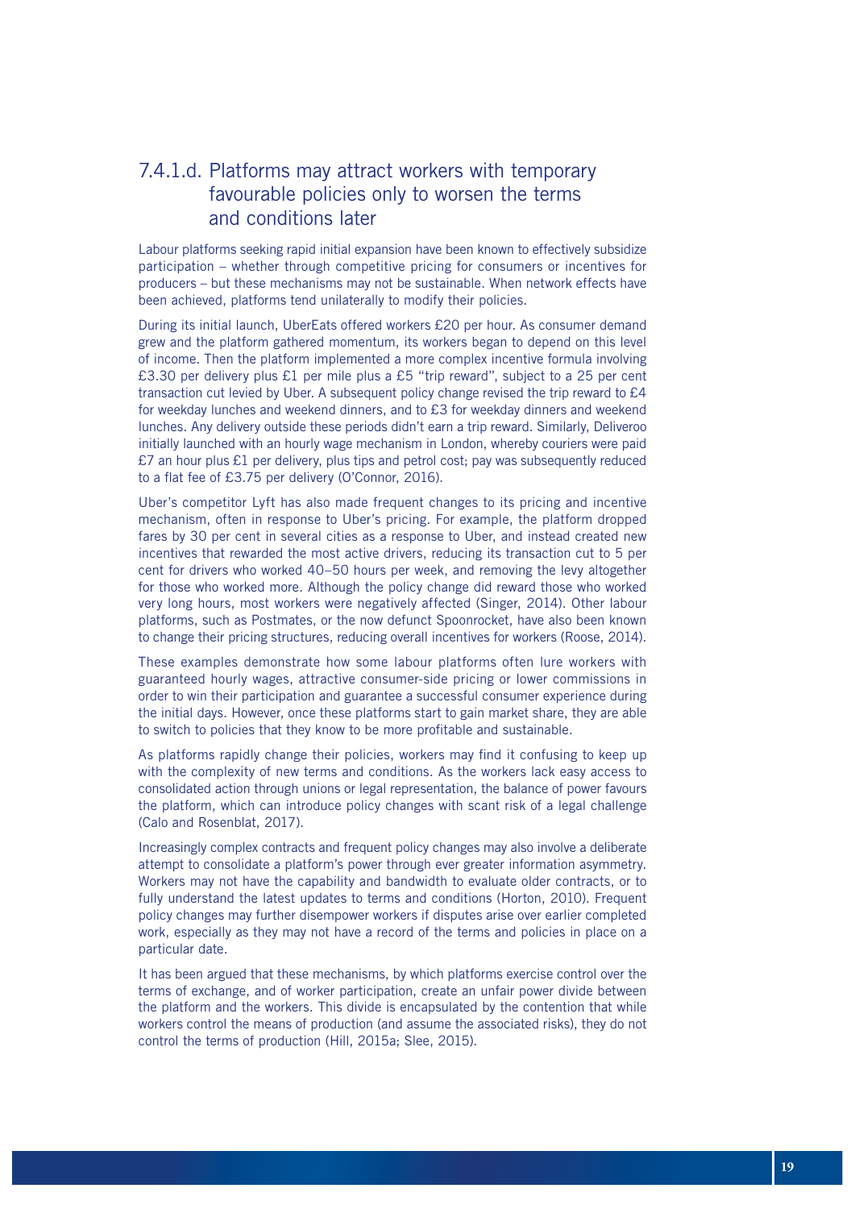### 7.4.1.d. Platforms may attract workers with temporary favourable policies only to worsen the terms and conditions later

Labour platforms seeking rapid initial expansion have been known to effectively subsidize participation – whether through competitive pricing for consumers or incentives for producers – but these mechanisms may not be sustainable. When network effects have been achieved, platforms tend unilaterally to modify their policies.

During its initial launch, UberEats offered workers £20 per hour. As consumer demand grew and the platform gathered momentum, its workers began to depend on this level of income. Then the platform implemented a more complex incentive formula involving £3.30 per delivery plus £1 per mile plus a £5 "trip reward", subject to a 25 per cent transaction cut levied by Uber. A subsequent policy change revised the trip reward to £4 for weekday lunches and weekend dinners, and to £3 for weekday dinners and weekend lunches. Any delivery outside these periods didn't earn a trip reward. Similarly, Deliveroo initially launched with an hourly wage mechanism in London, whereby couriers were paid £7 an hour plus £1 per delivery, plus tips and petrol cost; pay was subsequently reduced to a flat fee of £3.75 per delivery (O'Connor, 2016).

Uber's competitor Lyft has also made frequent changes to its pricing and incentive mechanism, often in response to Uber's pricing. For example, the platform dropped fares by 30 per cent in several cities as a response to Uber, and instead created new incentives that rewarded the most active drivers, reducing its transaction cut to 5 per cent for drivers who worked 40–50 hours per week, and removing the levy altogether for those who worked more. Although the policy change did reward those who worked very long hours, most workers were negatively affected (Singer, 2014). Other labour platforms, such as Postmates, or the now defunct Spoonrocket, have also been known to change their pricing structures, reducing overall incentives for workers (Roose, 2014).

These examples demonstrate how some labour platforms often lure workers with guaranteed hourly wages, attractive consumer-side pricing or lower commissions in order to win their participation and guarantee a successful consumer experience during the initial days. However, once these platforms start to gain market share, they are able to switch to policies that they know to be more profitable and sustainable.

As platforms rapidly change their policies, workers may find it confusing to keep up with the complexity of new terms and conditions. As the workers lack easy access to consolidated action through unions or legal representation, the balance of power favours the platform, which can introduce policy changes with scant risk of a legal challenge (Calo and Rosenblat, 2017).

Increasingly complex contracts and frequent policy changes may also involve a deliberate attempt to consolidate a platform's power through ever greater information asymmetry. Workers may not have the capability and bandwidth to evaluate older contracts, or to fully understand the latest updates to terms and conditions (Horton, 2010). Frequent policy changes may further disempower workers if disputes arise over earlier completed work, especially as they may not have a record of the terms and policies in place on a particular date.

It has been argued that these mechanisms, by which platforms exercise control over the terms of exchange, and of worker participation, create an unfair power divide between the platform and the workers. This divide is encapsulated by the contention that while workers control the means of production (and assume the associated risks), they do not control the terms of production (Hill, 2015a; Slee, 2015).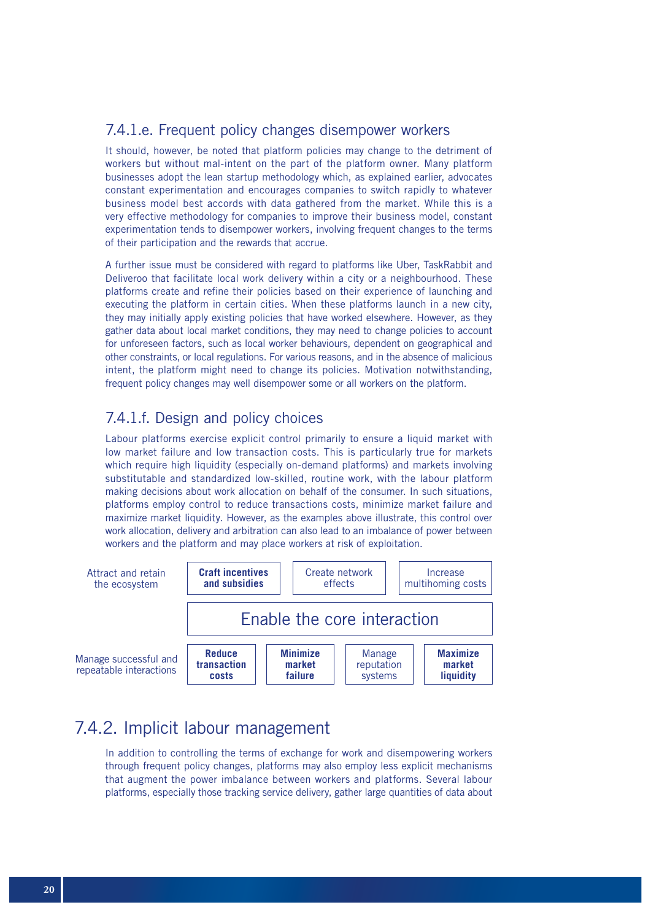### 7.4.1.e. Frequent policy changes disempower workers

It should, however, be noted that platform policies may change to the detriment of workers but without mal-intent on the part of the platform owner. Many platform businesses adopt the lean startup methodology which, as explained earlier, advocates constant experimentation and encourages companies to switch rapidly to whatever business model best accords with data gathered from the market. While this is a very effective methodology for companies to improve their business model, constant experimentation tends to disempower workers, involving frequent changes to the terms of their participation and the rewards that accrue.

A further issue must be considered with regard to platforms like Uber, TaskRabbit and Deliveroo that facilitate local work delivery within a city or a neighbourhood. These platforms create and refine their policies based on their experience of launching and executing the platform in certain cities. When these platforms launch in a new city, they may initially apply existing policies that have worked elsewhere. However, as they gather data about local market conditions, they may need to change policies to account for unforeseen factors, such as local worker behaviours, dependent on geographical and other constraints, or local regulations. For various reasons, and in the absence of malicious intent, the platform might need to change its policies. Motivation notwithstanding, frequent policy changes may well disempower some or all workers on the platform.

### 7.4.1.f. Design and policy choices

Labour platforms exercise explicit control primarily to ensure a liquid market with low market failure and low transaction costs. This is particularly true for markets which require high liquidity (especially on-demand platforms) and markets involving substitutable and standardized low-skilled, routine work, with the labour platform making decisions about work allocation on behalf of the consumer. In such situations, platforms employ control to reduce transactions costs, minimize market failure and maximize market liquidity. However, as the examples above illustrate, this control over work allocation, delivery and arbitration can also lead to an imbalance of power between workers and the platform and may place workers at risk of exploitation.

| Attract and retain the ecosystem | **Craft incentives and subsidies** | Create network effects | Increase multihoming costs |
|---|---|---|---|
| | Enable the core interaction | | |

| Manage successful and repeatable interactions | **Reduce transaction costs** | **Minimize market failure** | Manage reputation systems | **Maximize market liquidity** |
|---|---|---|---|---|

## 7.4.2. Implicit labour management

In addition to controlling the terms of exchange for work and disempowering workers through frequent policy changes, platforms may also employ less explicit mechanisms that augment the power imbalance between workers and platforms. Several labour platforms, especially those tracking service delivery, gather large quantities of data about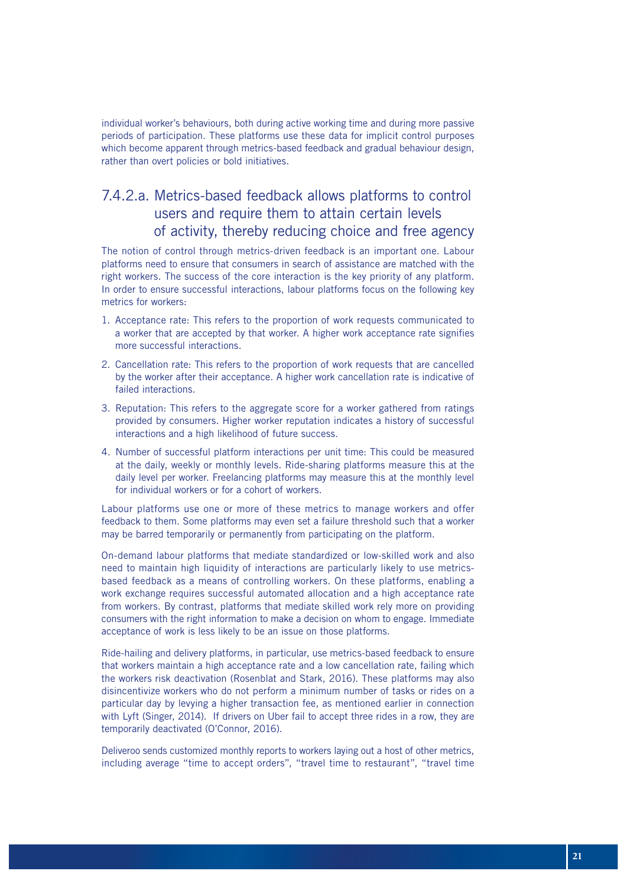individual worker's behaviours, both during active working time and during more passive periods of participation. These platforms use these data for implicit control purposes which become apparent through metrics-based feedback and gradual behaviour design, rather than overt policies or bold initiatives.

### 7.4.2.a. Metrics-based feedback allows platforms to control users and require them to attain certain levels of activity, thereby reducing choice and free agency

The notion of control through metrics-driven feedback is an important one. Labour platforms need to ensure that consumers in search of assistance are matched with the right workers. The success of the core interaction is the key priority of any platform. In order to ensure successful interactions, labour platforms focus on the following key metrics for workers:

1. Acceptance rate: This refers to the proportion of work requests communicated to a worker that are accepted by that worker. A higher work acceptance rate signifies more successful interactions.
2. Cancellation rate: This refers to the proportion of work requests that are cancelled by the worker after their acceptance. A higher work cancellation rate is indicative of failed interactions.
3. Reputation: This refers to the aggregate score for a worker gathered from ratings provided by consumers. Higher worker reputation indicates a history of successful interactions and a high likelihood of future success.
4. Number of successful platform interactions per unit time: This could be measured at the daily, weekly or monthly levels. Ride-sharing platforms measure this at the daily level per worker. Freelancing platforms may measure this at the monthly level for individual workers or for a cohort of workers.

Labour platforms use one or more of these metrics to manage workers and offer feedback to them. Some platforms may even set a failure threshold such that a worker may be barred temporarily or permanently from participating on the platform.

On-demand labour platforms that mediate standardized or low-skilled work and also need to maintain high liquidity of interactions are particularly likely to use metrics-based feedback as a means of controlling workers. On these platforms, enabling a work exchange requires successful automated allocation and a high acceptance rate from workers. By contrast, platforms that mediate skilled work rely more on providing consumers with the right information to make a decision on whom to engage. Immediate acceptance of work is less likely to be an issue on those platforms.

Ride-hailing and delivery platforms, in particular, use metrics-based feedback to ensure that workers maintain a high acceptance rate and a low cancellation rate, failing which the workers risk deactivation (Rosenblat and Stark, 2016). These platforms may also disincentivize workers who do not perform a minimum number of tasks or rides on a particular day by levying a higher transaction fee, as mentioned earlier in connection with Lyft (Singer, 2014). If drivers on Uber fail to accept three rides in a row, they are temporarily deactivated (O'Connor, 2016).

Deliveroo sends customized monthly reports to workers laying out a host of other metrics, including average "time to accept orders", "travel time to restaurant", "travel time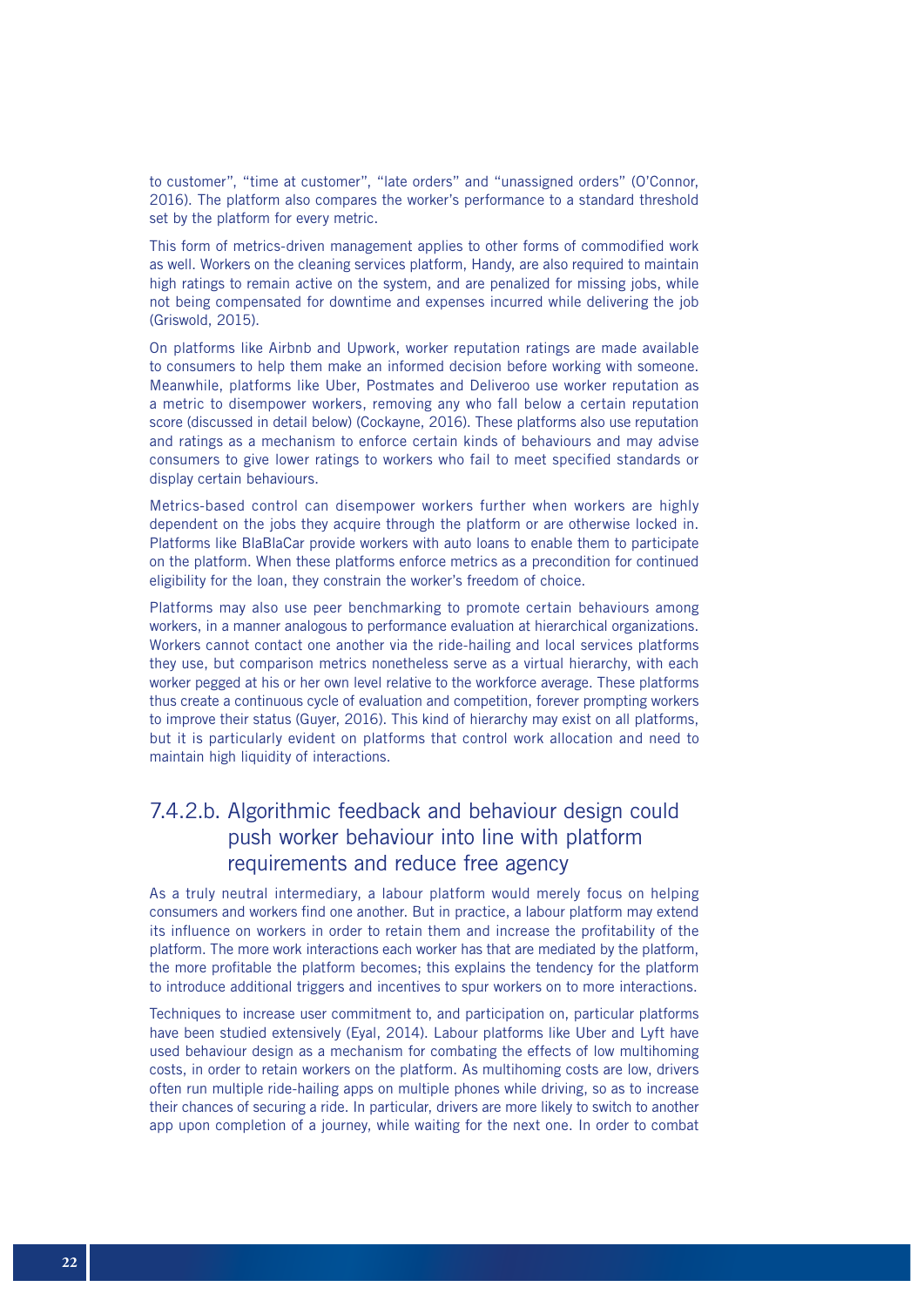to customer", "time at customer", "late orders" and "unassigned orders" (O'Connor, 2016). The platform also compares the worker's performance to a standard threshold set by the platform for every metric.

This form of metrics-driven management applies to other forms of commodified work as well. Workers on the cleaning services platform, Handy, are also required to maintain high ratings to remain active on the system, and are penalized for missing jobs, while not being compensated for downtime and expenses incurred while delivering the job (Griswold, 2015).

On platforms like Airbnb and Upwork, worker reputation ratings are made available to consumers to help them make an informed decision before working with someone. Meanwhile, platforms like Uber, Postmates and Deliveroo use worker reputation as a metric to disempower workers, removing any who fall below a certain reputation score (discussed in detail below) (Cockayne, 2016). These platforms also use reputation and ratings as a mechanism to enforce certain kinds of behaviours and may advise consumers to give lower ratings to workers who fail to meet specified standards or display certain behaviours.

Metrics-based control can disempower workers further when workers are highly dependent on the jobs they acquire through the platform or are otherwise locked in. Platforms like BlaBlaCar provide workers with auto loans to enable them to participate on the platform. When these platforms enforce metrics as a precondition for continued eligibility for the loan, they constrain the worker's freedom of choice.

Platforms may also use peer benchmarking to promote certain behaviours among workers, in a manner analogous to performance evaluation at hierarchical organizations. Workers cannot contact one another via the ride-hailing and local services platforms they use, but comparison metrics nonetheless serve as a virtual hierarchy, with each worker pegged at his or her own level relative to the workforce average. These platforms thus create a continuous cycle of evaluation and competition, forever prompting workers to improve their status (Guyer, 2016). This kind of hierarchy may exist on all platforms, but it is particularly evident on platforms that control work allocation and need to maintain high liquidity of interactions.

### 7.4.2.b. Algorithmic feedback and behaviour design could push worker behaviour into line with platform requirements and reduce free agency

As a truly neutral intermediary, a labour platform would merely focus on helping consumers and workers find one another. But in practice, a labour platform may extend its influence on workers in order to retain them and increase the profitability of the platform. The more work interactions each worker has that are mediated by the platform, the more profitable the platform becomes; this explains the tendency for the platform to introduce additional triggers and incentives to spur workers on to more interactions.

Techniques to increase user commitment to, and participation on, particular platforms have been studied extensively (Eyal, 2014). Labour platforms like Uber and Lyft have used behaviour design as a mechanism for combating the effects of low multihoming costs, in order to retain workers on the platform. As multihoming costs are low, drivers often run multiple ride-hailing apps on multiple phones while driving, so as to increase their chances of securing a ride. In particular, drivers are more likely to switch to another app upon completion of a journey, while waiting for the next one. In order to combat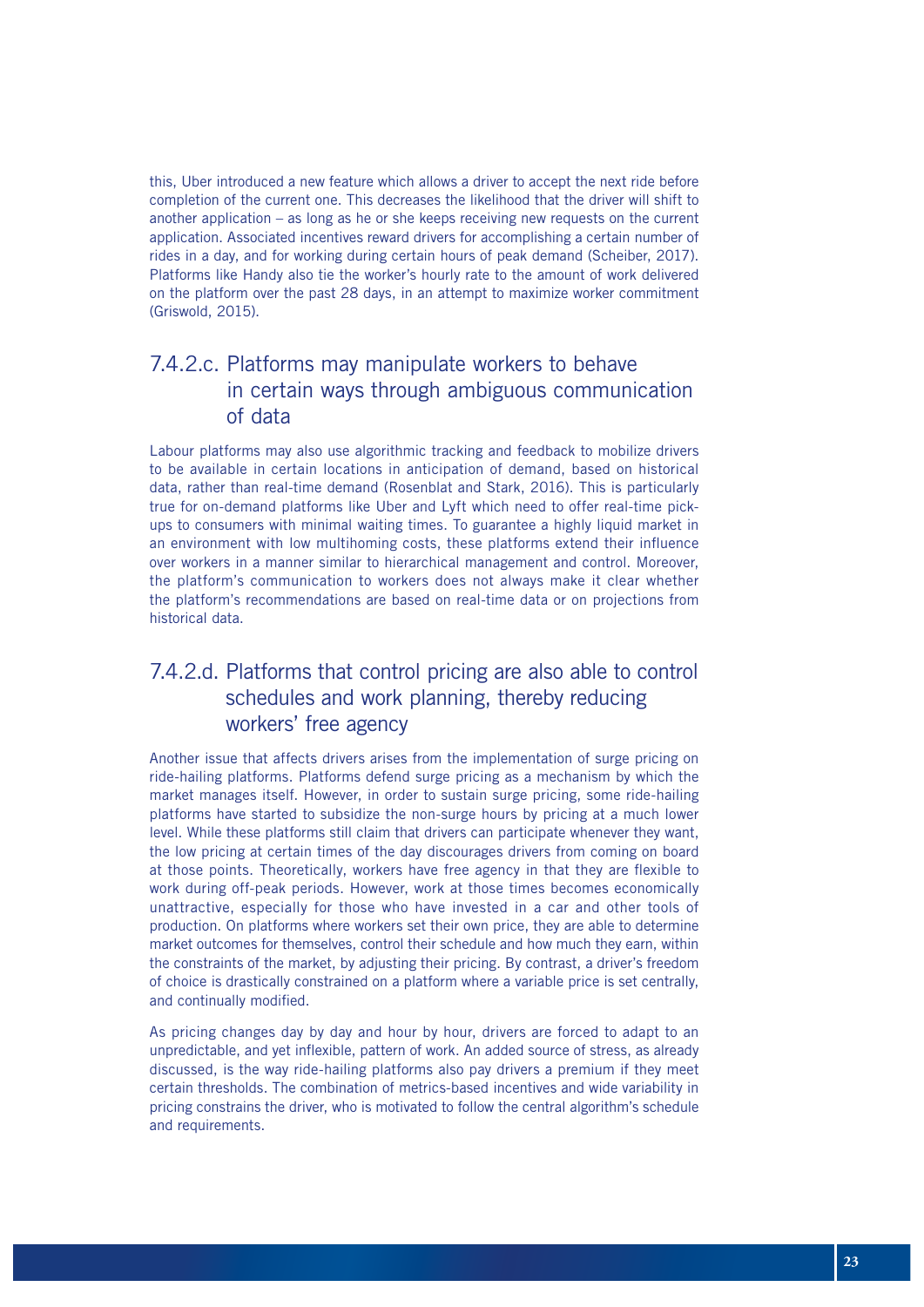this, Uber introduced a new feature which allows a driver to accept the next ride before completion of the current one. This decreases the likelihood that the driver will shift to another application – as long as he or she keeps receiving new requests on the current application. Associated incentives reward drivers for accomplishing a certain number of rides in a day, and for working during certain hours of peak demand (Scheiber, 2017). Platforms like Handy also tie the worker's hourly rate to the amount of work delivered on the platform over the past 28 days, in an attempt to maximize worker commitment (Griswold, 2015).

### 7.4.2.c. Platforms may manipulate workers to behave in certain ways through ambiguous communication of data

Labour platforms may also use algorithmic tracking and feedback to mobilize drivers to be available in certain locations in anticipation of demand, based on historical data, rather than real-time demand (Rosenblat and Stark, 2016). This is particularly true for on-demand platforms like Uber and Lyft which need to offer real-time pick-ups to consumers with minimal waiting times. To guarantee a highly liquid market in an environment with low multihoming costs, these platforms extend their influence over workers in a manner similar to hierarchical management and control. Moreover, the platform's communication to workers does not always make it clear whether the platform's recommendations are based on real-time data or on projections from historical data.

### 7.4.2.d. Platforms that control pricing are also able to control schedules and work planning, thereby reducing workers' free agency

Another issue that affects drivers arises from the implementation of surge pricing on ride-hailing platforms. Platforms defend surge pricing as a mechanism by which the market manages itself. However, in order to sustain surge pricing, some ride-hailing platforms have started to subsidize the non-surge hours by pricing at a much lower level. While these platforms still claim that drivers can participate whenever they want, the low pricing at certain times of the day discourages drivers from coming on board at those points. Theoretically, workers have free agency in that they are flexible to work during off-peak periods. However, work at those times becomes economically unattractive, especially for those who have invested in a car and other tools of production. On platforms where workers set their own price, they are able to determine market outcomes for themselves, control their schedule and how much they earn, within the constraints of the market, by adjusting their pricing. By contrast, a driver's freedom of choice is drastically constrained on a platform where a variable price is set centrally, and continually modified.

As pricing changes day by day and hour by hour, drivers are forced to adapt to an unpredictable, and yet inflexible, pattern of work. An added source of stress, as already discussed, is the way ride-hailing platforms also pay drivers a premium if they meet certain thresholds. The combination of metrics-based incentives and wide variability in pricing constrains the driver, who is motivated to follow the central algorithm's schedule and requirements.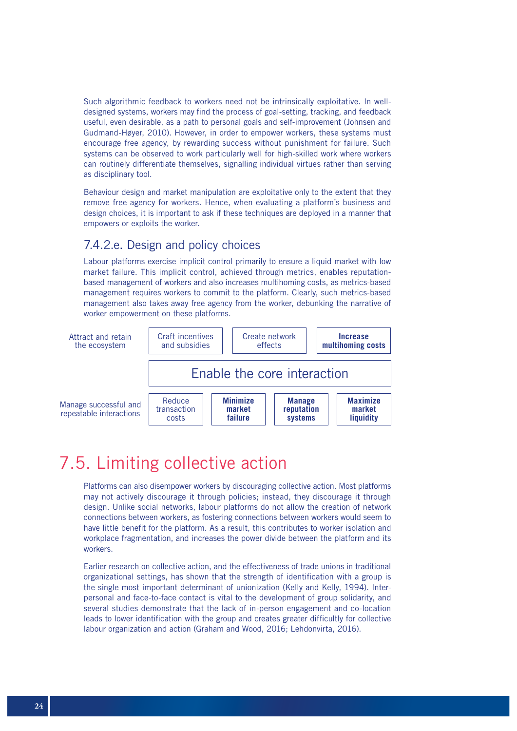Such algorithmic feedback to workers need not be intrinsically exploitative. In well-designed systems, workers may find the process of goal-setting, tracking, and feedback useful, even desirable, as a path to personal goals and self-improvement (Johnsen and Gudmand-Høyer, 2010). However, in order to empower workers, these systems must encourage free agency, by rewarding success without punishment for failure. Such systems can be observed to work particularly well for high-skilled work where workers can routinely differentiate themselves, signalling individual virtues rather than serving as disciplinary tool.

Behaviour design and market manipulation are exploitative only to the extent that they remove free agency for workers. Hence, when evaluating a platform's business and design choices, it is important to ask if these techniques are deployed in a manner that empowers or exploits the worker.

### 7.4.2.e. Design and policy choices

Labour platforms exercise implicit control primarily to ensure a liquid market with low market failure. This implicit control, achieved through metrics, enables reputation-based management of workers and also increases multihoming costs, as metrics-based management requires workers to commit to the platform. Clearly, such metrics-based management also takes away free agency from the worker, debunking the narrative of worker empowerment on these platforms.

| Attract and retain the ecosystem | Craft incentives and subsidies | Create network effects | **Increase multihoming costs** | |
|---|---|---|---|---|
| | Enable the core interaction | | | |
| Manage successful and repeatable interactions | Reduce transaction costs | **Minimize market failure** | **Manage reputation systems** | **Maximize market liquidity** |

## 7.5. Limiting collective action

Platforms can also disempower workers by discouraging collective action. Most platforms may not actively discourage it through policies; instead, they discourage it through design. Unlike social networks, labour platforms do not allow the creation of network connections between workers, as fostering connections between workers would seem to have little benefit for the platform. As a result, this contributes to worker isolation and workplace fragmentation, and increases the power divide between the platform and its workers.

Earlier research on collective action, and the effectiveness of trade unions in traditional organizational settings, has shown that the strength of identification with a group is the single most important determinant of unionization (Kelly and Kelly, 1994). Inter-personal and face-to-face contact is vital to the development of group solidarity, and several studies demonstrate that the lack of in-person engagement and co-location leads to lower identification with the group and creates greater difficultly for collective labour organization and action (Graham and Wood, 2016; Lehdonvirta, 2016).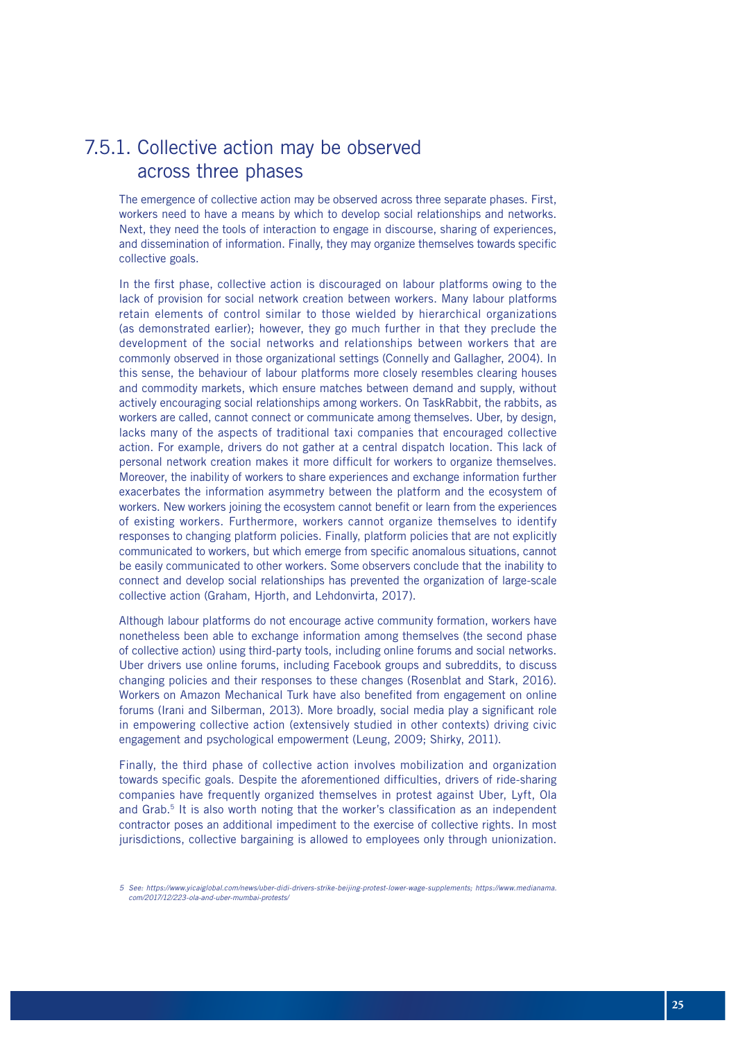### 7.5.1. Collective action may be observed across three phases

The emergence of collective action may be observed across three separate phases. First, workers need to have a means by which to develop social relationships and networks. Next, they need the tools of interaction to engage in discourse, sharing of experiences, and dissemination of information. Finally, they may organize themselves towards specific collective goals.

In the first phase, collective action is discouraged on labour platforms owing to the lack of provision for social network creation between workers. Many labour platforms retain elements of control similar to those wielded by hierarchical organizations (as demonstrated earlier); however, they go much further in that they preclude the development of the social networks and relationships between workers that are commonly observed in those organizational settings (Connelly and Gallagher, 2004). In this sense, the behaviour of labour platforms more closely resembles clearing houses and commodity markets, which ensure matches between demand and supply, without actively encouraging social relationships among workers. On TaskRabbit, the rabbits, as workers are called, cannot connect or communicate among themselves. Uber, by design, lacks many of the aspects of traditional taxi companies that encouraged collective action. For example, drivers do not gather at a central dispatch location. This lack of personal network creation makes it more difficult for workers to organize themselves. Moreover, the inability of workers to share experiences and exchange information further exacerbates the information asymmetry between the platform and the ecosystem of workers. New workers joining the ecosystem cannot benefit or learn from the experiences of existing workers. Furthermore, workers cannot organize themselves to identify responses to changing platform policies. Finally, platform policies that are not explicitly communicated to workers, but which emerge from specific anomalous situations, cannot be easily communicated to other workers. Some observers conclude that the inability to connect and develop social relationships has prevented the organization of large-scale collective action (Graham, Hjorth, and Lehdonvirta, 2017).

Although labour platforms do not encourage active community formation, workers have nonetheless been able to exchange information among themselves (the second phase of collective action) using third-party tools, including online forums and social networks. Uber drivers use online forums, including Facebook groups and subreddits, to discuss changing policies and their responses to these changes (Rosenblat and Stark, 2016). Workers on Amazon Mechanical Turk have also benefited from engagement on online forums (Irani and Silberman, 2013). More broadly, social media play a significant role in empowering collective action (extensively studied in other contexts) driving civic engagement and psychological empowerment (Leung, 2009; Shirky, 2011).

Finally, the third phase of collective action involves mobilization and organization towards specific goals. Despite the aforementioned difficulties, drivers of ride-sharing companies have frequently organized themselves in protest against Uber, Lyft, Ola and Grab.[5] It is also worth noting that the worker's classification as an independent contractor poses an additional impediment to the exercise of collective rights. In most jurisdictions, collective bargaining is allowed to employees only through unionization.

5 See: https://www.yicaiglobal.com/news/uber-didi-drivers-strike-beijing-protest-lower-wage-supplements; https://www.medianama.com/2017/12/223-ola-and-uber-mumbai-protests/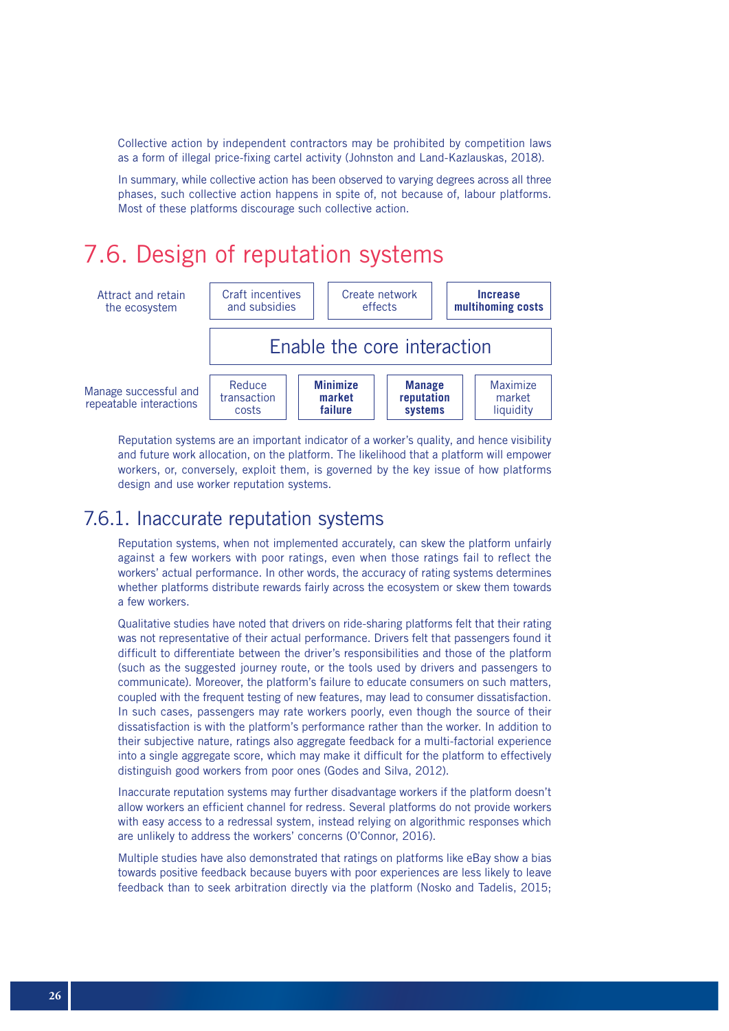Collective action by independent contractors may be prohibited by competition laws as a form of illegal price-fixing cartel activity (Johnston and Land-Kazlauskas, 2018).

In summary, while collective action has been observed to varying degrees across all three phases, such collective action happens in spite of, not because of, labour platforms. Most of these platforms discourage such collective action.

# 7.6. Design of reputation systems

| Attract and retain the ecosystem | Craft incentives and subsidies | Create network effects | **Increase multihoming costs** | |
|---|---|---|---|---|
| | Enable the core interaction | | | |
| Manage successful and repeatable interactions | Reduce transaction costs | **Minimize market failure** | **Manage reputation systems** | Maximize market liquidity |

Reputation systems are an important indicator of a worker's quality, and hence visibility and future work allocation, on the platform. The likelihood that a platform will empower workers, or, conversely, exploit them, is governed by the key issue of how platforms design and use worker reputation systems.

## 7.6.1. Inaccurate reputation systems

Reputation systems, when not implemented accurately, can skew the platform unfairly against a few workers with poor ratings, even when those ratings fail to reflect the workers' actual performance. In other words, the accuracy of rating systems determines whether platforms distribute rewards fairly across the ecosystem or skew them towards a few workers.

Qualitative studies have noted that drivers on ride-sharing platforms felt that their rating was not representative of their actual performance. Drivers felt that passengers found it difficult to differentiate between the driver's responsibilities and those of the platform (such as the suggested journey route, or the tools used by drivers and passengers to communicate). Moreover, the platform's failure to educate consumers on such matters, coupled with the frequent testing of new features, may lead to consumer dissatisfaction. In such cases, passengers may rate workers poorly, even though the source of their dissatisfaction is with the platform's performance rather than the worker. In addition to their subjective nature, ratings also aggregate feedback for a multi-factorial experience into a single aggregate score, which may make it difficult for the platform to effectively distinguish good workers from poor ones (Godes and Silva, 2012).

Inaccurate reputation systems may further disadvantage workers if the platform doesn't allow workers an efficient channel for redress. Several platforms do not provide workers with easy access to a redressal system, instead relying on algorithmic responses which are unlikely to address the workers' concerns (O'Connor, 2016).

Multiple studies have also demonstrated that ratings on platforms like eBay show a bias towards positive feedback because buyers with poor experiences are less likely to leave feedback than to seek arbitration directly via the platform (Nosko and Tadelis, 2015;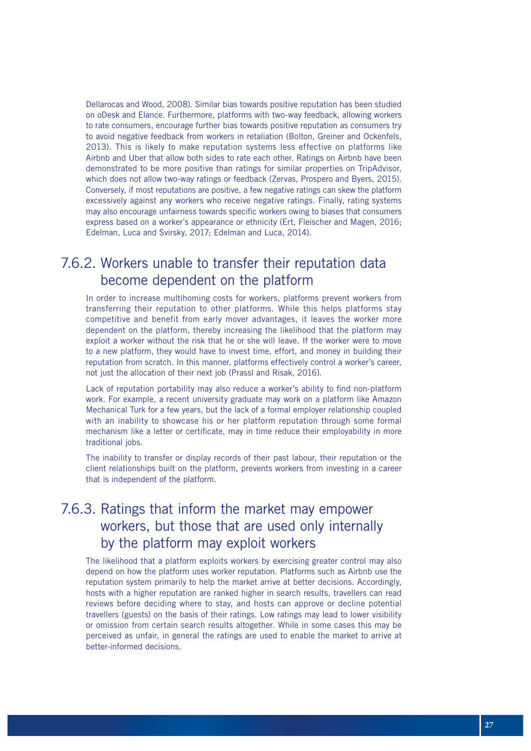Dellarocas and Wood, 2008). Similar bias towards positive reputation has been studied on oDesk and Elance. Furthermore, platforms with two-way feedback, allowing workers to rate consumers, encourage further bias towards positive reputation as consumers try to avoid negative feedback from workers in retaliation (Bolton, Greiner and Ockenfels, 2013). This is likely to make reputation systems less effective on platforms like Airbnb and Uber that allow both sides to rate each other. Ratings on Airbnb have been demonstrated to be more positive than ratings for similar properties on TripAdvisor, which does not allow two-way ratings or feedback (Zervas, Prospero and Byers, 2015). Conversely, if most reputations are positive, a few negative ratings can skew the platform excessively against any workers who receive negative ratings. Finally, rating systems may also encourage unfairness towards specific workers owing to biases that consumers express based on a worker's appearance or ethnicity (Ert, Fleischer and Magen, 2016; Edelman, Luca and Svirsky, 2017; Edelman and Luca, 2014).

### 7.6.2. Workers unable to transfer their reputation data become dependent on the platform

In order to increase multihoming costs for workers, platforms prevent workers from transferring their reputation to other platforms. While this helps platforms stay competitive and benefit from early mover advantages, it leaves the worker more dependent on the platform, thereby increasing the likelihood that the platform may exploit a worker without the risk that he or she will leave. If the worker were to move to a new platform, they would have to invest time, effort, and money in building their reputation from scratch. In this manner, platforms effectively control a worker's career, not just the allocation of their next job (Prassl and Risak, 2016).

Lack of reputation portability may also reduce a worker's ability to find non-platform work. For example, a recent university graduate may work on a platform like Amazon Mechanical Turk for a few years, but the lack of a formal employer relationship coupled with an inability to showcase his or her platform reputation through some formal mechanism like a letter or certificate, may in time reduce their employability in more traditional jobs.

The inability to transfer or display records of their past labour, their reputation or the client relationships built on the platform, prevents workers from investing in a career that is independent of the platform.

### 7.6.3. Ratings that inform the market may empower workers, but those that are used only internally by the platform may exploit workers

The likelihood that a platform exploits workers by exercising greater control may also depend on how the platform uses worker reputation. Platforms such as Airbnb use the reputation system primarily to help the market arrive at better decisions. Accordingly, hosts with a higher reputation are ranked higher in search results, travellers can read reviews before deciding where to stay, and hosts can approve or decline potential travellers (guests) on the basis of their ratings. Low ratings may lead to lower visibility or omission from certain search results altogether. While in some cases this may be perceived as unfair, in general the ratings are used to enable the market to arrive at better-informed decisions.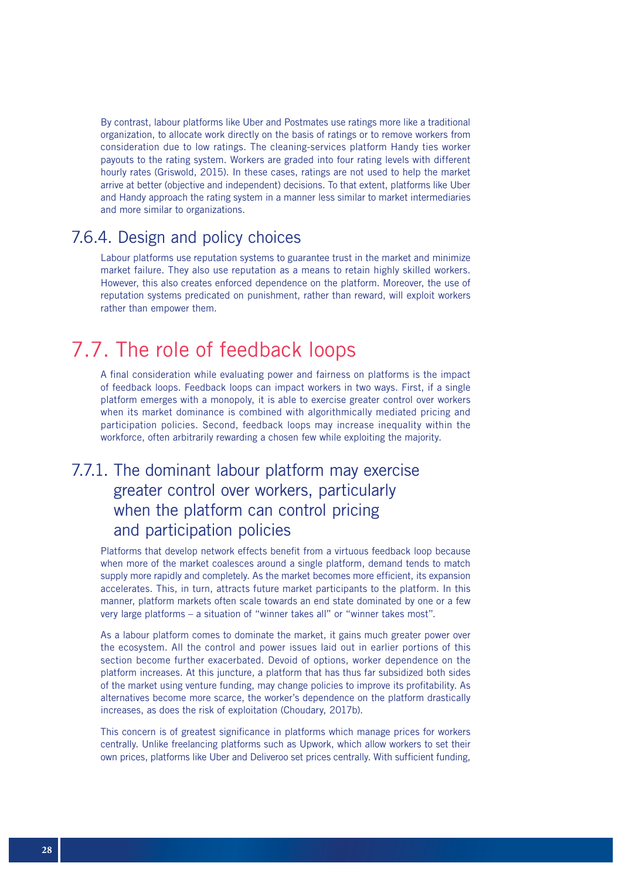By contrast, labour platforms like Uber and Postmates use ratings more like a traditional organization, to allocate work directly on the basis of ratings or to remove workers from consideration due to low ratings. The cleaning-services platform Handy ties worker payouts to the rating system. Workers are graded into four rating levels with different hourly rates (Griswold, 2015). In these cases, ratings are not used to help the market arrive at better (objective and independent) decisions. To that extent, platforms like Uber and Handy approach the rating system in a manner less similar to market intermediaries and more similar to organizations.

### 7.6.4. Design and policy choices

Labour platforms use reputation systems to guarantee trust in the market and minimize market failure. They also use reputation as a means to retain highly skilled workers. However, this also creates enforced dependence on the platform. Moreover, the use of reputation systems predicated on punishment, rather than reward, will exploit workers rather than empower them.

## 7.7. The role of feedback loops

A final consideration while evaluating power and fairness on platforms is the impact of feedback loops. Feedback loops can impact workers in two ways. First, if a single platform emerges with a monopoly, it is able to exercise greater control over workers when its market dominance is combined with algorithmically mediated pricing and participation policies. Second, feedback loops may increase inequality within the workforce, often arbitrarily rewarding a chosen few while exploiting the majority.

### 7.7.1. The dominant labour platform may exercise greater control over workers, particularly when the platform can control pricing and participation policies

Platforms that develop network effects benefit from a virtuous feedback loop because when more of the market coalesces around a single platform, demand tends to match supply more rapidly and completely. As the market becomes more efficient, its expansion accelerates. This, in turn, attracts future market participants to the platform. In this manner, platform markets often scale towards an end state dominated by one or a few very large platforms – a situation of "winner takes all" or "winner takes most".

As a labour platform comes to dominate the market, it gains much greater power over the ecosystem. All the control and power issues laid out in earlier portions of this section become further exacerbated. Devoid of options, worker dependence on the platform increases. At this juncture, a platform that has thus far subsidized both sides of the market using venture funding, may change policies to improve its profitability. As alternatives become more scarce, the worker's dependence on the platform drastically increases, as does the risk of exploitation (Choudary, 2017b).

This concern is of greatest significance in platforms which manage prices for workers centrally. Unlike freelancing platforms such as Upwork, which allow workers to set their own prices, platforms like Uber and Deliveroo set prices centrally. With sufficient funding,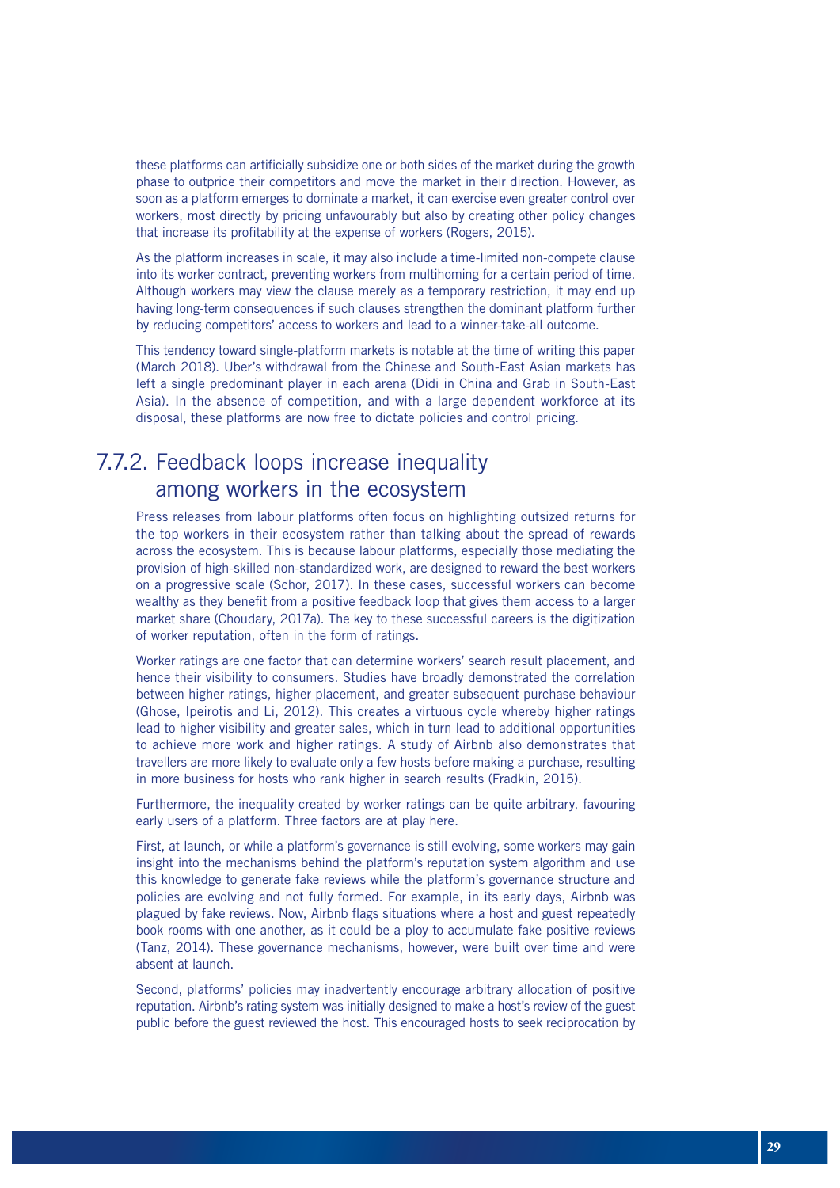these platforms can artificially subsidize one or both sides of the market during the growth phase to outprice their competitors and move the market in their direction. However, as soon as a platform emerges to dominate a market, it can exercise even greater control over workers, most directly by pricing unfavourably but also by creating other policy changes that increase its profitability at the expense of workers (Rogers, 2015).

As the platform increases in scale, it may also include a time-limited non-compete clause into its worker contract, preventing workers from multihoming for a certain period of time. Although workers may view the clause merely as a temporary restriction, it may end up having long-term consequences if such clauses strengthen the dominant platform further by reducing competitors' access to workers and lead to a winner-take-all outcome.

This tendency toward single-platform markets is notable at the time of writing this paper (March 2018). Uber's withdrawal from the Chinese and South-East Asian markets has left a single predominant player in each arena (Didi in China and Grab in South-East Asia). In the absence of competition, and with a large dependent workforce at its disposal, these platforms are now free to dictate policies and control pricing.

### 7.7.2. Feedback loops increase inequality among workers in the ecosystem

Press releases from labour platforms often focus on highlighting outsized returns for the top workers in their ecosystem rather than talking about the spread of rewards across the ecosystem. This is because labour platforms, especially those mediating the provision of high-skilled non-standardized work, are designed to reward the best workers on a progressive scale (Schor, 2017). In these cases, successful workers can become wealthy as they benefit from a positive feedback loop that gives them access to a larger market share (Choudary, 2017a). The key to these successful careers is the digitization of worker reputation, often in the form of ratings.

Worker ratings are one factor that can determine workers' search result placement, and hence their visibility to consumers. Studies have broadly demonstrated the correlation between higher ratings, higher placement, and greater subsequent purchase behaviour (Ghose, Ipeirotis and Li, 2012). This creates a virtuous cycle whereby higher ratings lead to higher visibility and greater sales, which in turn lead to additional opportunities to achieve more work and higher ratings. A study of Airbnb also demonstrates that travellers are more likely to evaluate only a few hosts before making a purchase, resulting in more business for hosts who rank higher in search results (Fradkin, 2015).

Furthermore, the inequality created by worker ratings can be quite arbitrary, favouring early users of a platform. Three factors are at play here.

First, at launch, or while a platform's governance is still evolving, some workers may gain insight into the mechanisms behind the platform's reputation system algorithm and use this knowledge to generate fake reviews while the platform's governance structure and policies are evolving and not fully formed. For example, in its early days, Airbnb was plagued by fake reviews. Now, Airbnb flags situations where a host and guest repeatedly book rooms with one another, as it could be a ploy to accumulate fake positive reviews (Tanz, 2014). These governance mechanisms, however, were built over time and were absent at launch.

Second, platforms' policies may inadvertently encourage arbitrary allocation of positive reputation. Airbnb's rating system was initially designed to make a host's review of the guest public before the guest reviewed the host. This encouraged hosts to seek reciprocation by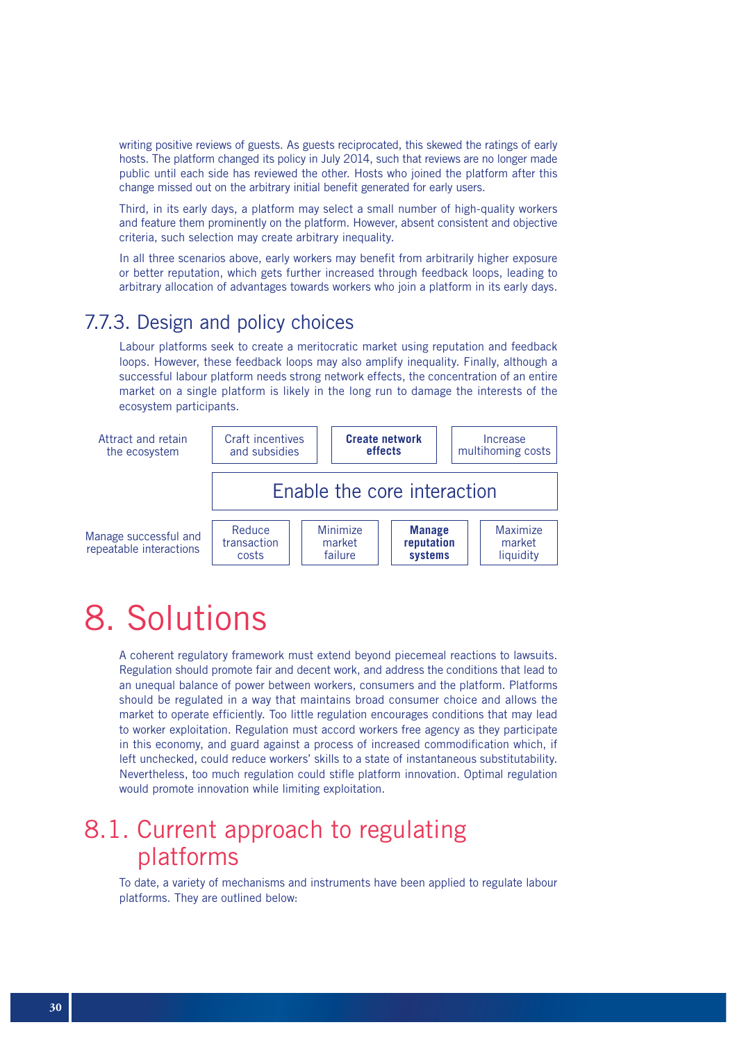writing positive reviews of guests. As guests reciprocated, this skewed the ratings of early hosts. The platform changed its policy in July 2014, such that reviews are no longer made public until each side has reviewed the other. Hosts who joined the platform after this change missed out on the arbitrary initial benefit generated for early users.

Third, in its early days, a platform may select a small number of high-quality workers and feature them prominently on the platform. However, absent consistent and objective criteria, such selection may create arbitrary inequality.

In all three scenarios above, early workers may benefit from arbitrarily higher exposure or better reputation, which gets further increased through feedback loops, leading to arbitrary allocation of advantages towards workers who join a platform in its early days.

### 7.7.3. Design and policy choices

Labour platforms seek to create a meritocratic market using reputation and feedback loops. However, these feedback loops may also amplify inequality. Finally, although a successful labour platform needs strong network effects, the concentration of an entire market on a single platform is likely in the long run to damage the interests of the ecosystem participants.

| Attract and retain the ecosystem | Craft incentives and subsidies | **Create network effects** | Increase multihoming costs | |
|---|---|---|---|---|
| | Enable the core interaction | | | |
| Manage successful and repeatable interactions | Reduce transaction costs | Minimize market failure | **Manage reputation systems** | Maximize market liquidity |

# 8. Solutions

A coherent regulatory framework must extend beyond piecemeal reactions to lawsuits. Regulation should promote fair and decent work, and address the conditions that lead to an unequal balance of power between workers, consumers and the platform. Platforms should be regulated in a way that maintains broad consumer choice and allows the market to operate efficiently. Too little regulation encourages conditions that may lead to worker exploitation. Regulation must accord workers free agency as they participate in this economy, and guard against a process of increased commodification which, if left unchecked, could reduce workers' skills to a state of instantaneous substitutability. Nevertheless, too much regulation could stifle platform innovation. Optimal regulation would promote innovation while limiting exploitation.

## 8.1. Current approach to regulating platforms

To date, a variety of mechanisms and instruments have been applied to regulate labour platforms. They are outlined below: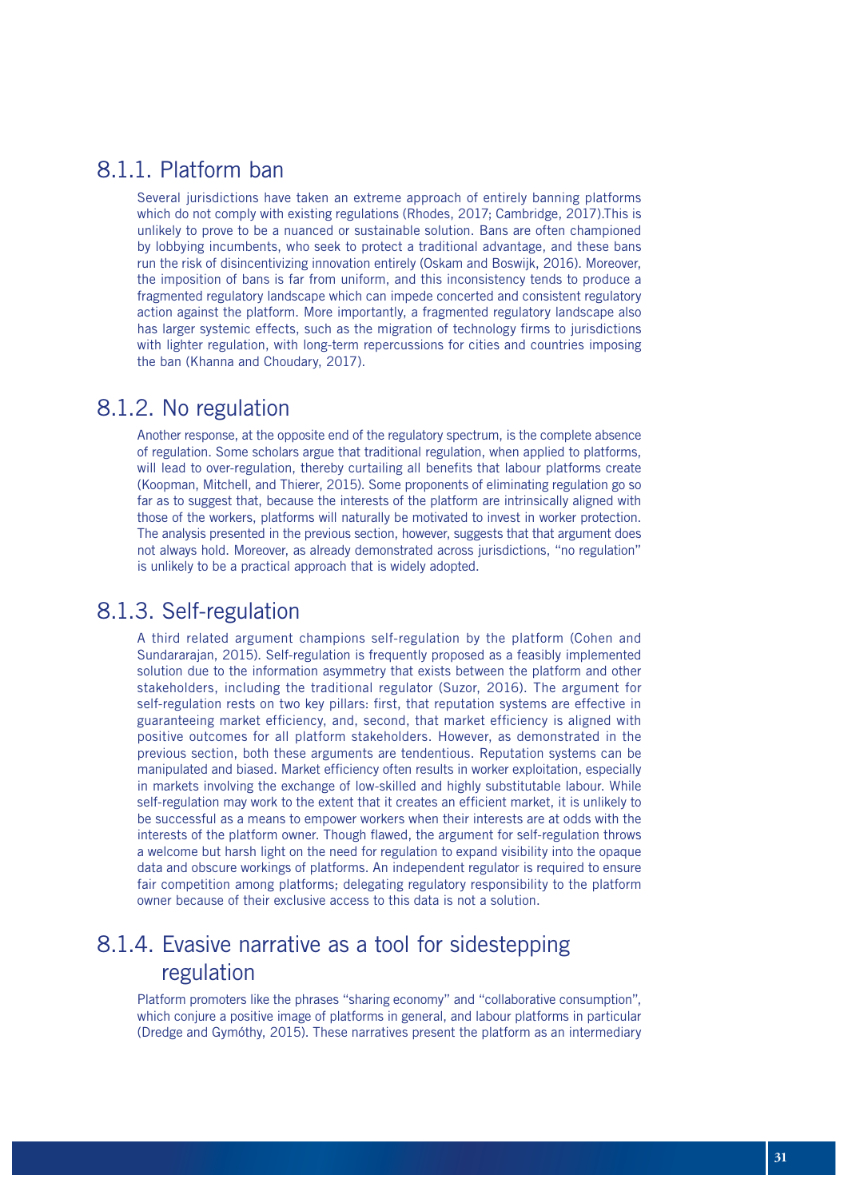### 8.1.1. Platform ban

Several jurisdictions have taken an extreme approach of entirely banning platforms which do not comply with existing regulations (Rhodes, 2017; Cambridge, 2017).This is unlikely to prove to be a nuanced or sustainable solution. Bans are often championed by lobbying incumbents, who seek to protect a traditional advantage, and these bans run the risk of disincentivizing innovation entirely (Oskam and Boswijk, 2016). Moreover, the imposition of bans is far from uniform, and this inconsistency tends to produce a fragmented regulatory landscape which can impede concerted and consistent regulatory action against the platform. More importantly, a fragmented regulatory landscape also has larger systemic effects, such as the migration of technology firms to jurisdictions with lighter regulation, with long-term repercussions for cities and countries imposing the ban (Khanna and Choudary, 2017).

### 8.1.2. No regulation

Another response, at the opposite end of the regulatory spectrum, is the complete absence of regulation. Some scholars argue that traditional regulation, when applied to platforms, will lead to over-regulation, thereby curtailing all benefits that labour platforms create (Koopman, Mitchell, and Thierer, 2015). Some proponents of eliminating regulation go so far as to suggest that, because the interests of the platform are intrinsically aligned with those of the workers, platforms will naturally be motivated to invest in worker protection. The analysis presented in the previous section, however, suggests that that argument does not always hold. Moreover, as already demonstrated across jurisdictions, "no regulation" is unlikely to be a practical approach that is widely adopted.

### 8.1.3. Self-regulation

A third related argument champions self-regulation by the platform (Cohen and Sundararajan, 2015). Self-regulation is frequently proposed as a feasibly implemented solution due to the information asymmetry that exists between the platform and other stakeholders, including the traditional regulator (Suzor, 2016). The argument for self-regulation rests on two key pillars: first, that reputation systems are effective in guaranteeing market efficiency, and, second, that market efficiency is aligned with positive outcomes for all platform stakeholders. However, as demonstrated in the previous section, both these arguments are tendentious. Reputation systems can be manipulated and biased. Market efficiency often results in worker exploitation, especially in markets involving the exchange of low-skilled and highly substitutable labour. While self-regulation may work to the extent that it creates an efficient market, it is unlikely to be successful as a means to empower workers when their interests are at odds with the interests of the platform owner. Though flawed, the argument for self-regulation throws a welcome but harsh light on the need for regulation to expand visibility into the opaque data and obscure workings of platforms. An independent regulator is required to ensure fair competition among platforms; delegating regulatory responsibility to the platform owner because of their exclusive access to this data is not a solution.

### 8.1.4. Evasive narrative as a tool for sidestepping regulation

Platform promoters like the phrases "sharing economy" and "collaborative consumption", which conjure a positive image of platforms in general, and labour platforms in particular (Dredge and Gymóthy, 2015). These narratives present the platform as an intermediary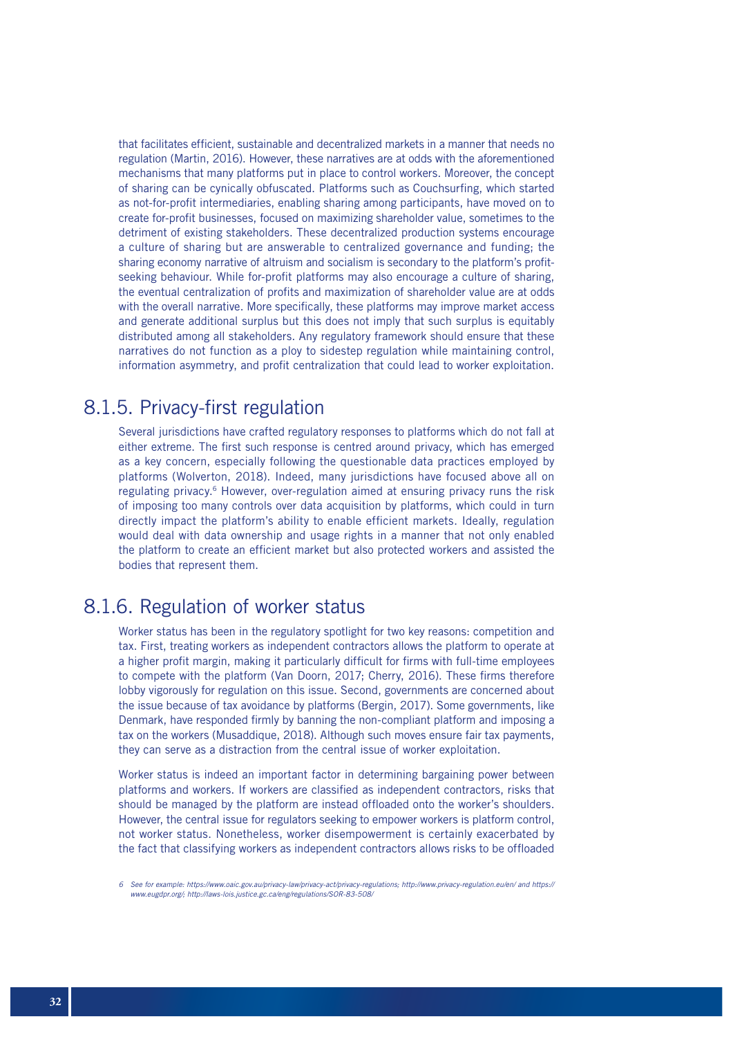that facilitates efficient, sustainable and decentralized markets in a manner that needs no regulation (Martin, 2016). However, these narratives are at odds with the aforementioned mechanisms that many platforms put in place to control workers. Moreover, the concept of sharing can be cynically obfuscated. Platforms such as Couchsurfing, which started as not-for-profit intermediaries, enabling sharing among participants, have moved on to create for-profit businesses, focused on maximizing shareholder value, sometimes to the detriment of existing stakeholders. These decentralized production systems encourage a culture of sharing but are answerable to centralized governance and funding; the sharing economy narrative of altruism and socialism is secondary to the platform's profit-seeking behaviour. While for-profit platforms may also encourage a culture of sharing, the eventual centralization of profits and maximization of shareholder value are at odds with the overall narrative. More specifically, these platforms may improve market access and generate additional surplus but this does not imply that such surplus is equitably distributed among all stakeholders. Any regulatory framework should ensure that these narratives do not function as a ploy to sidestep regulation while maintaining control, information asymmetry, and profit centralization that could lead to worker exploitation.

### 8.1.5. Privacy-first regulation

Several jurisdictions have crafted regulatory responses to platforms which do not fall at either extreme. The first such response is centred around privacy, which has emerged as a key concern, especially following the questionable data practices employed by platforms (Wolverton, 2018). Indeed, many jurisdictions have focused above all on regulating privacy.[6] However, over-regulation aimed at ensuring privacy runs the risk of imposing too many controls over data acquisition by platforms, which could in turn directly impact the platform's ability to enable efficient markets. Ideally, regulation would deal with data ownership and usage rights in a manner that not only enabled the platform to create an efficient market but also protected workers and assisted the bodies that represent them.

### 8.1.6. Regulation of worker status

Worker status has been in the regulatory spotlight for two key reasons: competition and tax. First, treating workers as independent contractors allows the platform to operate at a higher profit margin, making it particularly difficult for firms with full-time employees to compete with the platform (Van Doorn, 2017; Cherry, 2016). These firms therefore lobby vigorously for regulation on this issue. Second, governments are concerned about the issue because of tax avoidance by platforms (Bergin, 2017). Some governments, like Denmark, have responded firmly by banning the non-compliant platform and imposing a tax on the workers (Musaddique, 2018). Although such moves ensure fair tax payments, they can serve as a distraction from the central issue of worker exploitation.

Worker status is indeed an important factor in determining bargaining power between platforms and workers. If workers are classified as independent contractors, risks that should be managed by the platform are instead offloaded onto the worker's shoulders. However, the central issue for regulators seeking to empower workers is platform control, not worker status. Nonetheless, worker disempowerment is certainly exacerbated by the fact that classifying workers as independent contractors allows risks to be offloaded

*6 See for example: https://www.oaic.gov.au/privacy-law/privacy-act/privacy-regulations; http://www.privacy-regulation.eu/en/ and https://www.eugdpr.org/; http://laws-lois.justice.gc.ca/eng/regulations/SOR-83-508/*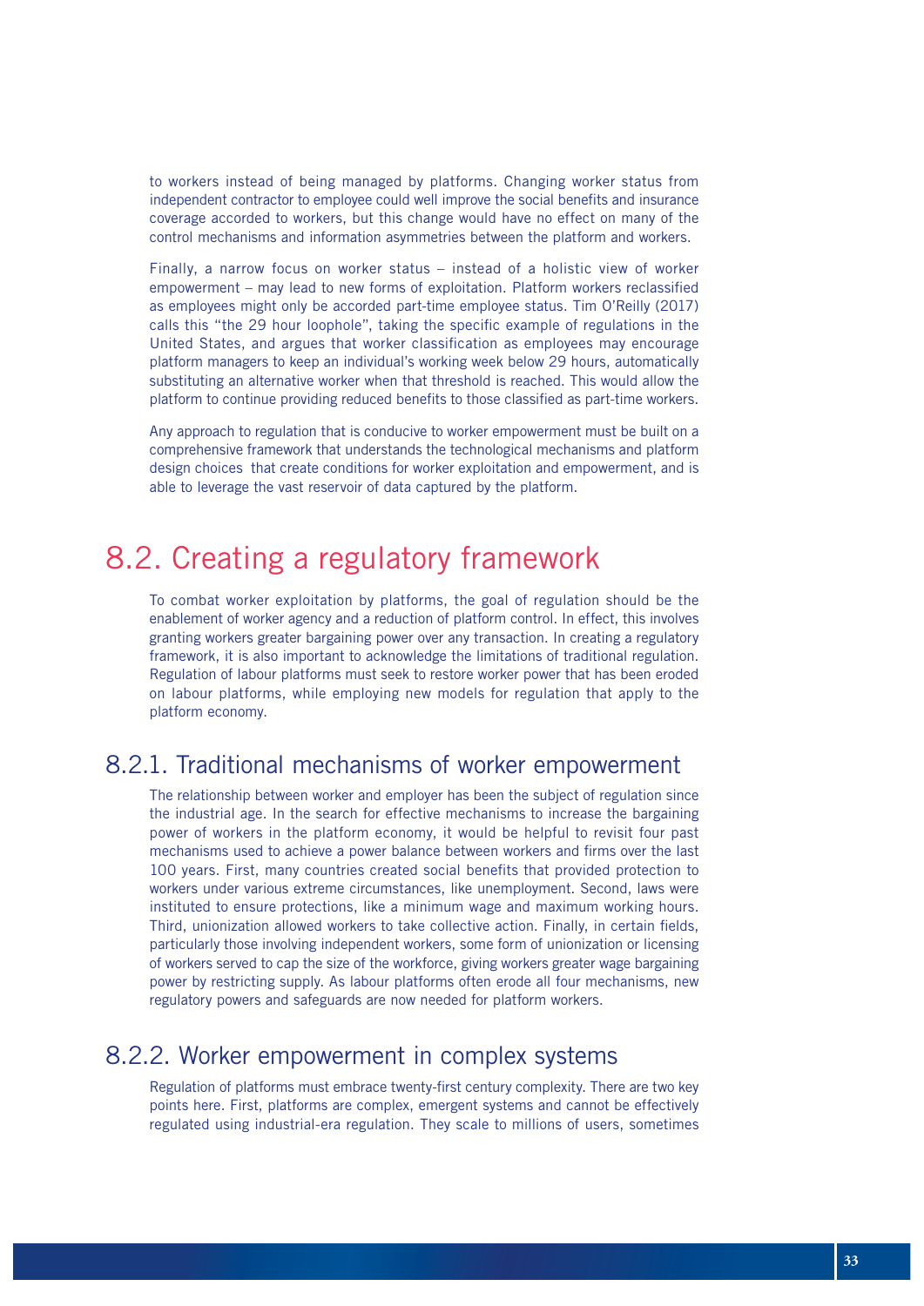to workers instead of being managed by platforms. Changing worker status from independent contractor to employee could well improve the social benefits and insurance coverage accorded to workers, but this change would have no effect on many of the control mechanisms and information asymmetries between the platform and workers.

Finally, a narrow focus on worker status – instead of a holistic view of worker empowerment – may lead to new forms of exploitation. Platform workers reclassified as employees might only be accorded part-time employee status. Tim O'Reilly (2017) calls this "the 29 hour loophole", taking the specific example of regulations in the United States, and argues that worker classification as employees may encourage platform managers to keep an individual's working week below 29 hours, automatically substituting an alternative worker when that threshold is reached. This would allow the platform to continue providing reduced benefits to those classified as part-time workers.

Any approach to regulation that is conducive to worker empowerment must be built on a comprehensive framework that understands the technological mechanisms and platform design choices that create conditions for worker exploitation and empowerment, and is able to leverage the vast reservoir of data captured by the platform.

## 8.2. Creating a regulatory framework

To combat worker exploitation by platforms, the goal of regulation should be the enablement of worker agency and a reduction of platform control. In effect, this involves granting workers greater bargaining power over any transaction. In creating a regulatory framework, it is also important to acknowledge the limitations of traditional regulation. Regulation of labour platforms must seek to restore worker power that has been eroded on labour platforms, while employing new models for regulation that apply to the platform economy.

### 8.2.1. Traditional mechanisms of worker empowerment

The relationship between worker and employer has been the subject of regulation since the industrial age. In the search for effective mechanisms to increase the bargaining power of workers in the platform economy, it would be helpful to revisit four past mechanisms used to achieve a power balance between workers and firms over the last 100 years. First, many countries created social benefits that provided protection to workers under various extreme circumstances, like unemployment. Second, laws were instituted to ensure protections, like a minimum wage and maximum working hours. Third, unionization allowed workers to take collective action. Finally, in certain fields, particularly those involving independent workers, some form of unionization or licensing of workers served to cap the size of the workforce, giving workers greater wage bargaining power by restricting supply. As labour platforms often erode all four mechanisms, new regulatory powers and safeguards are now needed for platform workers.

### 8.2.2. Worker empowerment in complex systems

Regulation of platforms must embrace twenty-first century complexity. There are two key points here. First, platforms are complex, emergent systems and cannot be effectively regulated using industrial-era regulation. They scale to millions of users, sometimes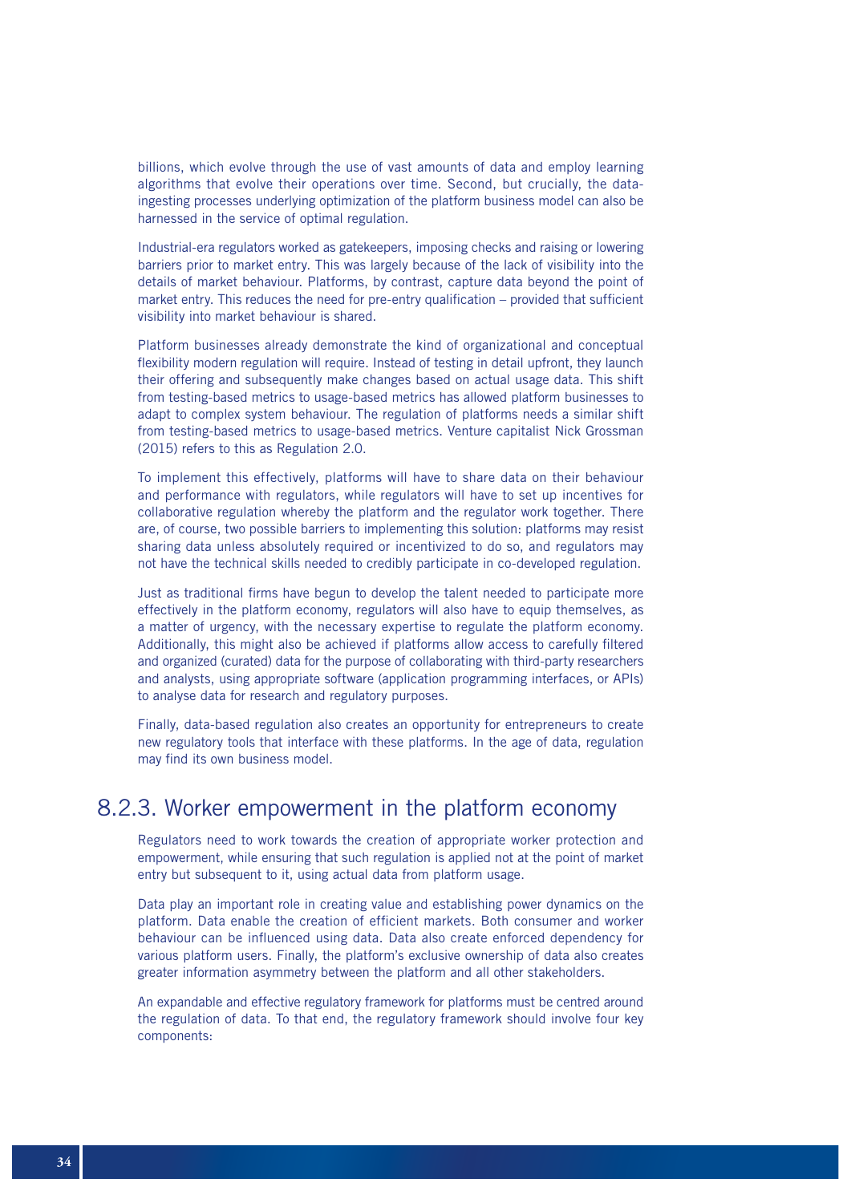billions, which evolve through the use of vast amounts of data and employ learning algorithms that evolve their operations over time. Second, but crucially, the data-ingesting processes underlying optimization of the platform business model can also be harnessed in the service of optimal regulation.

Industrial-era regulators worked as gatekeepers, imposing checks and raising or lowering barriers prior to market entry. This was largely because of the lack of visibility into the details of market behaviour. Platforms, by contrast, capture data beyond the point of market entry. This reduces the need for pre-entry qualification – provided that sufficient visibility into market behaviour is shared.

Platform businesses already demonstrate the kind of organizational and conceptual flexibility modern regulation will require. Instead of testing in detail upfront, they launch their offering and subsequently make changes based on actual usage data. This shift from testing-based metrics to usage-based metrics has allowed platform businesses to adapt to complex system behaviour. The regulation of platforms needs a similar shift from testing-based metrics to usage-based metrics. Venture capitalist Nick Grossman (2015) refers to this as Regulation 2.0.

To implement this effectively, platforms will have to share data on their behaviour and performance with regulators, while regulators will have to set up incentives for collaborative regulation whereby the platform and the regulator work together. There are, of course, two possible barriers to implementing this solution: platforms may resist sharing data unless absolutely required or incentivized to do so, and regulators may not have the technical skills needed to credibly participate in co-developed regulation.

Just as traditional firms have begun to develop the talent needed to participate more effectively in the platform economy, regulators will also have to equip themselves, as a matter of urgency, with the necessary expertise to regulate the platform economy. Additionally, this might also be achieved if platforms allow access to carefully filtered and organized (curated) data for the purpose of collaborating with third-party researchers and analysts, using appropriate software (application programming interfaces, or APIs) to analyse data for research and regulatory purposes.

Finally, data-based regulation also creates an opportunity for entrepreneurs to create new regulatory tools that interface with these platforms. In the age of data, regulation may find its own business model.

## 8.2.3. Worker empowerment in the platform economy

Regulators need to work towards the creation of appropriate worker protection and empowerment, while ensuring that such regulation is applied not at the point of market entry but subsequent to it, using actual data from platform usage.

Data play an important role in creating value and establishing power dynamics on the platform. Data enable the creation of efficient markets. Both consumer and worker behaviour can be influenced using data. Data also create enforced dependency for various platform users. Finally, the platform's exclusive ownership of data also creates greater information asymmetry between the platform and all other stakeholders.

An expandable and effective regulatory framework for platforms must be centred around the regulation of data. To that end, the regulatory framework should involve four key components: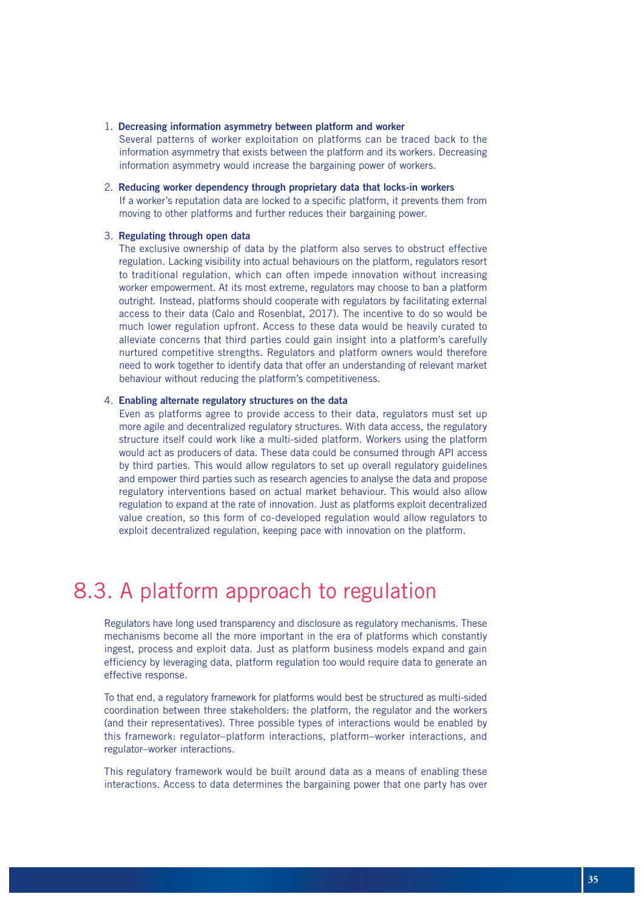1. **Decreasing information asymmetry between platform and worker**
   Several patterns of worker exploitation on platforms can be traced back to the information asymmetry that exists between the platform and its workers. Decreasing information asymmetry would increase the bargaining power of workers.

2. **Reducing worker dependency through proprietary data that locks-in workers**
   If a worker's reputation data are locked to a specific platform, it prevents them from moving to other platforms and further reduces their bargaining power.

3. **Regulating through open data**
   The exclusive ownership of data by the platform also serves to obstruct effective regulation. Lacking visibility into actual behaviours on the platform, regulators resort to traditional regulation, which can often impede innovation without increasing worker empowerment. At its most extreme, regulators may choose to ban a platform outright. Instead, platforms should cooperate with regulators by facilitating external access to their data (Calo and Rosenblat, 2017). The incentive to do so would be much lower regulation upfront. Access to these data would be heavily curated to alleviate concerns that third parties could gain insight into a platform's carefully nurtured competitive strengths. Regulators and platform owners would therefore need to work together to identify data that offer an understanding of relevant market behaviour without reducing the platform's competitiveness.

4. **Enabling alternate regulatory structures on the data**
   Even as platforms agree to provide access to their data, regulators must set up more agile and decentralized regulatory structures. With data access, the regulatory structure itself could work like a multi-sided platform. Workers using the platform would act as producers of data. These data could be consumed through API access by third parties. This would allow regulators to set up overall regulatory guidelines and empower third parties such as research agencies to analyse the data and propose regulatory interventions based on actual market behaviour. This would also allow regulation to expand at the rate of innovation. Just as platforms exploit decentralized value creation, so this form of co-developed regulation would allow regulators to exploit decentralized regulation, keeping pace with innovation on the platform.

## 8.3. A platform approach to regulation

Regulators have long used transparency and disclosure as regulatory mechanisms. These mechanisms become all the more important in the era of platforms which constantly ingest, process and exploit data. Just as platform business models expand and gain efficiency by leveraging data, platform regulation too would require data to generate an effective response.

To that end, a regulatory framework for platforms would best be structured as multi-sided coordination between three stakeholders: the platform, the regulator and the workers (and their representatives). Three possible types of interactions would be enabled by this framework: regulator–platform interactions, platform–worker interactions, and regulator–worker interactions.

This regulatory framework would be built around data as a means of enabling these interactions. Access to data determines the bargaining power that one party has over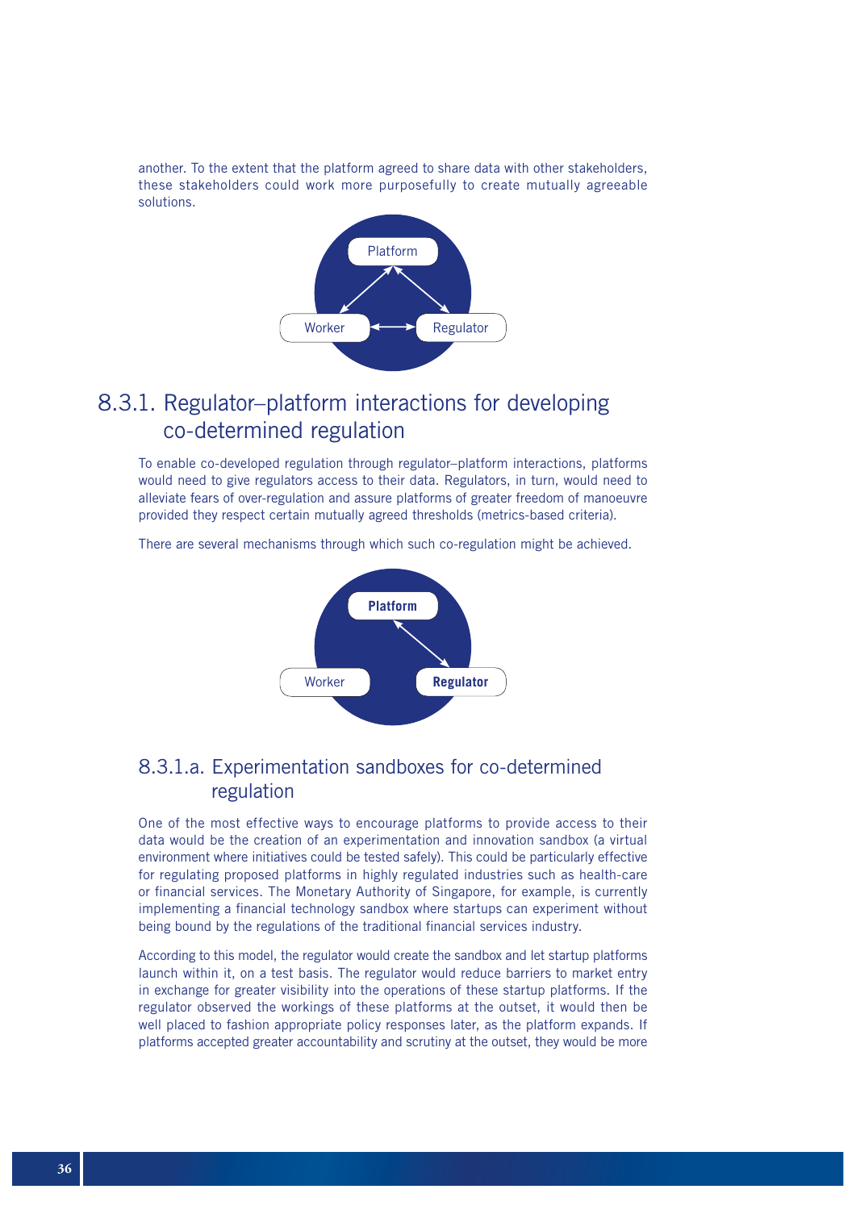another. To the extent that the platform agreed to share data with other stakeholders, these stakeholders could work more purposefully to create mutually agreeable solutions.

## 8.3.1. Regulator–platform interactions for developing co-determined regulation

To enable co-developed regulation through regulator–platform interactions, platforms would need to give regulators access to their data. Regulators, in turn, would need to alleviate fears of over-regulation and assure platforms of greater freedom of manoeuvre provided they respect certain mutually agreed thresholds (metrics-based criteria).

There are several mechanisms through which such co-regulation might be achieved.

### 8.3.1.a. Experimentation sandboxes for co-determined regulation

One of the most effective ways to encourage platforms to provide access to their data would be the creation of an experimentation and innovation sandbox (a virtual environment where initiatives could be tested safely). This could be particularly effective for regulating proposed platforms in highly regulated industries such as health-care or financial services. The Monetary Authority of Singapore, for example, is currently implementing a financial technology sandbox where startups can experiment without being bound by the regulations of the traditional financial services industry.

According to this model, the regulator would create the sandbox and let startup platforms launch within it, on a test basis. The regulator would reduce barriers to market entry in exchange for greater visibility into the operations of these startup platforms. If the regulator observed the workings of these platforms at the outset, it would then be well placed to fashion appropriate policy responses later, as the platform expands. If platforms accepted greater accountability and scrutiny at the outset, they would be more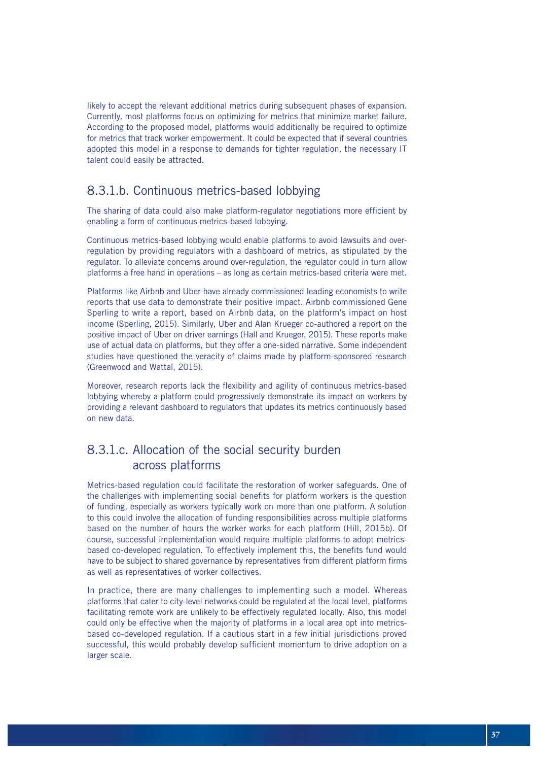likely to accept the relevant additional metrics during subsequent phases of expansion. Currently, most platforms focus on optimizing for metrics that minimize market failure. According to the proposed model, platforms would additionally be required to optimize for metrics that track worker empowerment. It could be expected that if several countries adopted this model in a response to demands for tighter regulation, the necessary IT talent could easily be attracted.

### 8.3.1.b. Continuous metrics-based lobbying

The sharing of data could also make platform-regulator negotiations more efficient by enabling a form of continuous metrics-based lobbying.

Continuous metrics-based lobbying would enable platforms to avoid lawsuits and over-regulation by providing regulators with a dashboard of metrics, as stipulated by the regulator. To alleviate concerns around over-regulation, the regulator could in turn allow platforms a free hand in operations – as long as certain metrics-based criteria were met.

Platforms like Airbnb and Uber have already commissioned leading economists to write reports that use data to demonstrate their positive impact. Airbnb commissioned Gene Sperling to write a report, based on Airbnb data, on the platform's impact on host income (Sperling, 2015). Similarly, Uber and Alan Krueger co-authored a report on the positive impact of Uber on driver earnings (Hall and Krueger, 2015). These reports make use of actual data on platforms, but they offer a one-sided narrative. Some independent studies have questioned the veracity of claims made by platform-sponsored research (Greenwood and Wattal, 2015).

Moreover, research reports lack the flexibility and agility of continuous metrics-based lobbying whereby a platform could progressively demonstrate its impact on workers by providing a relevant dashboard to regulators that updates its metrics continuously based on new data.

### 8.3.1.c. Allocation of the social security burden across platforms

Metrics-based regulation could facilitate the restoration of worker safeguards. One of the challenges with implementing social benefits for platform workers is the question of funding, especially as workers typically work on more than one platform. A solution to this could involve the allocation of funding responsibilities across multiple platforms based on the number of hours the worker works for each platform (Hill, 2015b). Of course, successful implementation would require multiple platforms to adopt metrics-based co-developed regulation. To effectively implement this, the benefits fund would have to be subject to shared governance by representatives from different platform firms as well as representatives of worker collectives.

In practice, there are many challenges to implementing such a model. Whereas platforms that cater to city-level networks could be regulated at the local level, platforms facilitating remote work are unlikely to be effectively regulated locally. Also, this model could only be effective when the majority of platforms in a local area opt into metrics-based co-developed regulation. If a cautious start in a few initial jurisdictions proved successful, this would probably develop sufficient momentum to drive adoption on a larger scale.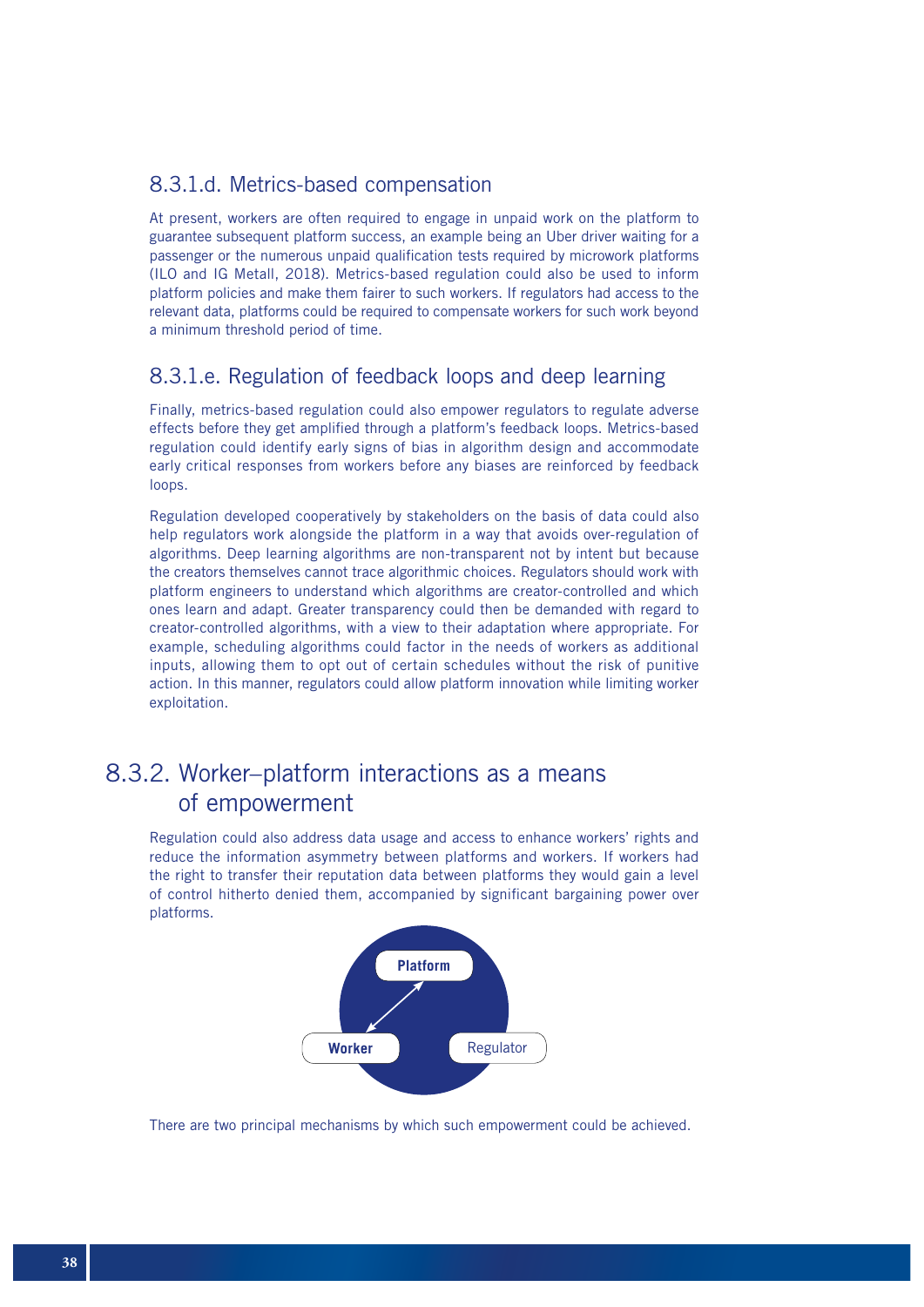### 8.3.1.d. Metrics-based compensation

At present, workers are often required to engage in unpaid work on the platform to guarantee subsequent platform success, an example being an Uber driver waiting for a passenger or the numerous unpaid qualification tests required by microwork platforms (ILO and IG Metall, 2018). Metrics-based regulation could also be used to inform platform policies and make them fairer to such workers. If regulators had access to the relevant data, platforms could be required to compensate workers for such work beyond a minimum threshold period of time.

### 8.3.1.e. Regulation of feedback loops and deep learning

Finally, metrics-based regulation could also empower regulators to regulate adverse effects before they get amplified through a platform's feedback loops. Metrics-based regulation could identify early signs of bias in algorithm design and accommodate early critical responses from workers before any biases are reinforced by feedback loops.

Regulation developed cooperatively by stakeholders on the basis of data could also help regulators work alongside the platform in a way that avoids over-regulation of algorithms. Deep learning algorithms are non-transparent not by intent but because the creators themselves cannot trace algorithmic choices. Regulators should work with platform engineers to understand which algorithms are creator-controlled and which ones learn and adapt. Greater transparency could then be demanded with regard to creator-controlled algorithms, with a view to their adaptation where appropriate. For example, scheduling algorithms could factor in the needs of workers as additional inputs, allowing them to opt out of certain schedules without the risk of punitive action. In this manner, regulators could allow platform innovation while limiting worker exploitation.

## 8.3.2. Worker–platform interactions as a means of empowerment

Regulation could also address data usage and access to enhance workers' rights and reduce the information asymmetry between platforms and workers. If workers had the right to transfer their reputation data between platforms they would gain a level of control hitherto denied them, accompanied by significant bargaining power over platforms.

**Platform**

**Worker** Regulator

There are two principal mechanisms by which such empowerment could be achieved.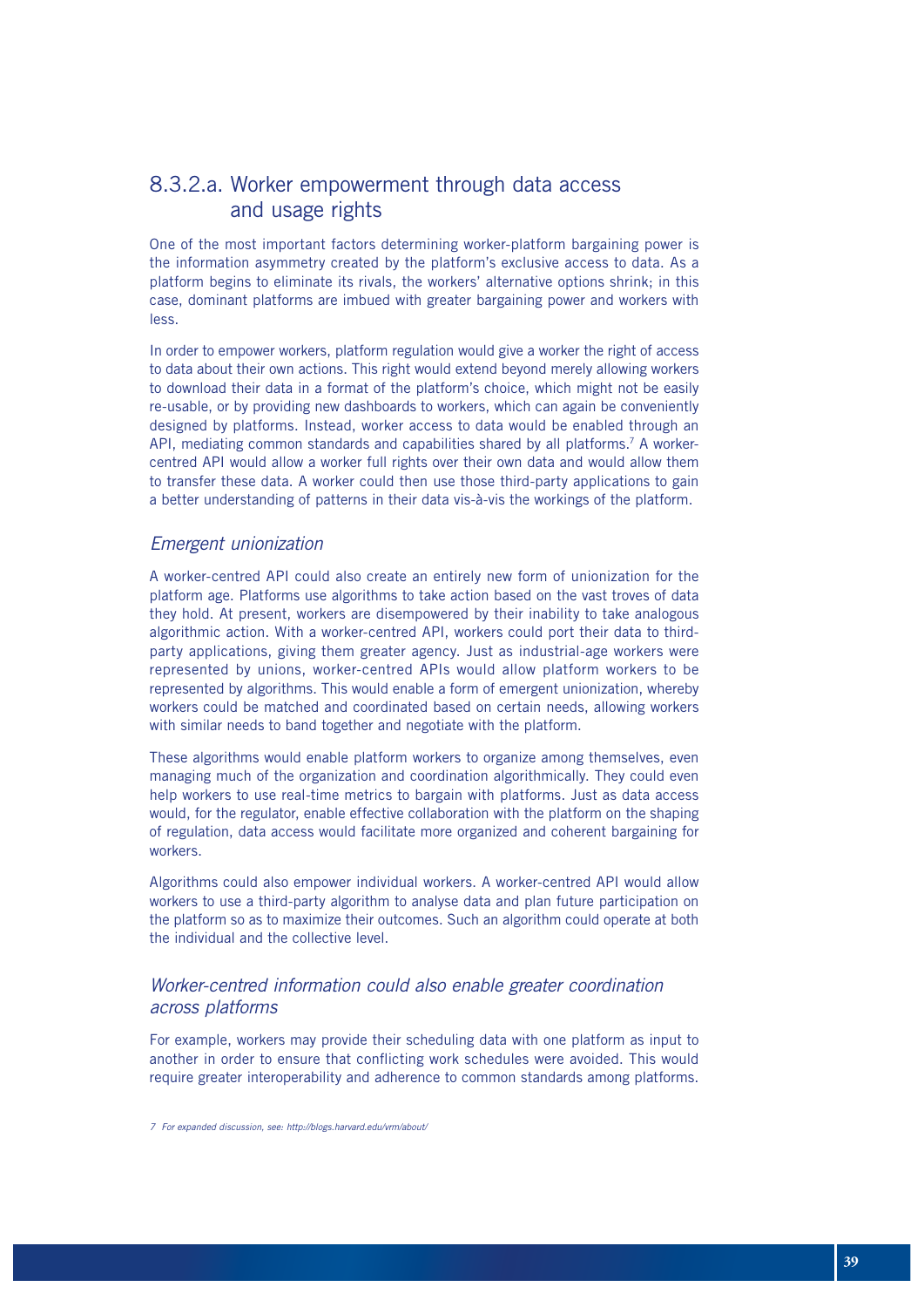### 8.3.2.a. Worker empowerment through data access and usage rights

One of the most important factors determining worker-platform bargaining power is the information asymmetry created by the platform's exclusive access to data. As a platform begins to eliminate its rivals, the workers' alternative options shrink; in this case, dominant platforms are imbued with greater bargaining power and workers with less.

In order to empower workers, platform regulation would give a worker the right of access to data about their own actions. This right would extend beyond merely allowing workers to download their data in a format of the platform's choice, which might not be easily re-usable, or by providing new dashboards to workers, which can again be conveniently designed by platforms. Instead, worker access to data would be enabled through an API, mediating common standards and capabilities shared by all platforms.[7] A worker-centred API would allow a worker full rights over their own data and would allow them to transfer these data. A worker could then use those third-party applications to gain a better understanding of patterns in their data vis-à-vis the workings of the platform.

#### *Emergent unionization*

A worker-centred API could also create an entirely new form of unionization for the platform age. Platforms use algorithms to take action based on the vast troves of data they hold. At present, workers are disempowered by their inability to take analogous algorithmic action. With a worker-centred API, workers could port their data to third-party applications, giving them greater agency. Just as industrial-age workers were represented by unions, worker-centred APIs would allow platform workers to be represented by algorithms. This would enable a form of emergent unionization, whereby workers could be matched and coordinated based on certain needs, allowing workers with similar needs to band together and negotiate with the platform.

These algorithms would enable platform workers to organize among themselves, even managing much of the organization and coordination algorithmically. They could even help workers to use real-time metrics to bargain with platforms. Just as data access would, for the regulator, enable effective collaboration with the platform on the shaping of regulation, data access would facilitate more organized and coherent bargaining for workers.

Algorithms could also empower individual workers. A worker-centred API would allow workers to use a third-party algorithm to analyse data and plan future participation on the platform so as to maximize their outcomes. Such an algorithm could operate at both the individual and the collective level.

#### *Worker-centred information could also enable greater coordination across platforms*

For example, workers may provide their scheduling data with one platform as input to another in order to ensure that conflicting work schedules were avoided. This would require greater interoperability and adherence to common standards among platforms.

*7 For expanded discussion, see: http://blogs.harvard.edu/vrm/about/*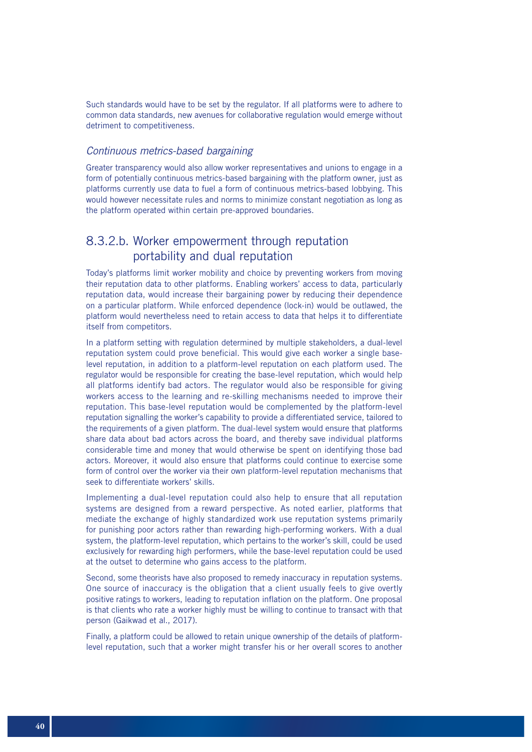Such standards would have to be set by the regulator. If all platforms were to adhere to common data standards, new avenues for collaborative regulation would emerge without detriment to competitiveness.

### *Continuous metrics-based bargaining*

Greater transparency would also allow worker representatives and unions to engage in a form of potentially continuous metrics-based bargaining with the platform owner, just as platforms currently use data to fuel a form of continuous metrics-based lobbying. This would however necessitate rules and norms to minimize constant negotiation as long as the platform operated within certain pre-approved boundaries.

## 8.3.2.b. Worker empowerment through reputation portability and dual reputation

Today's platforms limit worker mobility and choice by preventing workers from moving their reputation data to other platforms. Enabling workers' access to data, particularly reputation data, would increase their bargaining power by reducing their dependence on a particular platform. While enforced dependence (lock-in) would be outlawed, the platform would nevertheless need to retain access to data that helps it to differentiate itself from competitors.

In a platform setting with regulation determined by multiple stakeholders, a dual-level reputation system could prove beneficial. This would give each worker a single base-level reputation, in addition to a platform-level reputation on each platform used. The regulator would be responsible for creating the base-level reputation, which would help all platforms identify bad actors. The regulator would also be responsible for giving workers access to the learning and re-skilling mechanisms needed to improve their reputation. This base-level reputation would be complemented by the platform-level reputation signalling the worker's capability to provide a differentiated service, tailored to the requirements of a given platform. The dual-level system would ensure that platforms share data about bad actors across the board, and thereby save individual platforms considerable time and money that would otherwise be spent on identifying those bad actors. Moreover, it would also ensure that platforms could continue to exercise some form of control over the worker via their own platform-level reputation mechanisms that seek to differentiate workers' skills.

Implementing a dual-level reputation could also help to ensure that all reputation systems are designed from a reward perspective. As noted earlier, platforms that mediate the exchange of highly standardized work use reputation systems primarily for punishing poor actors rather than rewarding high-performing workers. With a dual system, the platform-level reputation, which pertains to the worker's skill, could be used exclusively for rewarding high performers, while the base-level reputation could be used at the outset to determine who gains access to the platform.

Second, some theorists have also proposed to remedy inaccuracy in reputation systems. One source of inaccuracy is the obligation that a client usually feels to give overtly positive ratings to workers, leading to reputation inflation on the platform. One proposal is that clients who rate a worker highly must be willing to continue to transact with that person (Gaikwad et al., 2017).

Finally, a platform could be allowed to retain unique ownership of the details of platform-level reputation, such that a worker might transfer his or her overall scores to another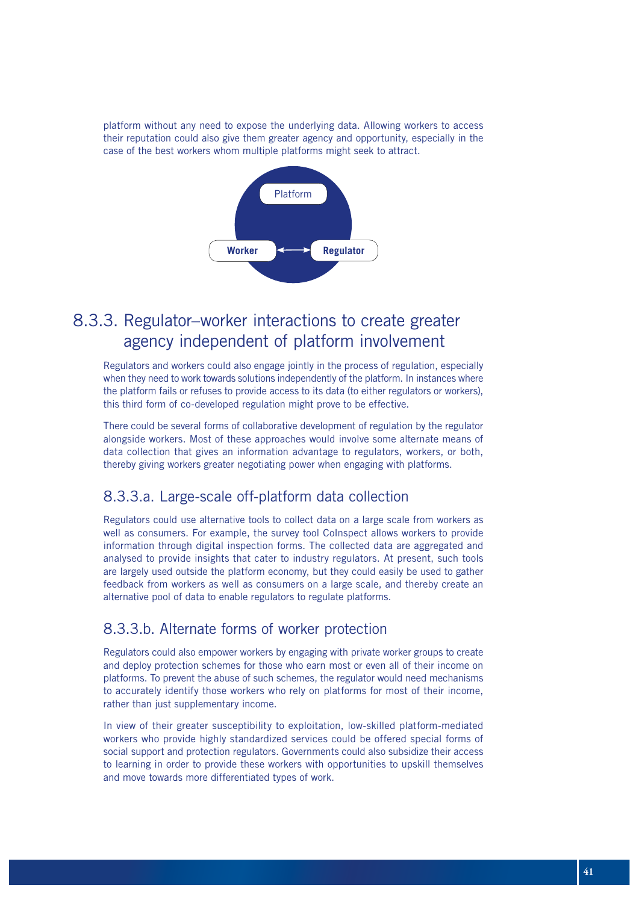platform without any need to expose the underlying data. Allowing workers to access their reputation could also give them greater agency and opportunity, especially in the case of the best workers whom multiple platforms might seek to attract.

Platform

Worker ←→ Regulator

## 8.3.3. Regulator–worker interactions to create greater agency independent of platform involvement

Regulators and workers could also engage jointly in the process of regulation, especially when they need to work towards solutions independently of the platform. In instances where the platform fails or refuses to provide access to its data (to either regulators or workers), this third form of co-developed regulation might prove to be effective.

There could be several forms of collaborative development of regulation by the regulator alongside workers. Most of these approaches would involve some alternate means of data collection that gives an information advantage to regulators, workers, or both, thereby giving workers greater negotiating power when engaging with platforms.

### 8.3.3.a. Large-scale off-platform data collection

Regulators could use alternative tools to collect data on a large scale from workers as well as consumers. For example, the survey tool CoInspect allows workers to provide information through digital inspection forms. The collected data are aggregated and analysed to provide insights that cater to industry regulators. At present, such tools are largely used outside the platform economy, but they could easily be used to gather feedback from workers as well as consumers on a large scale, and thereby create an alternative pool of data to enable regulators to regulate platforms.

### 8.3.3.b. Alternate forms of worker protection

Regulators could also empower workers by engaging with private worker groups to create and deploy protection schemes for those who earn most or even all of their income on platforms. To prevent the abuse of such schemes, the regulator would need mechanisms to accurately identify those workers who rely on platforms for most of their income, rather than just supplementary income.

In view of their greater susceptibility to exploitation, low-skilled platform-mediated workers who provide highly standardized services could be offered special forms of social support and protection regulators. Governments could also subsidize their access to learning in order to provide these workers with opportunities to upskill themselves and move towards more differentiated types of work.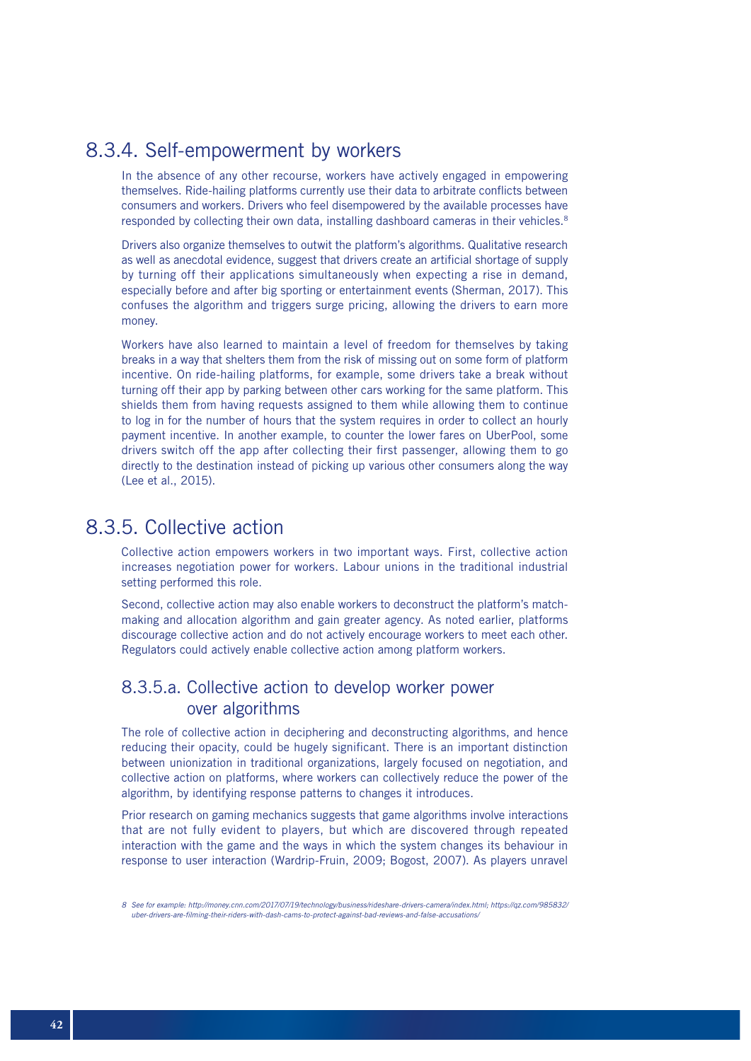## 8.3.4. Self-empowerment by workers

In the absence of any other recourse, workers have actively engaged in empowering themselves. Ride-hailing platforms currently use their data to arbitrate conflicts between consumers and workers. Drivers who feel disempowered by the available processes have responded by collecting their own data, installing dashboard cameras in their vehicles.[8]

Drivers also organize themselves to outwit the platform's algorithms. Qualitative research as well as anecdotal evidence, suggest that drivers create an artificial shortage of supply by turning off their applications simultaneously when expecting a rise in demand, especially before and after big sporting or entertainment events (Sherman, 2017). This confuses the algorithm and triggers surge pricing, allowing the drivers to earn more money.

Workers have also learned to maintain a level of freedom for themselves by taking breaks in a way that shelters them from the risk of missing out on some form of platform incentive. On ride-hailing platforms, for example, some drivers take a break without turning off their app by parking between other cars working for the same platform. This shields them from having requests assigned to them while allowing them to continue to log in for the number of hours that the system requires in order to collect an hourly payment incentive. In another example, to counter the lower fares on UberPool, some drivers switch off the app after collecting their first passenger, allowing them to go directly to the destination instead of picking up various other consumers along the way (Lee et al., 2015).

## 8.3.5. Collective action

Collective action empowers workers in two important ways. First, collective action increases negotiation power for workers. Labour unions in the traditional industrial setting performed this role.

Second, collective action may also enable workers to deconstruct the platform's match-making and allocation algorithm and gain greater agency. As noted earlier, platforms discourage collective action and do not actively encourage workers to meet each other. Regulators could actively enable collective action among platform workers.

### 8.3.5.a. Collective action to develop worker power over algorithms

The role of collective action in deciphering and deconstructing algorithms, and hence reducing their opacity, could be hugely significant. There is an important distinction between unionization in traditional organizations, largely focused on negotiation, and collective action on platforms, where workers can collectively reduce the power of the algorithm, by identifying response patterns to changes it introduces.

Prior research on gaming mechanics suggests that game algorithms involve interactions that are not fully evident to players, but which are discovered through repeated interaction with the game and the ways in which the system changes its behaviour in response to user interaction (Wardrip-Fruin, 2009; Bogost, 2007). As players unravel

*8 See for example: http://money.cnn.com/2017/07/19/technology/business/rideshare-drivers-camera/index.html; https://qz.com/985832/uber-drivers-are-filming-their-riders-with-dash-cams-to-protect-against-bad-reviews-and-false-accusations/*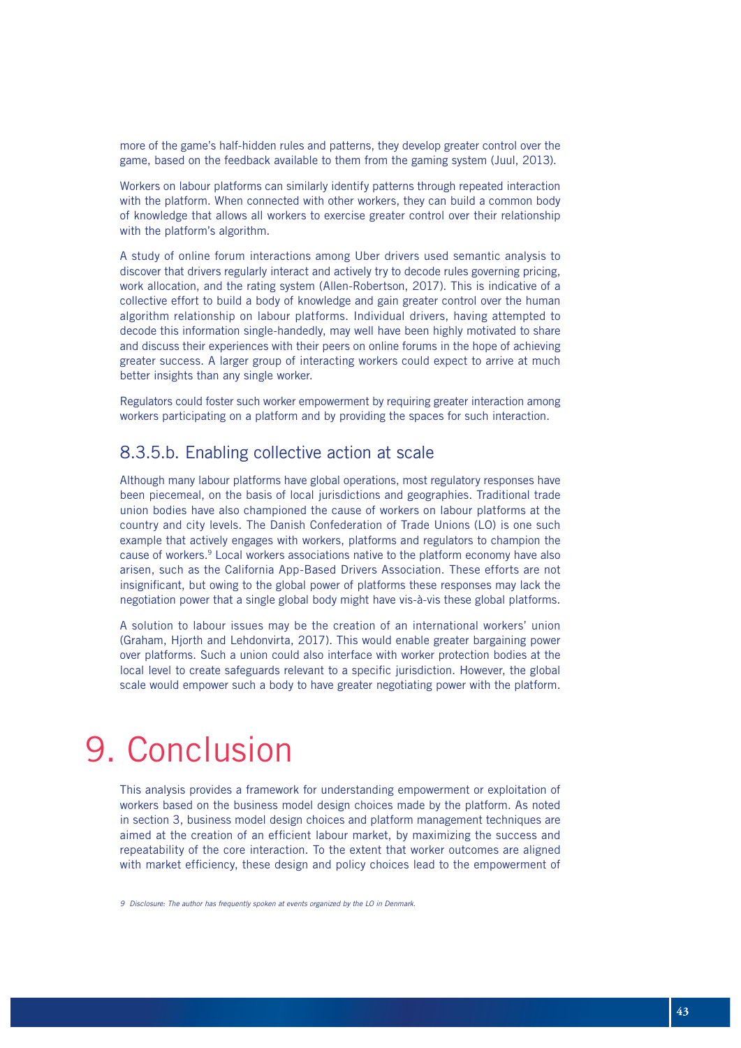more of the game's half-hidden rules and patterns, they develop greater control over the game, based on the feedback available to them from the gaming system (Juul, 2013).

Workers on labour platforms can similarly identify patterns through repeated interaction with the platform. When connected with other workers, they can build a common body of knowledge that allows all workers to exercise greater control over their relationship with the platform's algorithm.

A study of online forum interactions among Uber drivers used semantic analysis to discover that drivers regularly interact and actively try to decode rules governing pricing, work allocation, and the rating system (Allen-Robertson, 2017). This is indicative of a collective effort to build a body of knowledge and gain greater control over the human algorithm relationship on labour platforms. Individual drivers, having attempted to decode this information single-handedly, may well have been highly motivated to share and discuss their experiences with their peers on online forums in the hope of achieving greater success. A larger group of interacting workers could expect to arrive at much better insights than any single worker.

Regulators could foster such worker empowerment by requiring greater interaction among workers participating on a platform and by providing the spaces for such interaction.

### 8.3.5.b. Enabling collective action at scale

Although many labour platforms have global operations, most regulatory responses have been piecemeal, on the basis of local jurisdictions and geographies. Traditional trade union bodies have also championed the cause of workers on labour platforms at the country and city levels. The Danish Confederation of Trade Unions (LO) is one such example that actively engages with workers, platforms and regulators to champion the cause of workers.[9] Local workers associations native to the platform economy have also arisen, such as the California App-Based Drivers Association. These efforts are not insignificant, but owing to the global power of platforms these responses may lack the negotiation power that a single global body might have vis-à-vis these global platforms.

A solution to labour issues may be the creation of an international workers' union (Graham, Hjorth and Lehdonvirta, 2017). This would enable greater bargaining power over platforms. Such a union could also interface with worker protection bodies at the local level to create safeguards relevant to a specific jurisdiction. However, the global scale would empower such a body to have greater negotiating power with the platform.

# 9. Conclusion

This analysis provides a framework for understanding empowerment or exploitation of workers based on the business model design choices made by the platform. As noted in section 3, business model design choices and platform management techniques are aimed at the creation of an efficient labour market, by maximizing the success and repeatability of the core interaction. To the extent that worker outcomes are aligned with market efficiency, these design and policy choices lead to the empowerment of

*9 Disclosure: The author has frequently spoken at events organized by the LO in Denmark.*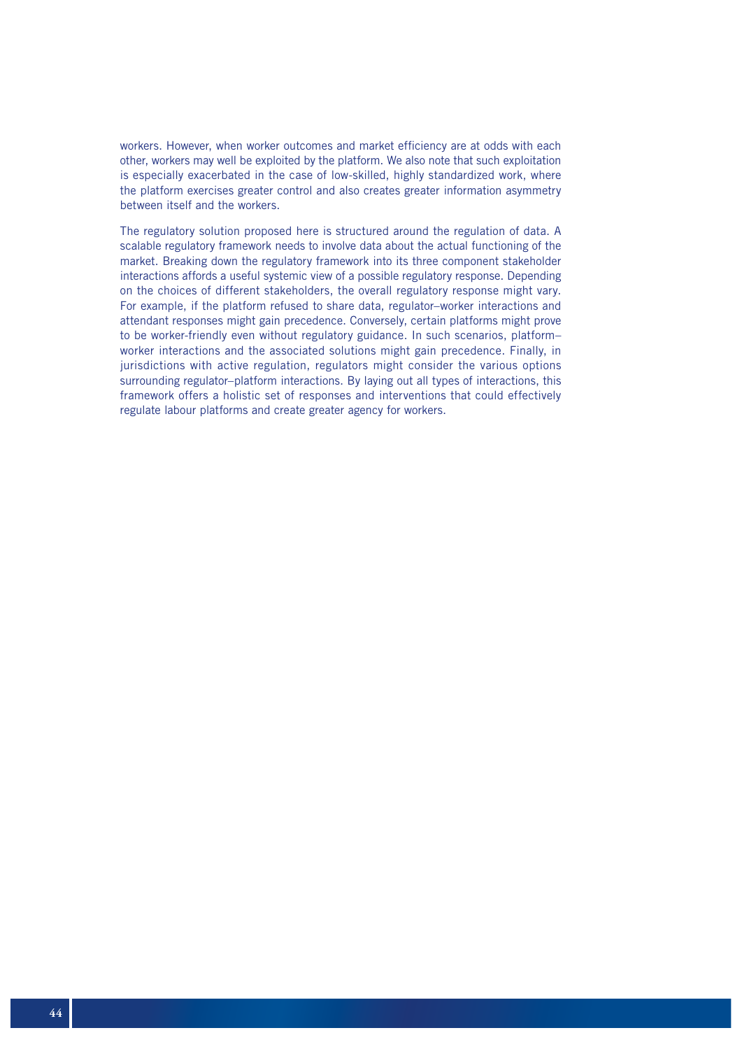workers. However, when worker outcomes and market efficiency are at odds with each other, workers may well be exploited by the platform. We also note that such exploitation is especially exacerbated in the case of low-skilled, highly standardized work, where the platform exercises greater control and also creates greater information asymmetry between itself and the workers.

The regulatory solution proposed here is structured around the regulation of data. A scalable regulatory framework needs to involve data about the actual functioning of the market. Breaking down the regulatory framework into its three component stakeholder interactions affords a useful systemic view of a possible regulatory response. Depending on the choices of different stakeholders, the overall regulatory response might vary. For example, if the platform refused to share data, regulator–worker interactions and attendant responses might gain precedence. Conversely, certain platforms might prove to be worker-friendly even without regulatory guidance. In such scenarios, platform–worker interactions and the associated solutions might gain precedence. Finally, in jurisdictions with active regulation, regulators might consider the various options surrounding regulator–platform interactions. By laying out all types of interactions, this framework offers a holistic set of responses and interventions that could effectively regulate labour platforms and create greater agency for workers.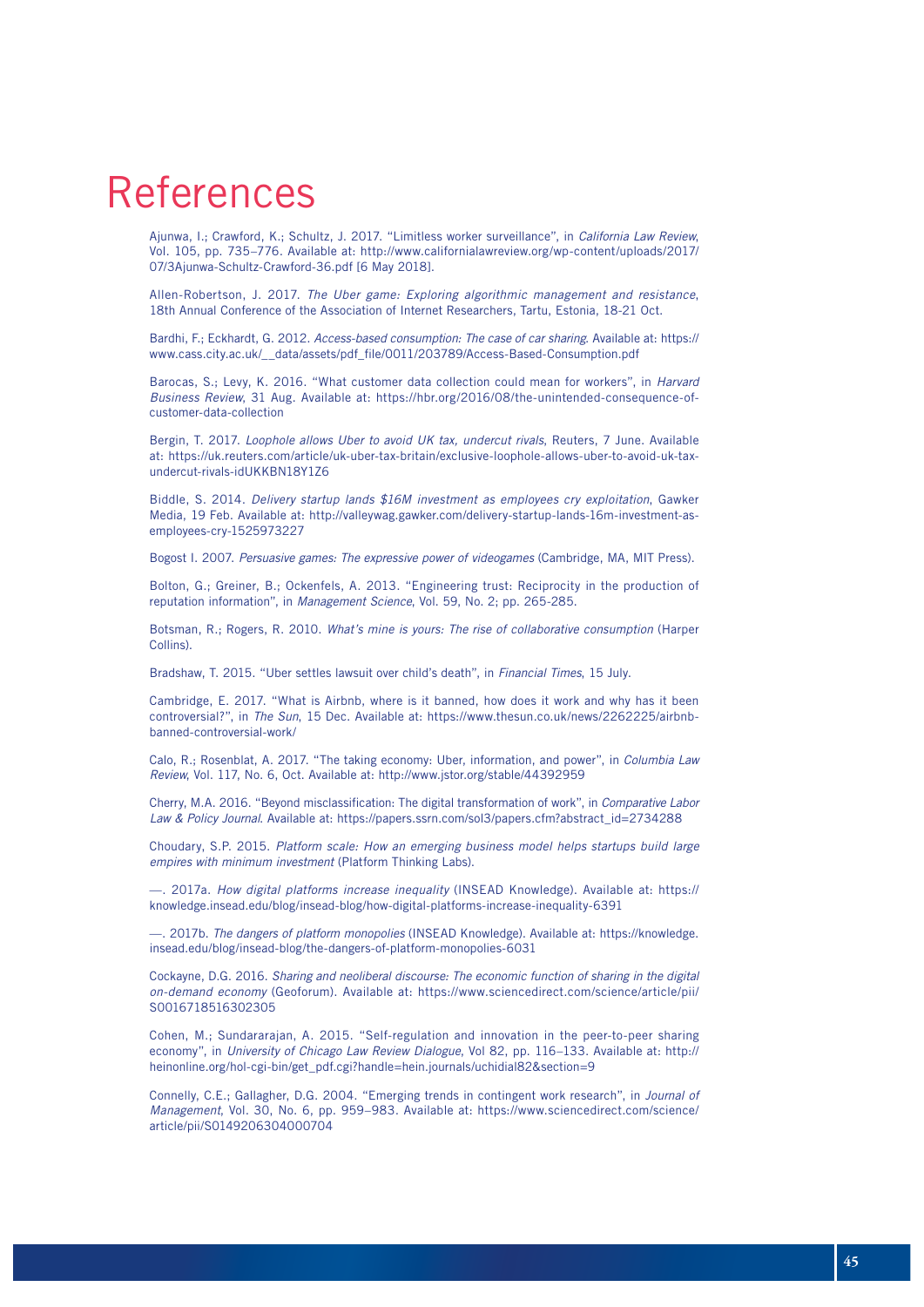# References

Ajunwa, I.; Crawford, K.; Schultz, J. 2017. "Limitless worker surveillance", in *California Law Review*, Vol. 105, pp. 735–776. Available at: http://www.californialawreview.org/wp-content/uploads/2017/07/3Ajunwa-Schultz-Crawford-36.pdf [6 May 2018].

Allen-Robertson, J. 2017. *The Uber game: Exploring algorithmic management and resistance*, 18th Annual Conference of the Association of Internet Researchers, Tartu, Estonia, 18-21 Oct.

Bardhi, F.; Eckhardt, G. 2012. *Access-based consumption: The case of car sharing*. Available at: https://www.cass.city.ac.uk/__data/assets/pdf_file/0011/203789/Access-Based-Consumption.pdf

Barocas, S.; Levy, K. 2016. "What customer data collection could mean for workers", in *Harvard Business Review*, 31 Aug. Available at: https://hbr.org/2016/08/the-unintended-consequence-of-customer-data-collection

Bergin, T. 2017. *Loophole allows Uber to avoid UK tax, undercut rivals*, Reuters, 7 June. Available at: https://uk.reuters.com/article/uk-uber-tax-britain/exclusive-loophole-allows-uber-to-avoid-uk-tax-undercut-rivals-idUKKBN18Y1Z6

Biddle, S. 2014. *Delivery startup lands $16M investment as employees cry exploitation*, Gawker Media, 19 Feb. Available at: http://valleywag.gawker.com/delivery-startup-lands-16m-investment-as-employees-cry-1525973227

Bogost I. 2007. *Persuasive games: The expressive power of videogames* (Cambridge, MA, MIT Press).

Bolton, G.; Greiner, B.; Ockenfels, A. 2013. "Engineering trust: Reciprocity in the production of reputation information", in *Management Science*, Vol. 59, No. 2; pp. 265-285.

Botsman, R.; Rogers, R. 2010. *What's mine is yours: The rise of collaborative consumption* (Harper Collins).

Bradshaw, T. 2015. "Uber settles lawsuit over child's death", in *Financial Times*, 15 July.

Cambridge, E. 2017. "What is Airbnb, where is it banned, how does it work and why has it been controversial?", in *The Sun*, 15 Dec. Available at: https://www.thesun.co.uk/news/2262225/airbnb-banned-controversial-work/

Calo, R.; Rosenblat, A. 2017. "The taking economy: Uber, information, and power", in *Columbia Law Review*, Vol. 117, No. 6, Oct. Available at: http://www.jstor.org/stable/44392959

Cherry, M.A. 2016. "Beyond misclassification: The digital transformation of work", in *Comparative Labor Law & Policy Journal*. Available at: https://papers.ssrn.com/sol3/papers.cfm?abstract_id=2734288

Choudary, S.P. 2015. *Platform scale: How an emerging business model helps startups build large empires with minimum investment* (Platform Thinking Labs).

—. 2017a. *How digital platforms increase inequality* (INSEAD Knowledge). Available at: https://knowledge.insead.edu/blog/insead-blog/how-digital-platforms-increase-inequality-6391

—. 2017b. *The dangers of platform monopolies* (INSEAD Knowledge). Available at: https://knowledge.insead.edu/blog/insead-blog/the-dangers-of-platform-monopolies-6031

Cockayne, D.G. 2016. *Sharing and neoliberal discourse: The economic function of sharing in the digital on-demand economy* (Geoforum). Available at: https://www.sciencedirect.com/science/article/pii/S0016718516302305

Cohen, M.; Sundararajan, A. 2015. "Self-regulation and innovation in the peer-to-peer sharing economy", in *University of Chicago Law Review Dialogue*, Vol 82, pp. 116–133. Available at: http://heinonline.org/hol-cgi-bin/get_pdf.cgi?handle=hein.journals/uchidial82&section=9

Connelly, C.E.; Gallagher, D.G. 2004. "Emerging trends in contingent work research", in *Journal of Management*, Vol. 30, No. 6, pp. 959–983. Available at: https://www.sciencedirect.com/science/article/pii/S0149206304000704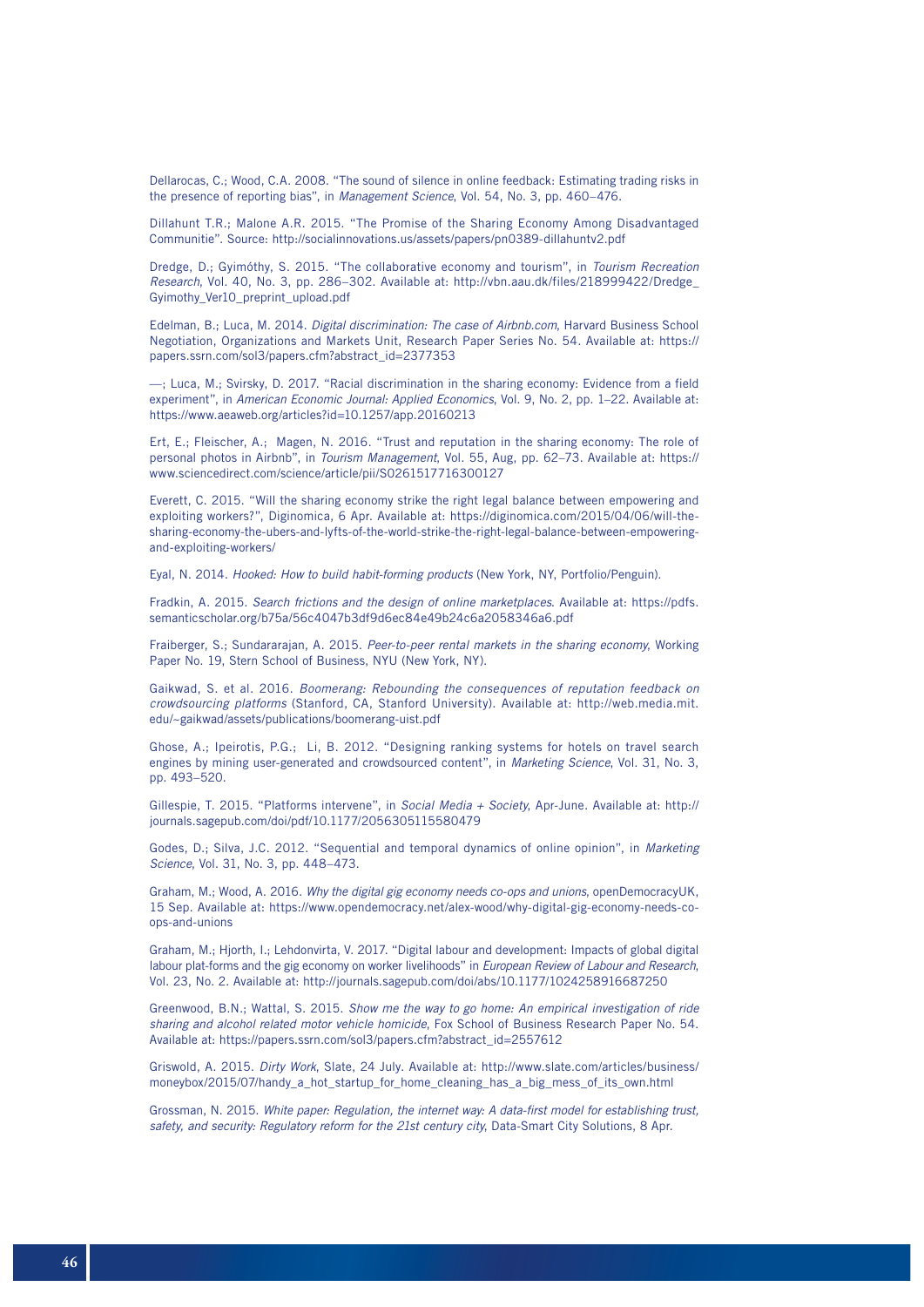Dellarocas, C.; Wood, C.A. 2008. "The sound of silence in online feedback: Estimating trading risks in the presence of reporting bias", in *Management Science*, Vol. 54, No. 3, pp. 460–476.

Dillahunt T.R.; Malone A.R. 2015. "The Promise of the Sharing Economy Among Disadvantaged Communitie". Source: http://socialinnovations.us/assets/papers/pn0389-dillahuntv2.pdf

Dredge, D.; Gyimóthy, S. 2015. "The collaborative economy and tourism", in *Tourism Recreation Research*, Vol. 40, No. 3, pp. 286–302. Available at: http://vbn.aau.dk/files/218999422/Dredge_Gyimothy_Ver10_preprint_upload.pdf

Edelman, B.; Luca, M. 2014. *Digital discrimination: The case of Airbnb.com*, Harvard Business School Negotiation, Organizations and Markets Unit, Research Paper Series No. 54. Available at: https://papers.ssrn.com/sol3/papers.cfm?abstract_id=2377353

—; Luca, M.; Svirsky, D. 2017. "Racial discrimination in the sharing economy: Evidence from a field experiment", in *American Economic Journal: Applied Economics*, Vol. 9, No. 2, pp. 1–22. Available at: https://www.aeaweb.org/articles?id=10.1257/app.20160213

Ert, E.; Fleischer, A.; Magen, N. 2016. "Trust and reputation in the sharing economy: The role of personal photos in Airbnb", in *Tourism Management*, Vol. 55, Aug, pp. 62–73. Available at: https://www.sciencedirect.com/science/article/pii/S0261517716300127

Everett, C. 2015. "Will the sharing economy strike the right legal balance between empowering and exploiting workers?", Diginomica, 6 Apr. Available at: https://diginomica.com/2015/04/06/will-the-sharing-economy-the-ubers-and-lyfts-of-the-world-strike-the-right-legal-balance-between-empowering-and-exploiting-workers/

Eyal, N. 2014. *Hooked: How to build habit-forming products* (New York, NY, Portfolio/Penguin).

Fradkin, A. 2015. *Search frictions and the design of online marketplaces*. Available at: https://pdfs.semanticscholar.org/b75a/56c4047b3df9d6ec84e49b24c6a2058346a6.pdf

Fraiberger, S.; Sundararajan, A. 2015. *Peer-to-peer rental markets in the sharing economy*, Working Paper No. 19, Stern School of Business, NYU (New York, NY).

Gaikwad, S. et al. 2016. *Boomerang: Rebounding the consequences of reputation feedback on crowdsourcing platforms* (Stanford, CA, Stanford University). Available at: http://web.media.mit.edu/~gaikwad/assets/publications/boomerang-uist.pdf

Ghose, A.; Ipeirotis, P.G.; Li, B. 2012. "Designing ranking systems for hotels on travel search engines by mining user-generated and crowdsourced content", in *Marketing Science*, Vol. 31, No. 3, pp. 493–520.

Gillespie, T. 2015. "Platforms intervene", in *Social Media + Society*, Apr-June. Available at: http://journals.sagepub.com/doi/pdf/10.1177/2056305115580479

Godes, D.; Silva, J.C. 2012. "Sequential and temporal dynamics of online opinion", in *Marketing Science*, Vol. 31, No. 3, pp. 448–473.

Graham, M.; Wood, A. 2016. *Why the digital gig economy needs co-ops and unions*, openDemocracyUK, 15 Sep. Available at: https://www.opendemocracy.net/alex-wood/why-digital-gig-economy-needs-co-ops-and-unions

Graham, M.; Hjorth, I.; Lehdonvirta, V. 2017. "Digital labour and development: Impacts of global digital labour plat-forms and the gig economy on worker livelihoods" in *European Review of Labour and Research*, Vol. 23, No. 2. Available at: http://journals.sagepub.com/doi/abs/10.1177/1024258916687250

Greenwood, B.N.; Wattal, S. 2015. *Show me the way to go home: An empirical investigation of ride sharing and alcohol related motor vehicle homicide*, Fox School of Business Research Paper No. 54. Available at: https://papers.ssrn.com/sol3/papers.cfm?abstract_id=2557612

Griswold, A. 2015. *Dirty Work*, Slate, 24 July. Available at: http://www.slate.com/articles/business/moneybox/2015/07/handy_a_hot_startup_for_home_cleaning_has_a_big_mess_of_its_own.html

Grossman, N. 2015. *White paper: Regulation, the internet way: A data-first model for establishing trust, safety, and security: Regulatory reform for the 21st century city*, Data-Smart City Solutions, 8 Apr.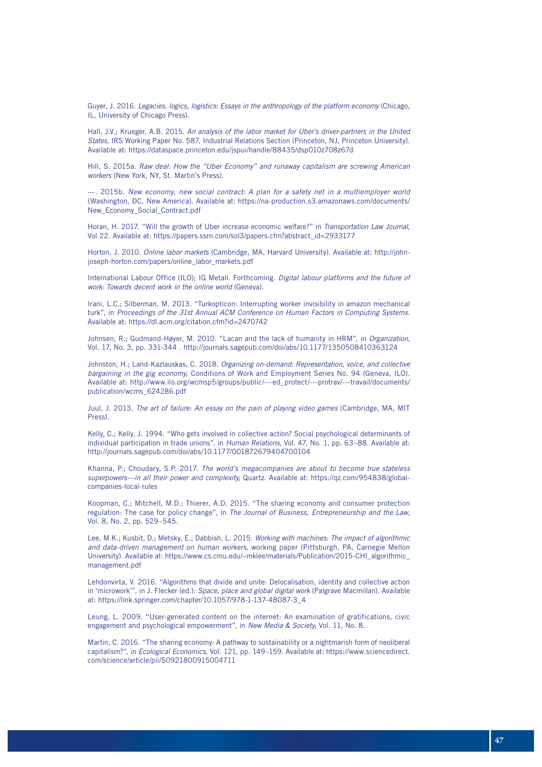Guyer, J. 2016. *Legacies, logics, logistics: Essays in the anthropology of the platform economy* (Chicago, IL, University of Chicago Press).

Hall, J.V.; Krueger, A.B. 2015. *An analysis of the labor market for Uber's driver-partners in the United States*, IRS Working Paper No. 587, Industrial Relations Section (Princeton, NJ, Princeton University). Available at: https://dataspace.princeton.edu/jspui/handle/88435/dsp010z708z67d

Hill, S. 2015a. *Raw deal: How the "Uber Economy" and runaway capitalism are screwing American workers* (New York, NY, St. Martin's Press).

—. 2015b. *New economy, new social contract: A plan for a safety net in a multiemployer world* (Washington, DC, New America). Available at: https://na-production.s3.amazonaws.com/documents/New_Economy_Social_Contract.pdf

Horan, H. 2017. "Will the growth of Uber increase economic welfare?" in *Transportation Law Journal*, Vol 22. Available at: https://papers.ssrn.com/sol3/papers.cfm?abstract_id=2933177

Horton, J. 2010. *Online labor markets* (Cambridge, MA, Harvard University). Available at: http://john-joseph-horton.com/papers/online_labor_markets.pdf

International Labour Office (ILO); IG Metall. Forthcoming. *Digital labour platforms and the future of work: Towards decent work in the online world* (Geneva).

Irani, L.C.; Silberman, M. 2013. "Turkopticon: Interrupting worker invisibility in amazon mechanical turk", in *Proceedings of the 31st Annual ACM Conference on Human Factors in Computing Systems*. Available at: https://dl.acm.org/citation.cfm?id=2470742

Johnsen, R.; Gudmand-Høyer, M. 2010. "Lacan and the lack of humanity in HRM", in *Organization*, Vol. 17, No. 3, pp. 331-344 . http://journals.sagepub.com/doi/abs/10.1177/1350508410363124

Johnston, H.; Land-Kazlauskas, C. 2018. *Organizing on-demand: Representation, voice, and collective bargaining in the gig economy*, Conditions of Work and Employment Series No. 94 (Geneva, ILO). Available at: http://www.ilo.org/wcmsp5/groups/public/---ed_protect/---protrav/---travail/documents/publication/wcms_624286.pdf

Juul, J. 2013. *The art of failure: An essay on the pain of playing video games* (Cambridge, MA, MIT Press).

Kelly, C.; Kelly, J. 1994. "Who gets involved in collective action? Social psychological determinants of individual participation in trade unions", in *Human Relations*, Vol. 47, No. 1, pp. 63–88. Available at: http://journals.sagepub.com/doi/abs/10.1177/001872679404700104

Khanna, P.; Choudary, S.P. 2017. *The world's megacompanies are about to become true stateless superpowers—in all their power and complexity*, Quartz. Available at: https://qz.com/954838/global-companies-local-rules

Koopman, C.; Mitchell, M.D.; Thierer, A.D. 2015. "The sharing economy and consumer protection regulation: The case for policy change", in *The Journal of Business, Entrepreneurship and the Law*, Vol. 8, No. 2, pp. 529–545.

Lee, M.K.; Kusbit, D.; Metsky, E.; Dabbish, L. 2015. *Working with machines: The impact of algorithmic and data-driven management on human workers*, working paper (Pittsburgh, PA, Carnegie Mellon University). Available at: https://www.cs.cmu.edu/~mklee/materials/Publication/2015-CHI_algorithmic_management.pdf

Lehdonvirta, V. 2016. "Algorithms that divide and unite: Delocalisation, identity and collective action in 'microwork'", in J. Flecker (ed.): *Space, place and global digital work* (Palgrave Macmillan). Available at: https://link.springer.com/chapter/10.1057/978-1-137-48087-3_4

Leung, L. 2009. "User-generated content on the internet: An examination of gratifications, civic engagement and psychological empowerment", in *New Media & Society*, Vol. 11, No. 8.

Martin, C. 2016. "The sharing economy: A pathway to sustainability or a nightmarish form of neoliberal capitalism?", in *Ecological Economics*, Vol. 121, pp. 149–159. Available at: https://www.sciencedirect.com/science/article/pii/S0921800915004711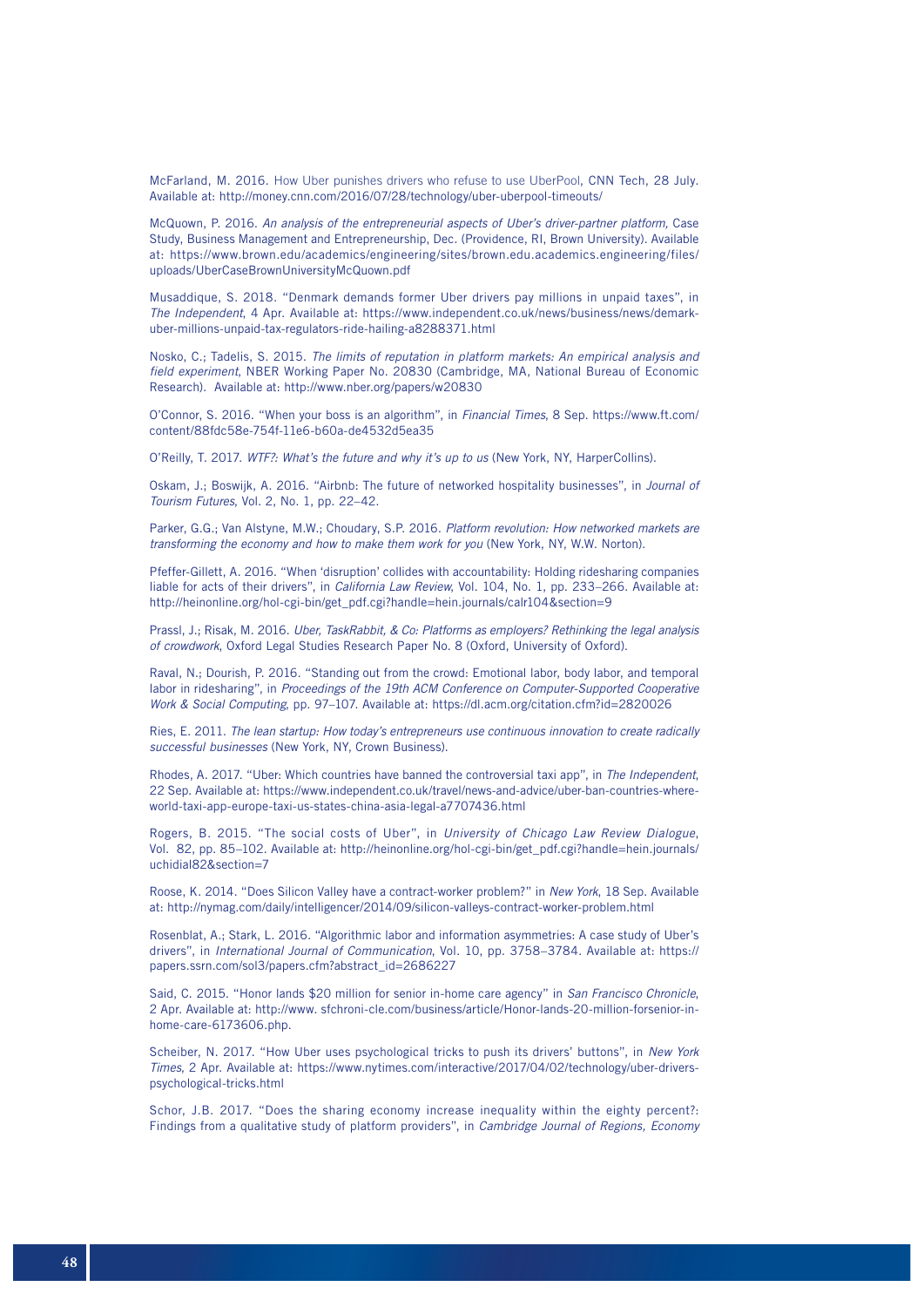McFarland, M. 2016. How Uber punishes drivers who refuse to use UberPool, CNN Tech, 28 July. Available at: http://money.cnn.com/2016/07/28/technology/uber-uberpool-timeouts/

McQuown, P. 2016. *An analysis of the entrepreneurial aspects of Uber's driver-partner platform,* Case Study, Business Management and Entrepreneurship, Dec. (Providence, RI, Brown University). Available at: https://www.brown.edu/academics/engineering/sites/brown.edu.academics.engineering/files/uploads/UberCaseBrownUniversityMcQuown.pdf

Musaddique, S. 2018. "Denmark demands former Uber drivers pay millions in unpaid taxes", in *The Independent*, 4 Apr. Available at: https://www.independent.co.uk/news/business/news/demark-uber-millions-unpaid-tax-regulators-ride-hailing-a8288371.html

Nosko, C.; Tadelis, S. 2015. *The limits of reputation in platform markets: An empirical analysis and field experiment*, NBER Working Paper No. 20830 (Cambridge, MA, National Bureau of Economic Research). Available at: http://www.nber.org/papers/w20830

O'Connor, S. 2016. "When your boss is an algorithm", in *Financial Times*, 8 Sep. https://www.ft.com/content/88fdc58e-754f-11e6-b60a-de4532d5ea35

O'Reilly, T. 2017. *WTF?: What's the future and why it's up to us* (New York, NY, HarperCollins).

Oskam, J.; Boswijk, A. 2016. "Airbnb: The future of networked hospitality businesses", in *Journal of Tourism Futures*, Vol. 2, No. 1, pp. 22–42.

Parker, G.G.; Van Alstyne, M.W.; Choudary, S.P. 2016. *Platform revolution: How networked markets are transforming the economy and how to make them work for you* (New York, NY, W.W. Norton).

Pfeffer-Gillett, A. 2016. "When 'disruption' collides with accountability: Holding ridesharing companies liable for acts of their drivers", in *California Law Review*, Vol. 104, No. 1, pp. 233–266. Available at: http://heinonline.org/hol-cgi-bin/get_pdf.cgi?handle=hein.journals/calr104&section=9

Prassl, J.; Risak, M. 2016. *Uber, TaskRabbit, & Co: Platforms as employers? Rethinking the legal analysis of crowdwork*, Oxford Legal Studies Research Paper No. 8 (Oxford, University of Oxford).

Raval, N.; Dourish, P. 2016. "Standing out from the crowd: Emotional labor, body labor, and temporal labor in ridesharing", in *Proceedings of the 19th ACM Conference on Computer-Supported Cooperative Work & Social Computing*, pp. 97–107. Available at: https://dl.acm.org/citation.cfm?id=2820026

Ries, E. 2011. *The lean startup: How today's entrepreneurs use continuous innovation to create radically successful businesses* (New York, NY, Crown Business).

Rhodes, A. 2017. "Uber: Which countries have banned the controversial taxi app", in *The Independent*, 22 Sep. Available at: https://www.independent.co.uk/travel/news-and-advice/uber-ban-countries-where-world-taxi-app-europe-taxi-us-states-china-asia-legal-a7707436.html

Rogers, B. 2015. "The social costs of Uber", in *University of Chicago Law Review Dialogue*, Vol. 82, pp. 85–102. Available at: http://heinonline.org/hol-cgi-bin/get_pdf.cgi?handle=hein.journals/uchidial82&section=7

Roose, K. 2014. "Does Silicon Valley have a contract-worker problem?" in *New York*, 18 Sep. Available at: http://nymag.com/daily/intelligencer/2014/09/silicon-valleys-contract-worker-problem.html

Rosenblat, A.; Stark, L. 2016. "Algorithmic labor and information asymmetries: A case study of Uber's drivers", in *International Journal of Communication*, Vol. 10, pp. 3758–3784. Available at: https://papers.ssrn.com/sol3/papers.cfm?abstract_id=2686227

Said, C. 2015. "Honor lands $20 million for senior in-home care agency" in *San Francisco Chronicle*, 2 Apr. Available at: http://www. sfchroni-cle.com/business/article/Honor-lands-20-million-forsenior-in-home-care-6173606.php.

Scheiber, N. 2017. "How Uber uses psychological tricks to push its drivers' buttons", in *New York Times*, 2 Apr. Available at: https://www.nytimes.com/interactive/2017/04/02/technology/uber-drivers-psychological-tricks.html

Schor, J.B. 2017. "Does the sharing economy increase inequality within the eighty percent?: Findings from a qualitative study of platform providers", in *Cambridge Journal of Regions, Economy*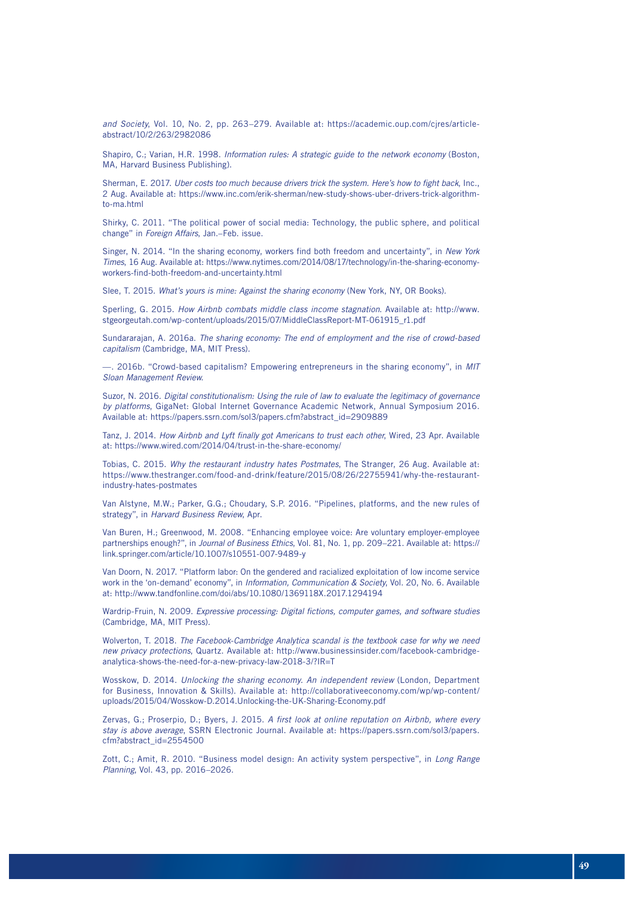*and Society*, Vol. 10, No. 2, pp. 263–279. Available at: https://academic.oup.com/cjres/article-abstract/10/2/263/2982086

Shapiro, C.; Varian, H.R. 1998. *Information rules: A strategic guide to the network economy* (Boston, MA, Harvard Business Publishing).

Sherman, E. 2017. *Uber costs too much because drivers trick the system. Here's how to fight back*, Inc., 2 Aug. Available at: https://www.inc.com/erik-sherman/new-study-shows-uber-drivers-trick-algorithm-to-ma.html

Shirky, C. 2011. "The political power of social media: Technology, the public sphere, and political change" in *Foreign Affairs*, Jan.–Feb. issue.

Singer, N. 2014. "In the sharing economy, workers find both freedom and uncertainty", in *New York Times*, 16 Aug. Available at: https://www.nytimes.com/2014/08/17/technology/in-the-sharing-economy-workers-find-both-freedom-and-uncertainty.html

Slee, T. 2015. *What's yours is mine: Against the sharing economy* (New York, NY, OR Books).

Sperling, G. 2015. *How Airbnb combats middle class income stagnation*. Available at: http://www.stgeorgeutah.com/wp-content/uploads/2015/07/MiddleClassReport-MT-061915_r1.pdf

Sundararajan, A. 2016a. *The sharing economy: The end of employment and the rise of crowd-based capitalism* (Cambridge, MA, MIT Press).

—. 2016b. "Crowd-based capitalism? Empowering entrepreneurs in the sharing economy", in *MIT Sloan Management Review*.

Suzor, N. 2016. *Digital constitutionalism: Using the rule of law to evaluate the legitimacy of governance by platforms*, GigaNet: Global Internet Governance Academic Network, Annual Symposium 2016. Available at: https://papers.ssrn.com/sol3/papers.cfm?abstract_id=2909889

Tanz, J. 2014. *How Airbnb and Lyft finally got Americans to trust each other*, Wired, 23 Apr. Available at: https://www.wired.com/2014/04/trust-in-the-share-economy/

Tobias, C. 2015. *Why the restaurant industry hates Postmates*, The Stranger, 26 Aug. Available at: https://www.thestranger.com/food-and-drink/feature/2015/08/26/22755941/why-the-restaurant-industry-hates-postmates

Van Alstyne, M.W.; Parker, G.G.; Choudary, S.P. 2016. "Pipelines, platforms, and the new rules of strategy", in *Harvard Business Review*, Apr.

Van Buren, H.; Greenwood, M. 2008. "Enhancing employee voice: Are voluntary employer-employee partnerships enough?", in *Journal of Business Ethics*, Vol. 81, No. 1, pp. 209–221. Available at: https://link.springer.com/article/10.1007/s10551-007-9489-y

Van Doorn, N. 2017. "Platform labor: On the gendered and racialized exploitation of low income service work in the 'on-demand' economy", in *Information, Communication & Society*, Vol. 20, No. 6. Available at: http://www.tandfonline.com/doi/abs/10.1080/1369118X.2017.1294194

Wardrip-Fruin, N. 2009. *Expressive processing: Digital fictions, computer games, and software studies* (Cambridge, MA, MIT Press).

Wolverton, T. 2018. *The Facebook-Cambridge Analytica scandal is the textbook case for why we need new privacy protections*, Quartz. Available at: http://www.businessinsider.com/facebook-cambridge-analytica-shows-the-need-for-a-new-privacy-law-2018-3/?IR=T

Wosskow, D. 2014. *Unlocking the sharing economy. An independent review* (London, Department for Business, Innovation & Skills). Available at: http://collaborativeeconomy.com/wp/wp-content/uploads/2015/04/Wosskow-D.2014.Unlocking-the-UK-Sharing-Economy.pdf

Zervas, G.; Proserpio, D.; Byers, J. 2015. *A first look at online reputation on Airbnb, where every stay is above average*, SSRN Electronic Journal. Available at: https://papers.ssrn.com/sol3/papers.cfm?abstract_id=2554500

Zott, C.; Amit, R. 2010. "Business model design: An activity system perspective", in *Long Range Planning*, Vol. 43, pp. 2016–2026.